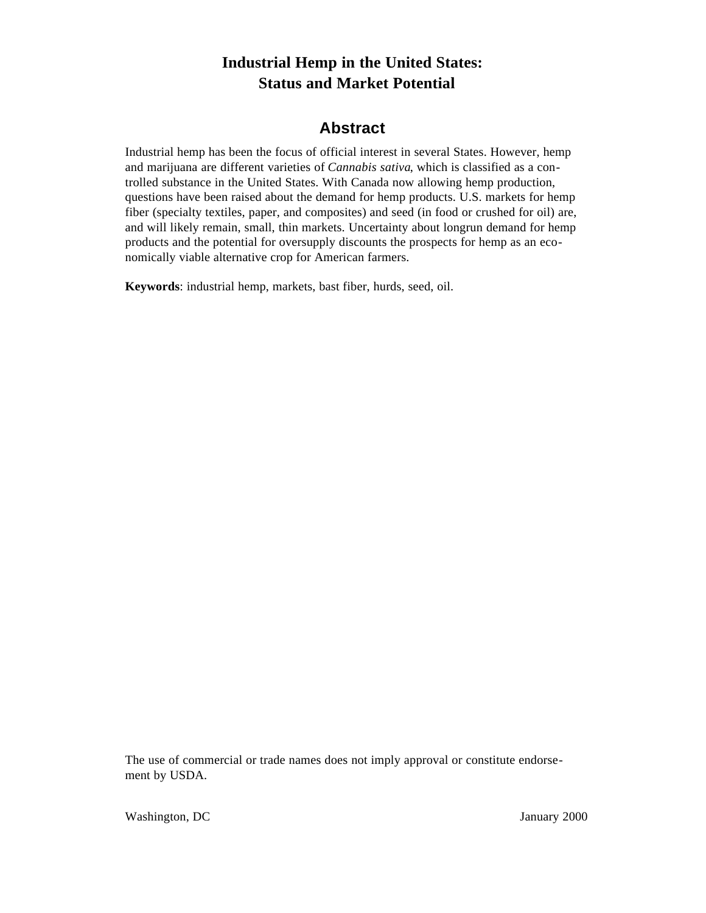# Industrial Hemp in the United States: Status and Market Potential

## Abstract

Industrial hemp has been the focus of official interest in several States. However, hemp and marijuana are different varieties of *Cannabis sativa*, which is classified as a controlled substance in the United States. With Canada now allowing hemp production, questions have been raised about the demand for hemp products. U.S. markets for hemp fiber (specialty textiles, paper, and composites) and seed (in food or crushed for oil) are, and will likely remain, small, thin markets. Uncertainty about longrun demand for hemp products and the potential for oversupply discounts the prospects for hemp as an economically viable alternative crop for American farmers.

**Keywords**: industrial hemp, markets, bast fiber, hurds, seed, oil.

The use of commercial or trade names does not imply approval or constitute endorsement by USDA.

Washington, DC — January 2000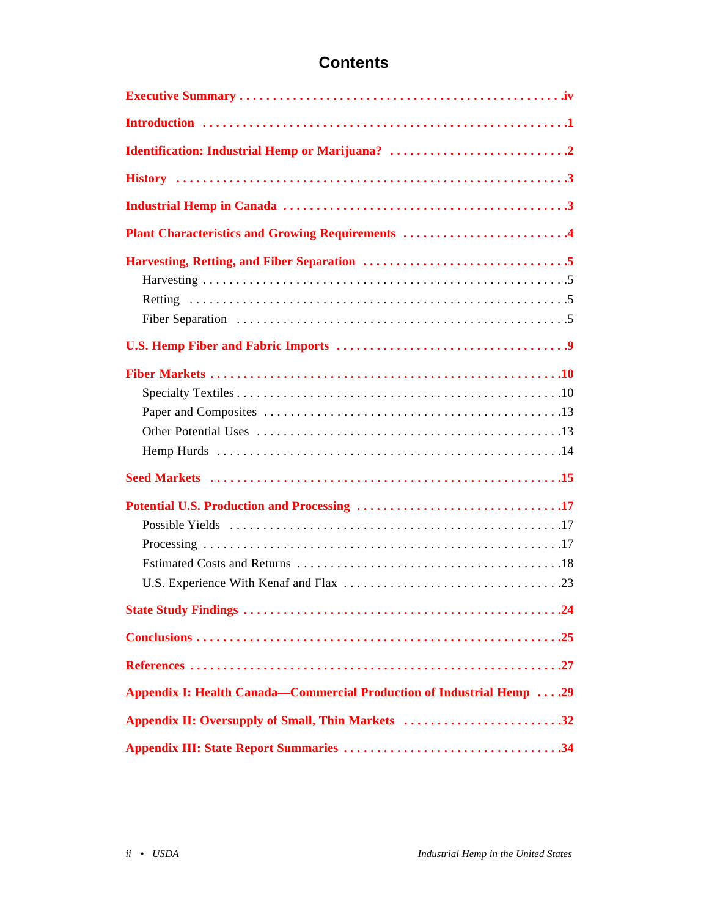# Contents

**Executive Summary** . . . . . . . . . . . . . . . . . . . . . . . . . . . . . . . . . . . . . . . . . . . . . . iv

**Introduction** . . . . . . . . . . . . . . . . . . . . . . . . . . . . . . . . . . . . . . . . . . . . . . . . . . . 1

**Identification: Industrial Hemp or Marijuana?** . . . . . . . . . . . . . . . . . . . . . . . . . . 2

**History** . . . . . . . . . . . . . . . . . . . . . . . . . . . . . . . . . . . . . . . . . . . . . . . . . . . . . . . 3

**Industrial Hemp in Canada** . . . . . . . . . . . . . . . . . . . . . . . . . . . . . . . . . . . . . . . . . 3

**Plant Characteristics and Growing Requirements** . . . . . . . . . . . . . . . . . . . . . . . . 4

**Harvesting, Retting, and Fiber Separation** . . . . . . . . . . . . . . . . . . . . . . . . . . . . . . 5

- Harvesting . . . . . . . . . . . . . . . . . . . . . . . . . . . . . . . . . . . . . . . . . . . . . . . . . . . . . 5
- Retting . . . . . . . . . . . . . . . . . . . . . . . . . . . . . . . . . . . . . . . . . . . . . . . . . . . . . . . . 5
- Fiber Separation . . . . . . . . . . . . . . . . . . . . . . . . . . . . . . . . . . . . . . . . . . . . . . . . . 5

**U.S. Hemp Fiber and Fabric Imports** . . . . . . . . . . . . . . . . . . . . . . . . . . . . . . . . . . 9

**Fiber Markets** . . . . . . . . . . . . . . . . . . . . . . . . . . . . . . . . . . . . . . . . . . . . . . . . . . . 10

- Specialty Textiles . . . . . . . . . . . . . . . . . . . . . . . . . . . . . . . . . . . . . . . . . . . . . . . . 10
- Paper and Composites . . . . . . . . . . . . . . . . . . . . . . . . . . . . . . . . . . . . . . . . . . . . 13
- Other Potential Uses . . . . . . . . . . . . . . . . . . . . . . . . . . . . . . . . . . . . . . . . . . . . . 13
- Hemp Hurds . . . . . . . . . . . . . . . . . . . . . . . . . . . . . . . . . . . . . . . . . . . . . . . . . . . . 14

**Seed Markets** . . . . . . . . . . . . . . . . . . . . . . . . . . . . . . . . . . . . . . . . . . . . . . . . . . . 15

**Potential U.S. Production and Processing** . . . . . . . . . . . . . . . . . . . . . . . . . . . . . . 17

- Possible Yields . . . . . . . . . . . . . . . . . . . . . . . . . . . . . . . . . . . . . . . . . . . . . . . . . . 17
- Processing . . . . . . . . . . . . . . . . . . . . . . . . . . . . . . . . . . . . . . . . . . . . . . . . . . . . . 17
- Estimated Costs and Returns . . . . . . . . . . . . . . . . . . . . . . . . . . . . . . . . . . . . . . . 18
- U.S. Experience With Kenaf and Flax . . . . . . . . . . . . . . . . . . . . . . . . . . . . . . . . 23

**State Study Findings** . . . . . . . . . . . . . . . . . . . . . . . . . . . . . . . . . . . . . . . . . . . . . . 24

**Conclusions** . . . . . . . . . . . . . . . . . . . . . . . . . . . . . . . . . . . . . . . . . . . . . . . . . . . . 25

**References** . . . . . . . . . . . . . . . . . . . . . . . . . . . . . . . . . . . . . . . . . . . . . . . . . . . . . 27

**Appendix I: Health Canada—Commercial Production of Industrial Hemp** . . . . 29

**Appendix II: Oversupply of Small, Thin Markets** . . . . . . . . . . . . . . . . . . . . . . . . 32

**Appendix III: State Report Summaries** . . . . . . . . . . . . . . . . . . . . . . . . . . . . . . . . 34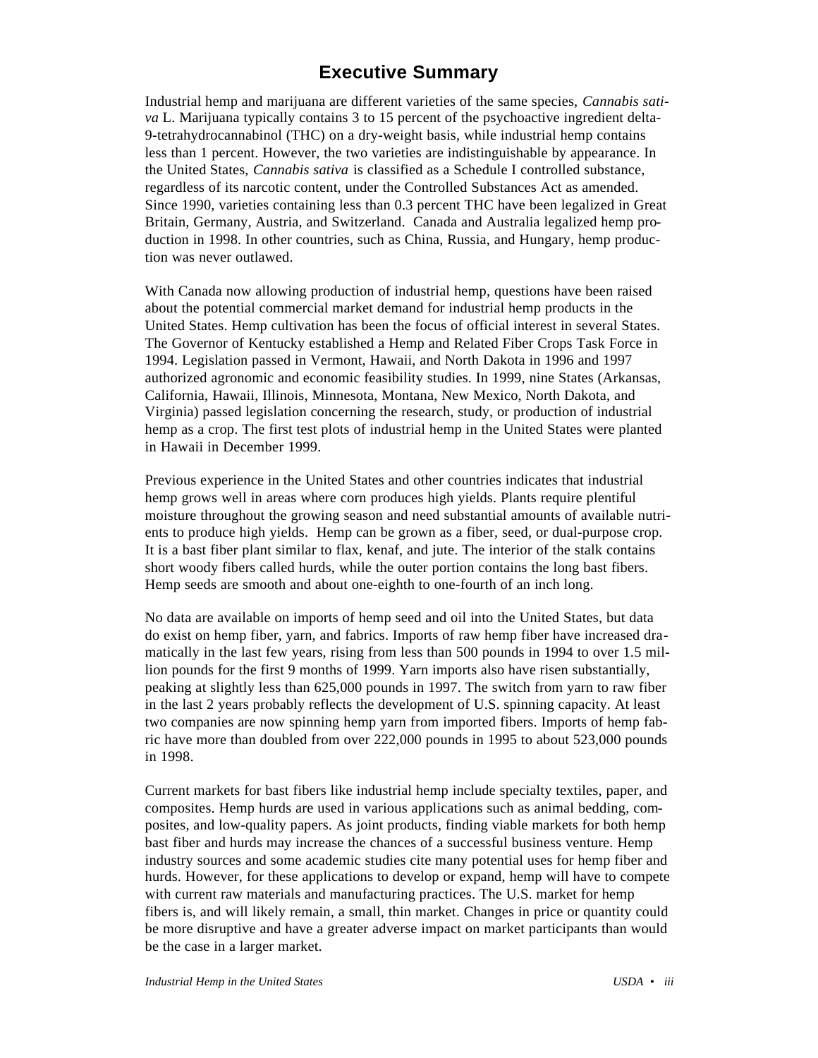# Executive Summary

Industrial hemp and marijuana are different varieties of the same species, *Cannabis sativa* L. Marijuana typically contains 3 to 15 percent of the psychoactive ingredient delta-9-tetrahydrocannabinol (THC) on a dry-weight basis, while industrial hemp contains less than 1 percent. However, the two varieties are indistinguishable by appearance. In the United States, *Cannabis sativa* is classified as a Schedule I controlled substance, regardless of its narcotic content, under the Controlled Substances Act as amended. Since 1990, varieties containing less than 0.3 percent THC have been legalized in Great Britain, Germany, Austria, and Switzerland. Canada and Australia legalized hemp production in 1998. In other countries, such as China, Russia, and Hungary, hemp production was never outlawed.

With Canada now allowing production of industrial hemp, questions have been raised about the potential commercial market demand for industrial hemp products in the United States. Hemp cultivation has been the focus of official interest in several States. The Governor of Kentucky established a Hemp and Related Fiber Crops Task Force in 1994. Legislation passed in Vermont, Hawaii, and North Dakota in 1996 and 1997 authorized agronomic and economic feasibility studies. In 1999, nine States (Arkansas, California, Hawaii, Illinois, Minnesota, Montana, New Mexico, North Dakota, and Virginia) passed legislation concerning the research, study, or production of industrial hemp as a crop. The first test plots of industrial hemp in the United States were planted in Hawaii in December 1999.

Previous experience in the United States and other countries indicates that industrial hemp grows well in areas where corn produces high yields. Plants require plentiful moisture throughout the growing season and need substantial amounts of available nutrients to produce high yields. Hemp can be grown as a fiber, seed, or dual-purpose crop. It is a bast fiber plant similar to flax, kenaf, and jute. The interior of the stalk contains short woody fibers called hurds, while the outer portion contains the long bast fibers. Hemp seeds are smooth and about one-eighth to one-fourth of an inch long.

No data are available on imports of hemp seed and oil into the United States, but data do exist on hemp fiber, yarn, and fabrics. Imports of raw hemp fiber have increased dramatically in the last few years, rising from less than 500 pounds in 1994 to over 1.5 million pounds for the first 9 months of 1999. Yarn imports also have risen substantially, peaking at slightly less than 625,000 pounds in 1997. The switch from yarn to raw fiber in the last 2 years probably reflects the development of U.S. spinning capacity. At least two companies are now spinning hemp yarn from imported fibers. Imports of hemp fabric have more than doubled from over 222,000 pounds in 1995 to about 523,000 pounds in 1998.

Current markets for bast fibers like industrial hemp include specialty textiles, paper, and composites. Hemp hurds are used in various applications such as animal bedding, composites, and low-quality papers. As joint products, finding viable markets for both hemp bast fiber and hurds may increase the chances of a successful business venture. Hemp industry sources and some academic studies cite many potential uses for hemp fiber and hurds. However, for these applications to develop or expand, hemp will have to compete with current raw materials and manufacturing practices. The U.S. market for hemp fibers is, and will likely remain, a small, thin market. Changes in price or quantity could be more disruptive and have a greater adverse impact on market participants than would be the case in a larger market.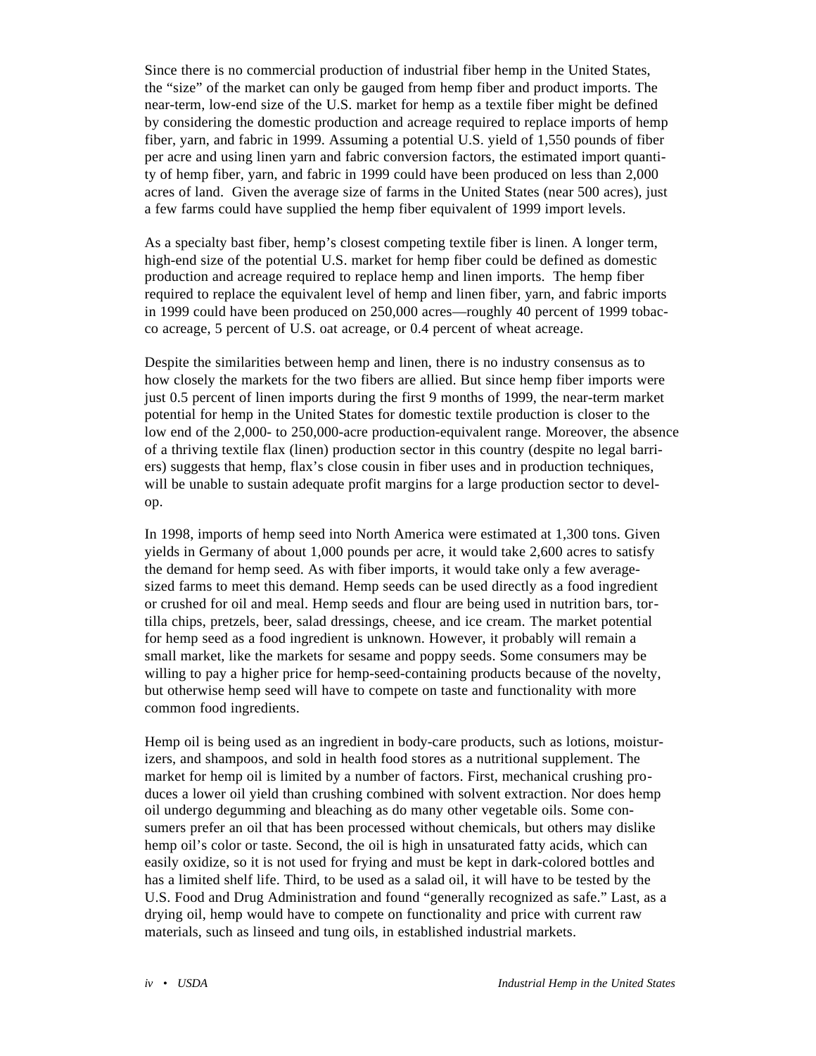Since there is no commercial production of industrial fiber hemp in the United States, the "size" of the market can only be gauged from hemp fiber and product imports. The near-term, low-end size of the U.S. market for hemp as a textile fiber might be defined by considering the domestic production and acreage required to replace imports of hemp fiber, yarn, and fabric in 1999. Assuming a potential U.S. yield of 1,550 pounds of fiber per acre and using linen yarn and fabric conversion factors, the estimated import quantity of hemp fiber, yarn, and fabric in 1999 could have been produced on less than 2,000 acres of land. Given the average size of farms in the United States (near 500 acres), just a few farms could have supplied the hemp fiber equivalent of 1999 import levels.

As a specialty bast fiber, hemp's closest competing textile fiber is linen. A longer term, high-end size of the potential U.S. market for hemp fiber could be defined as domestic production and acreage required to replace hemp and linen imports. The hemp fiber required to replace the equivalent level of hemp and linen fiber, yarn, and fabric imports in 1999 could have been produced on 250,000 acres—roughly 40 percent of 1999 tobacco acreage, 5 percent of U.S. oat acreage, or 0.4 percent of wheat acreage.

Despite the similarities between hemp and linen, there is no industry consensus as to how closely the markets for the two fibers are allied. But since hemp fiber imports were just 0.5 percent of linen imports during the first 9 months of 1999, the near-term market potential for hemp in the United States for domestic textile production is closer to the low end of the 2,000- to 250,000-acre production-equivalent range. Moreover, the absence of a thriving textile flax (linen) production sector in this country (despite no legal barriers) suggests that hemp, flax's close cousin in fiber uses and in production techniques, will be unable to sustain adequate profit margins for a large production sector to develop.

In 1998, imports of hemp seed into North America were estimated at 1,300 tons. Given yields in Germany of about 1,000 pounds per acre, it would take 2,600 acres to satisfy the demand for hemp seed. As with fiber imports, it would take only a few average-sized farms to meet this demand. Hemp seeds can be used directly as a food ingredient or crushed for oil and meal. Hemp seeds and flour are being used in nutrition bars, tortilla chips, pretzels, beer, salad dressings, cheese, and ice cream. The market potential for hemp seed as a food ingredient is unknown. However, it probably will remain a small market, like the markets for sesame and poppy seeds. Some consumers may be willing to pay a higher price for hemp-seed-containing products because of the novelty, but otherwise hemp seed will have to compete on taste and functionality with more common food ingredients.

Hemp oil is being used as an ingredient in body-care products, such as lotions, moisturizers, and shampoos, and sold in health food stores as a nutritional supplement. The market for hemp oil is limited by a number of factors. First, mechanical crushing produces a lower oil yield than crushing combined with solvent extraction. Nor does hemp oil undergo degumming and bleaching as do many other vegetable oils. Some consumers prefer an oil that has been processed without chemicals, but others may dislike hemp oil's color or taste. Second, the oil is high in unsaturated fatty acids, which can easily oxidize, so it is not used for frying and must be kept in dark-colored bottles and has a limited shelf life. Third, to be used as a salad oil, it will have to be tested by the U.S. Food and Drug Administration and found "generally recognized as safe." Last, as a drying oil, hemp would have to compete on functionality and price with current raw materials, such as linseed and tung oils, in established industrial markets.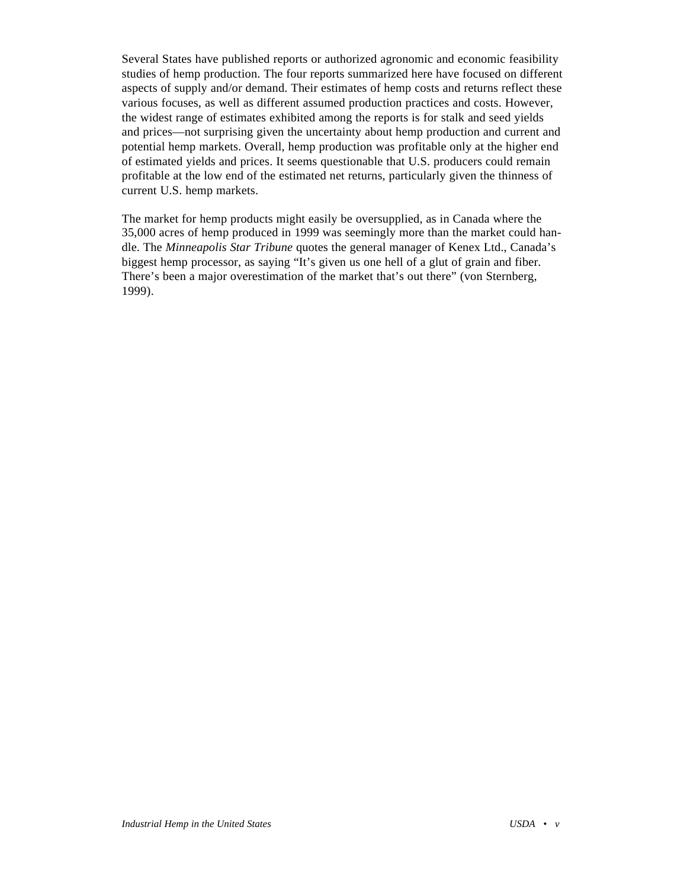Several States have published reports or authorized agronomic and economic feasibility studies of hemp production. The four reports summarized here have focused on different aspects of supply and/or demand. Their estimates of hemp costs and returns reflect these various focuses, as well as different assumed production practices and costs. However, the widest range of estimates exhibited among the reports is for stalk and seed yields and prices—not surprising given the uncertainty about hemp production and current and potential hemp markets. Overall, hemp production was profitable only at the higher end of estimated yields and prices. It seems questionable that U.S. producers could remain profitable at the low end of the estimated net returns, particularly given the thinness of current U.S. hemp markets.

The market for hemp products might easily be oversupplied, as in Canada where the 35,000 acres of hemp produced in 1999 was seemingly more than the market could handle. The *Minneapolis Star Tribune* quotes the general manager of Kenex Ltd., Canada's biggest hemp processor, as saying "It's given us one hell of a glut of grain and fiber. There's been a major overestimation of the market that's out there" (von Sternberg, 1999).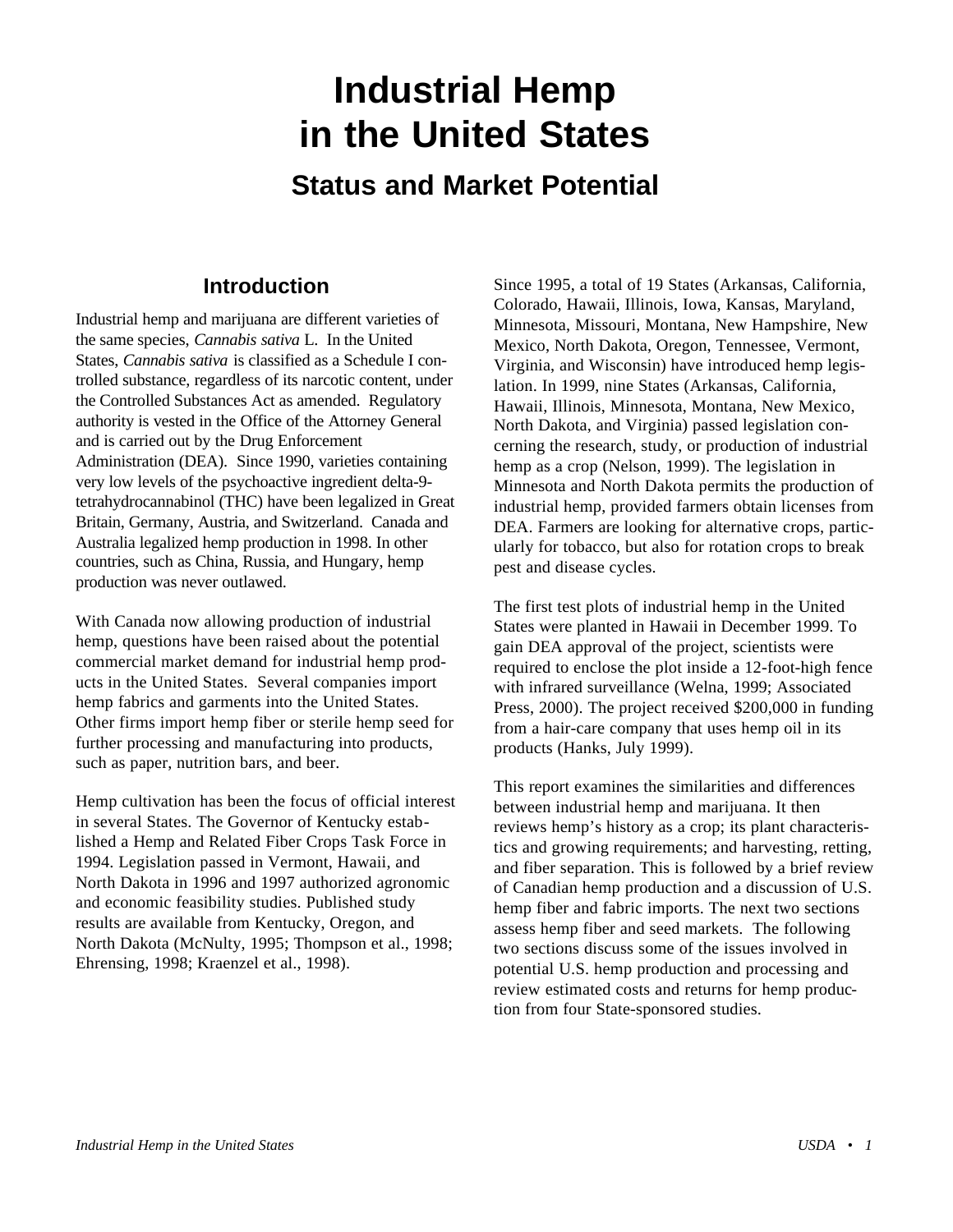# Industrial Hemp in the United States

## Status and Market Potential

### Introduction

Industrial hemp and marijuana are different varieties of the same species, *Cannabis sativa* L. In the United States, *Cannabis sativa* is classified as a Schedule I controlled substance, regardless of its narcotic content, under the Controlled Substances Act as amended. Regulatory authority is vested in the Office of the Attorney General and is carried out by the Drug Enforcement Administration (DEA). Since 1990, varieties containing very low levels of the psychoactive ingredient delta-9-tetrahydrocannabinol (THC) have been legalized in Great Britain, Germany, Austria, and Switzerland. Canada and Australia legalized hemp production in 1998. In other countries, such as China, Russia, and Hungary, hemp production was never outlawed.

With Canada now allowing production of industrial hemp, questions have been raised about the potential commercial market demand for industrial hemp products in the United States. Several companies import hemp fabrics and garments into the United States. Other firms import hemp fiber or sterile hemp seed for further processing and manufacturing into products, such as paper, nutrition bars, and beer.

Hemp cultivation has been the focus of official interest in several States. The Governor of Kentucky established a Hemp and Related Fiber Crops Task Force in 1994. Legislation passed in Vermont, Hawaii, and North Dakota in 1996 and 1997 authorized agronomic and economic feasibility studies. Published study results are available from Kentucky, Oregon, and North Dakota (McNulty, 1995; Thompson et al., 1998; Ehrensing, 1998; Kraenzel et al., 1998).

Since 1995, a total of 19 States (Arkansas, California, Colorado, Hawaii, Illinois, Iowa, Kansas, Maryland, Minnesota, Missouri, Montana, New Hampshire, New Mexico, North Dakota, Oregon, Tennessee, Vermont, Virginia, and Wisconsin) have introduced hemp legislation. In 1999, nine States (Arkansas, California, Hawaii, Illinois, Minnesota, Montana, New Mexico, North Dakota, and Virginia) passed legislation concerning the research, study, or production of industrial hemp as a crop (Nelson, 1999). The legislation in Minnesota and North Dakota permits the production of industrial hemp, provided farmers obtain licenses from DEA. Farmers are looking for alternative crops, particularly for tobacco, but also for rotation crops to break pest and disease cycles.

The first test plots of industrial hemp in the United States were planted in Hawaii in December 1999. To gain DEA approval of the project, scientists were required to enclose the plot inside a 12-foot-high fence with infrared surveillance (Welna, 1999; Associated Press, 2000). The project received $200,000 in funding from a hair-care company that uses hemp oil in its products (Hanks, July 1999).

This report examines the similarities and differences between industrial hemp and marijuana. It then reviews hemp's history as a crop; its plant characteristics and growing requirements; and harvesting, retting, and fiber separation. This is followed by a brief review of Canadian hemp production and a discussion of U.S. hemp fiber and fabric imports. The next two sections assess hemp fiber and seed markets. The following two sections discuss some of the issues involved in potential U.S. hemp production and processing and review estimated costs and returns for hemp production from four State-sponsored studies.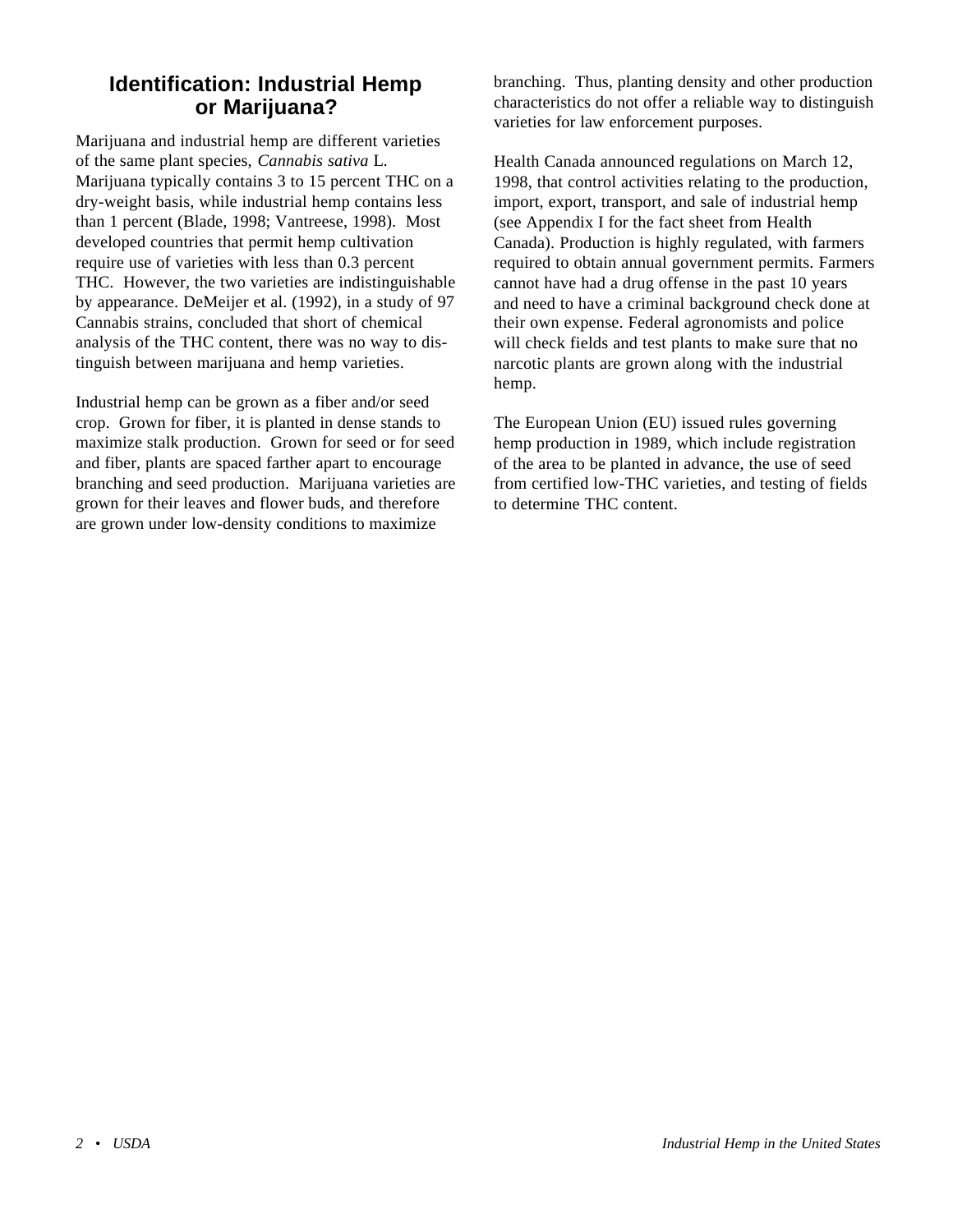## Identification: Industrial Hemp or Marijuana?

Marijuana and industrial hemp are different varieties of the same plant species, *Cannabis sativa* L. Marijuana typically contains 3 to 15 percent THC on a dry-weight basis, while industrial hemp contains less than 1 percent (Blade, 1998; Vantreese, 1998). Most developed countries that permit hemp cultivation require use of varieties with less than 0.3 percent THC. However, the two varieties are indistinguishable by appearance. DeMeijer et al. (1992), in a study of 97 Cannabis strains, concluded that short of chemical analysis of the THC content, there was no way to distinguish between marijuana and hemp varieties.

Industrial hemp can be grown as a fiber and/or seed crop. Grown for fiber, it is planted in dense stands to maximize stalk production. Grown for seed or for seed and fiber, plants are spaced farther apart to encourage branching and seed production. Marijuana varieties are grown for their leaves and flower buds, and therefore are grown under low-density conditions to maximize branching. Thus, planting density and other production characteristics do not offer a reliable way to distinguish varieties for law enforcement purposes.

Health Canada announced regulations on March 12, 1998, that control activities relating to the production, import, export, transport, and sale of industrial hemp (see Appendix I for the fact sheet from Health Canada). Production is highly regulated, with farmers required to obtain annual government permits. Farmers cannot have had a drug offense in the past 10 years and need to have a criminal background check done at their own expense. Federal agronomists and police will check fields and test plants to make sure that no narcotic plants are grown along with the industrial hemp.

The European Union (EU) issued rules governing hemp production in 1989, which include registration of the area to be planted in advance, the use of seed from certified low-THC varieties, and testing of fields to determine THC content.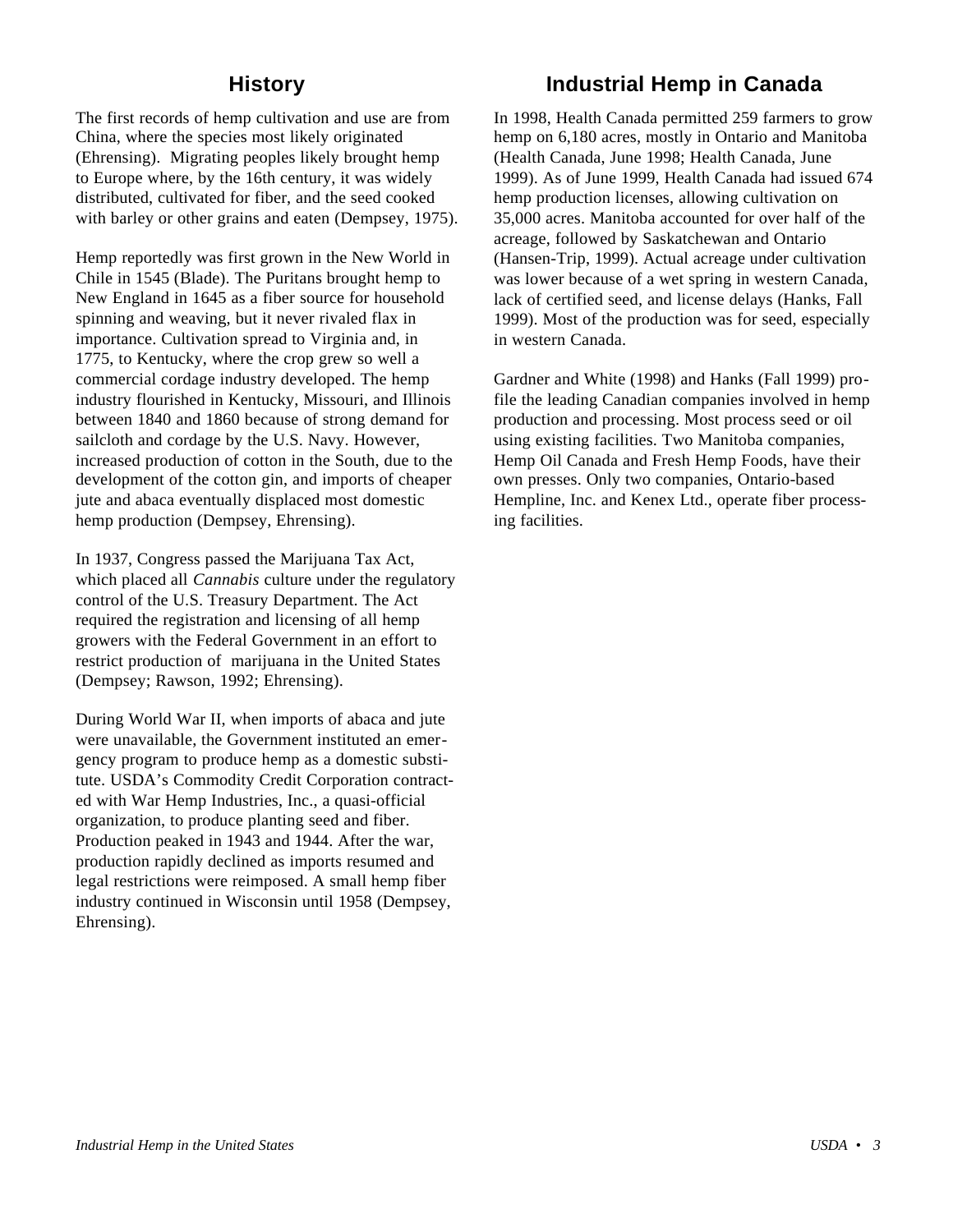## History

The first records of hemp cultivation and use are from China, where the species most likely originated (Ehrensing). Migrating peoples likely brought hemp to Europe where, by the 16th century, it was widely distributed, cultivated for fiber, and the seed cooked with barley or other grains and eaten (Dempsey, 1975).

Hemp reportedly was first grown in the New World in Chile in 1545 (Blade). The Puritans brought hemp to New England in 1645 as a fiber source for household spinning and weaving, but it never rivaled flax in importance. Cultivation spread to Virginia and, in 1775, to Kentucky, where the crop grew so well a commercial cordage industry developed. The hemp industry flourished in Kentucky, Missouri, and Illinois between 1840 and 1860 because of strong demand for sailcloth and cordage by the U.S. Navy. However, increased production of cotton in the South, due to the development of the cotton gin, and imports of cheaper jute and abaca eventually displaced most domestic hemp production (Dempsey, Ehrensing).

In 1937, Congress passed the Marijuana Tax Act, which placed all *Cannabis* culture under the regulatory control of the U.S. Treasury Department. The Act required the registration and licensing of all hemp growers with the Federal Government in an effort to restrict production of marijuana in the United States (Dempsey; Rawson, 1992; Ehrensing).

During World War II, when imports of abaca and jute were unavailable, the Government instituted an emergency program to produce hemp as a domestic substitute. USDA's Commodity Credit Corporation contracted with War Hemp Industries, Inc., a quasi-official organization, to produce planting seed and fiber. Production peaked in 1943 and 1944. After the war, production rapidly declined as imports resumed and legal restrictions were reimposed. A small hemp fiber industry continued in Wisconsin until 1958 (Dempsey, Ehrensing).

## Industrial Hemp in Canada

In 1998, Health Canada permitted 259 farmers to grow hemp on 6,180 acres, mostly in Ontario and Manitoba (Health Canada, June 1998; Health Canada, June 1999). As of June 1999, Health Canada had issued 674 hemp production licenses, allowing cultivation on 35,000 acres. Manitoba accounted for over half of the acreage, followed by Saskatchewan and Ontario (Hansen-Trip, 1999). Actual acreage under cultivation was lower because of a wet spring in western Canada, lack of certified seed, and license delays (Hanks, Fall 1999). Most of the production was for seed, especially in western Canada.

Gardner and White (1998) and Hanks (Fall 1999) profile the leading Canadian companies involved in hemp production and processing. Most process seed or oil using existing facilities. Two Manitoba companies, Hemp Oil Canada and Fresh Hemp Foods, have their own presses. Only two companies, Ontario-based Hempline, Inc. and Kenex Ltd., operate fiber processing facilities.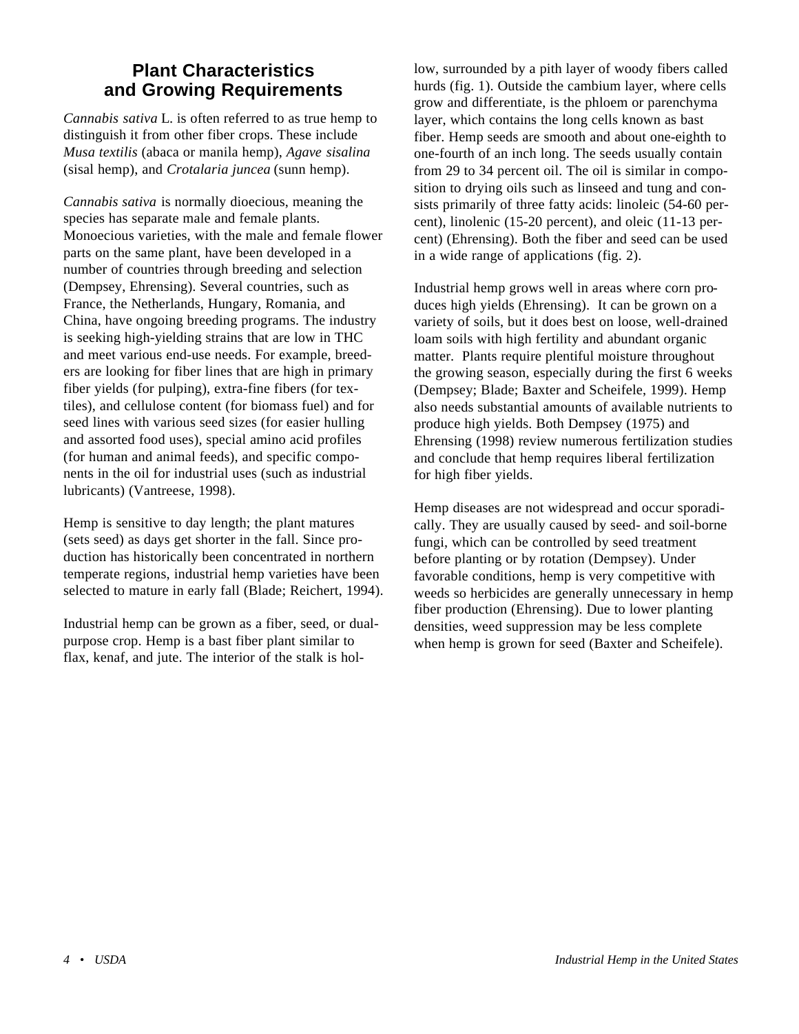## Plant Characteristics and Growing Requirements

*Cannabis sativa* L. is often referred to as true hemp to distinguish it from other fiber crops. These include *Musa textilis* (abaca or manila hemp), *Agave sisalina* (sisal hemp), and *Crotalaria juncea* (sunn hemp).

*Cannabis sativa* is normally dioecious, meaning the species has separate male and female plants. Monoecious varieties, with the male and female flower parts on the same plant, have been developed in a number of countries through breeding and selection (Dempsey, Ehrensing). Several countries, such as France, the Netherlands, Hungary, Romania, and China, have ongoing breeding programs. The industry is seeking high-yielding strains that are low in THC and meet various end-use needs. For example, breeders are looking for fiber lines that are high in primary fiber yields (for pulping), extra-fine fibers (for textiles), and cellulose content (for biomass fuel) and for seed lines with various seed sizes (for easier hulling and assorted food uses), special amino acid profiles (for human and animal feeds), and specific components in the oil for industrial uses (such as industrial lubricants) (Vantreese, 1998).

Hemp is sensitive to day length; the plant matures (sets seed) as days get shorter in the fall. Since production has historically been concentrated in northern temperate regions, industrial hemp varieties have been selected to mature in early fall (Blade; Reichert, 1994).

Industrial hemp can be grown as a fiber, seed, or dual-purpose crop. Hemp is a bast fiber plant similar to flax, kenaf, and jute. The interior of the stalk is hollow, surrounded by a pith layer of woody fibers called hurds (fig. 1). Outside the cambium layer, where cells grow and differentiate, is the phloem or parenchyma layer, which contains the long cells known as bast fiber. Hemp seeds are smooth and about one-eighth to one-fourth of an inch long. The seeds usually contain from 29 to 34 percent oil. The oil is similar in composition to drying oils such as linseed and tung and consists primarily of three fatty acids: linoleic (54-60 percent), linolenic (15-20 percent), and oleic (11-13 percent) (Ehrensing). Both the fiber and seed can be used in a wide range of applications (fig. 2).

Industrial hemp grows well in areas where corn produces high yields (Ehrensing). It can be grown on a variety of soils, but it does best on loose, well-drained loam soils with high fertility and abundant organic matter. Plants require plentiful moisture throughout the growing season, especially during the first 6 weeks (Dempsey; Blade; Baxter and Scheifele, 1999). Hemp also needs substantial amounts of available nutrients to produce high yields. Both Dempsey (1975) and Ehrensing (1998) review numerous fertilization studies and conclude that hemp requires liberal fertilization for high fiber yields.

Hemp diseases are not widespread and occur sporadically. They are usually caused by seed- and soil-borne fungi, which can be controlled by seed treatment before planting or by rotation (Dempsey). Under favorable conditions, hemp is very competitive with weeds so herbicides are generally unnecessary in hemp fiber production (Ehrensing). Due to lower planting densities, weed suppression may be less complete when hemp is grown for seed (Baxter and Scheifele).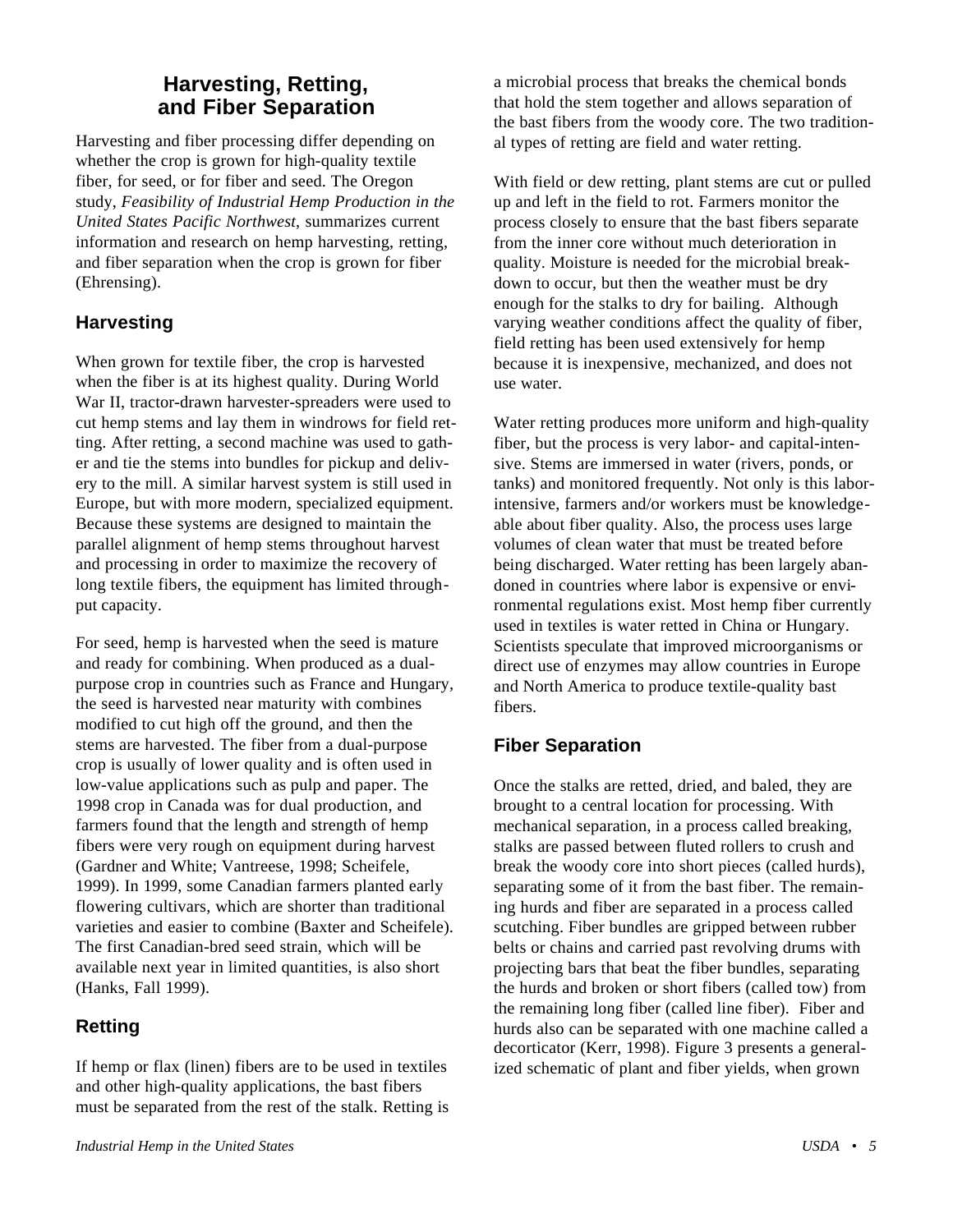## Harvesting, Retting, and Fiber Separation

Harvesting and fiber processing differ depending on whether the crop is grown for high-quality textile fiber, for seed, or for fiber and seed. The Oregon study, *Feasibility of Industrial Hemp Production in the United States Pacific Northwest*, summarizes current information and research on hemp harvesting, retting, and fiber separation when the crop is grown for fiber (Ehrensing).

### Harvesting

When grown for textile fiber, the crop is harvested when the fiber is at its highest quality. During World War II, tractor-drawn harvester-spreaders were used to cut hemp stems and lay them in windrows for field retting. After retting, a second machine was used to gather and tie the stems into bundles for pickup and delivery to the mill. A similar harvest system is still used in Europe, but with more modern, specialized equipment. Because these systems are designed to maintain the parallel alignment of hemp stems throughout harvest and processing in order to maximize the recovery of long textile fibers, the equipment has limited throughput capacity.

For seed, hemp is harvested when the seed is mature and ready for combining. When produced as a dual-purpose crop in countries such as France and Hungary, the seed is harvested near maturity with combines modified to cut high off the ground, and then the stems are harvested. The fiber from a dual-purpose crop is usually of lower quality and is often used in low-value applications such as pulp and paper. The 1998 crop in Canada was for dual production, and farmers found that the length and strength of hemp fibers were very rough on equipment during harvest (Gardner and White; Vantreese, 1998; Scheifele, 1999). In 1999, some Canadian farmers planted early flowering cultivars, which are shorter than traditional varieties and easier to combine (Baxter and Scheifele). The first Canadian-bred seed strain, which will be available next year in limited quantities, is also short (Hanks, Fall 1999).

### Retting

If hemp or flax (linen) fibers are to be used in textiles and other high-quality applications, the bast fibers must be separated from the rest of the stalk. Retting is a microbial process that breaks the chemical bonds that hold the stem together and allows separation of the bast fibers from the woody core. The two traditional types of retting are field and water retting.

With field or dew retting, plant stems are cut or pulled up and left in the field to rot. Farmers monitor the process closely to ensure that the bast fibers separate from the inner core without much deterioration in quality. Moisture is needed for the microbial breakdown to occur, but then the weather must be dry enough for the stalks to dry for bailing. Although varying weather conditions affect the quality of fiber, field retting has been used extensively for hemp because it is inexpensive, mechanized, and does not use water.

Water retting produces more uniform and high-quality fiber, but the process is very labor- and capital-intensive. Stems are immersed in water (rivers, ponds, or tanks) and monitored frequently. Not only is this labor-intensive, farmers and/or workers must be knowledgeable about fiber quality. Also, the process uses large volumes of clean water that must be treated before being discharged. Water retting has been largely abandoned in countries where labor is expensive or environmental regulations exist. Most hemp fiber currently used in textiles is water retted in China or Hungary. Scientists speculate that improved microorganisms or direct use of enzymes may allow countries in Europe and North America to produce textile-quality bast fibers.

### Fiber Separation

Once the stalks are retted, dried, and baled, they are brought to a central location for processing. With mechanical separation, in a process called breaking, stalks are passed between fluted rollers to crush and break the woody core into short pieces (called hurds), separating some of it from the bast fiber. The remaining hurds and fiber are separated in a process called scutching. Fiber bundles are gripped between rubber belts or chains and carried past revolving drums with projecting bars that beat the fiber bundles, separating the hurds and broken or short fibers (called tow) from the remaining long fiber (called line fiber). Fiber and hurds also can be separated with one machine called a decorticator (Kerr, 1998). Figure 3 presents a generalized schematic of plant and fiber yields, when grown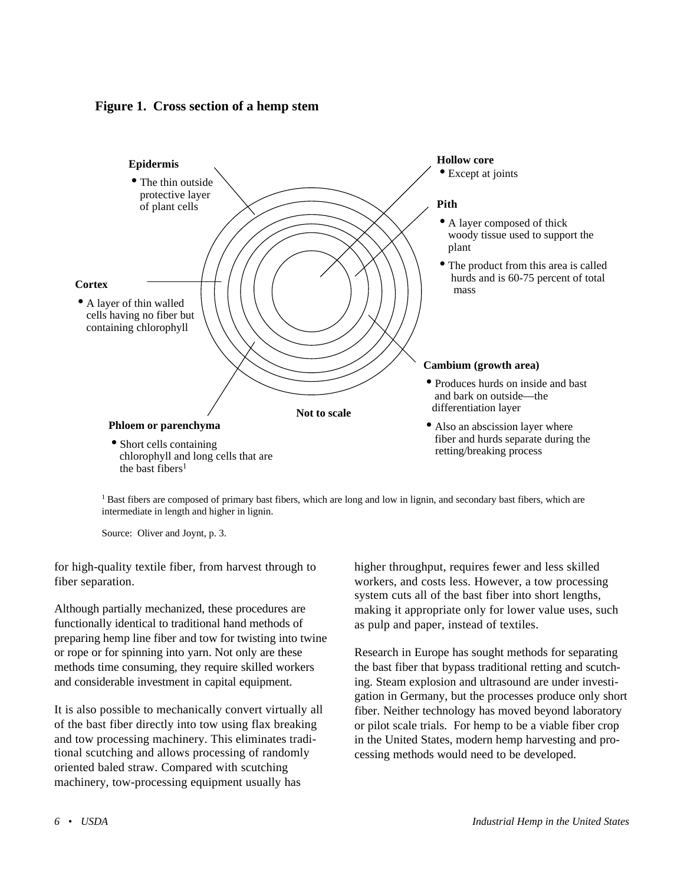**Figure 1. Cross section of a hemp stem**

**Epidermis**
- The thin outside protective layer of plant cells

**Hollow core**
- Except at joints

**Pith**
- A layer composed of thick woody tissue used to support the plant
- The product from this area is called hurds and is 60-75 percent of total mass

**Cortex**
- A layer of thin walled cells having no fiber but containing chlorophyll

**Cambium (growth area)**
- Produces hurds on inside and bast and bark on outside—the differentiation layer
- Also an abscission layer where fiber and hurds separate during the retting/breaking process

**Phloem or parenchyma**
- Short cells containing chlorophyll and long cells that are the bast fibers[1]

Not to scale

[1] Bast fibers are composed of primary bast fibers, which are long and low in lignin, and secondary bast fibers, which are intermediate in length and higher in lignin.

Source: Oliver and Joynt, p. 3.

for high-quality textile fiber, from harvest through to fiber separation.

Although partially mechanized, these procedures are functionally identical to traditional hand methods of preparing hemp line fiber and tow for twisting into twine or rope or for spinning into yarn. Not only are these methods time consuming, they require skilled workers and considerable investment in capital equipment.

It is also possible to mechanically convert virtually all of the bast fiber directly into tow using flax breaking and tow processing machinery. This eliminates traditional scutching and allows processing of randomly oriented baled straw. Compared with scutching machinery, tow-processing equipment usually has higher throughput, requires fewer and less skilled workers, and costs less. However, a tow processing system cuts all of the bast fiber into short lengths, making it appropriate only for lower value uses, such as pulp and paper, instead of textiles.

Research in Europe has sought methods for separating the bast fiber that bypass traditional retting and scutching. Steam explosion and ultrasound are under investigation in Germany, but the processes produce only short fiber. Neither technology has moved beyond laboratory or pilot scale trials. For hemp to be a viable fiber crop in the United States, modern hemp harvesting and processing methods would need to be developed.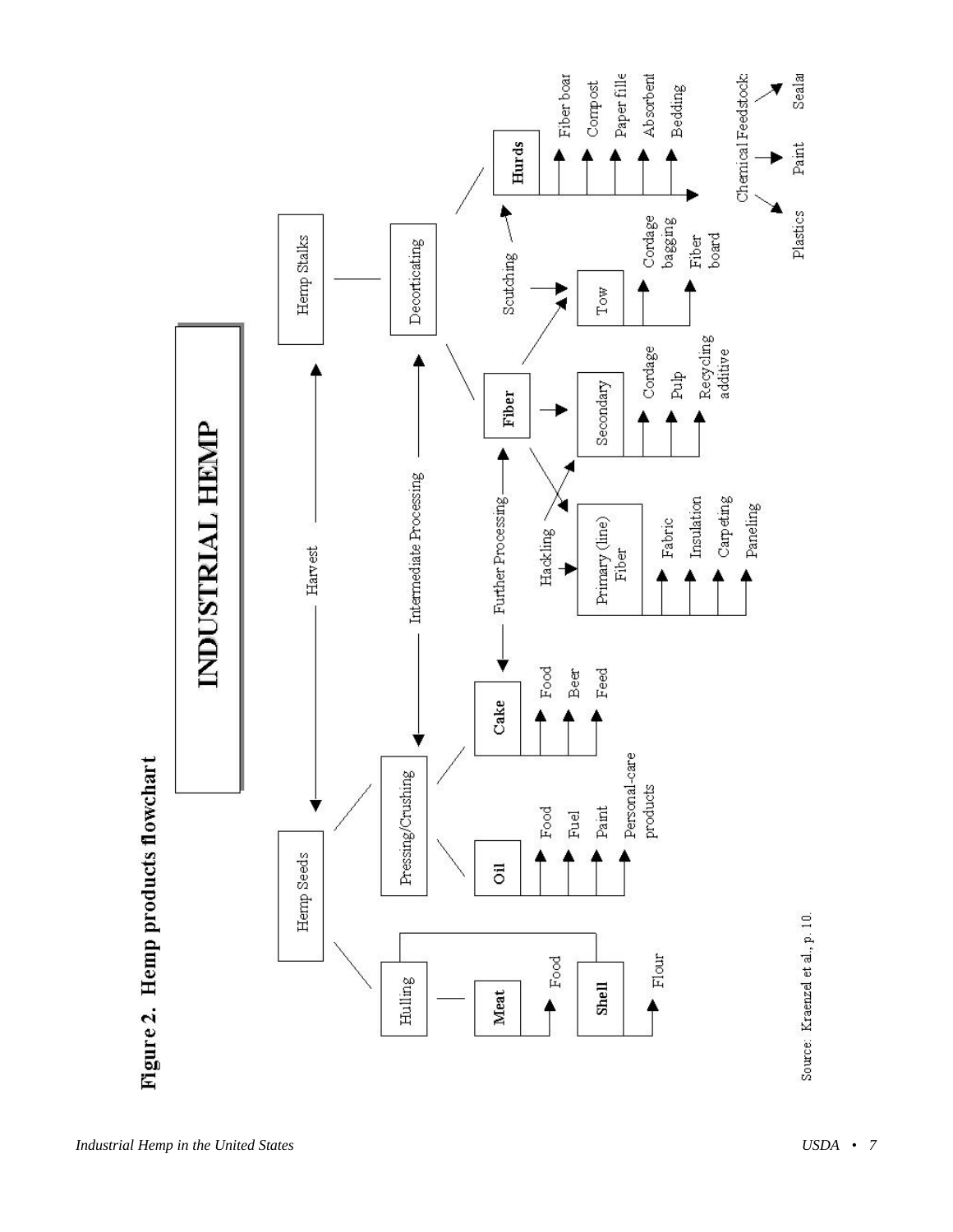**Figure 2. Hemp products flowchart**

**INDUSTRIAL HEMP**

- Harvest
  - Hemp Seeds
    - Hulling
      - **Meat**
        - Food
      - **Shell**
        - Flour
    - Pressing/Crushing
      - **Oil**
        - Food
        - Fuel
        - Paint
        - Personal-care products
      - **Cake**
        - Food
        - Beer
        - Feed
  - Hemp Stalks
    - Decorticating
      - **Fiber**
        - Hackling
          - Primary (line) Fiber
            - Fabric
            - Insulation
            - Carpeting
            - Paneling
          - Secondary
            - Cordage
            - Pulp
            - Recycling additive
        - Scutching
          - Tow
            - Cordage bagging
            - Fiber board
      - **Hurds**
        - Fiber boar
        - Compost
        - Paper fille
        - Absorbent
        - Bedding
        - Chemical Feedstock:
          - Plastics
          - Paint
          - Seala

Intermediate Processing: Hemp Seeds → Pressing/Crushing; Hemp Stalks → Decorticating

Further Processing: Cake; Fiber

Source: Kraenzel et al., p. 10.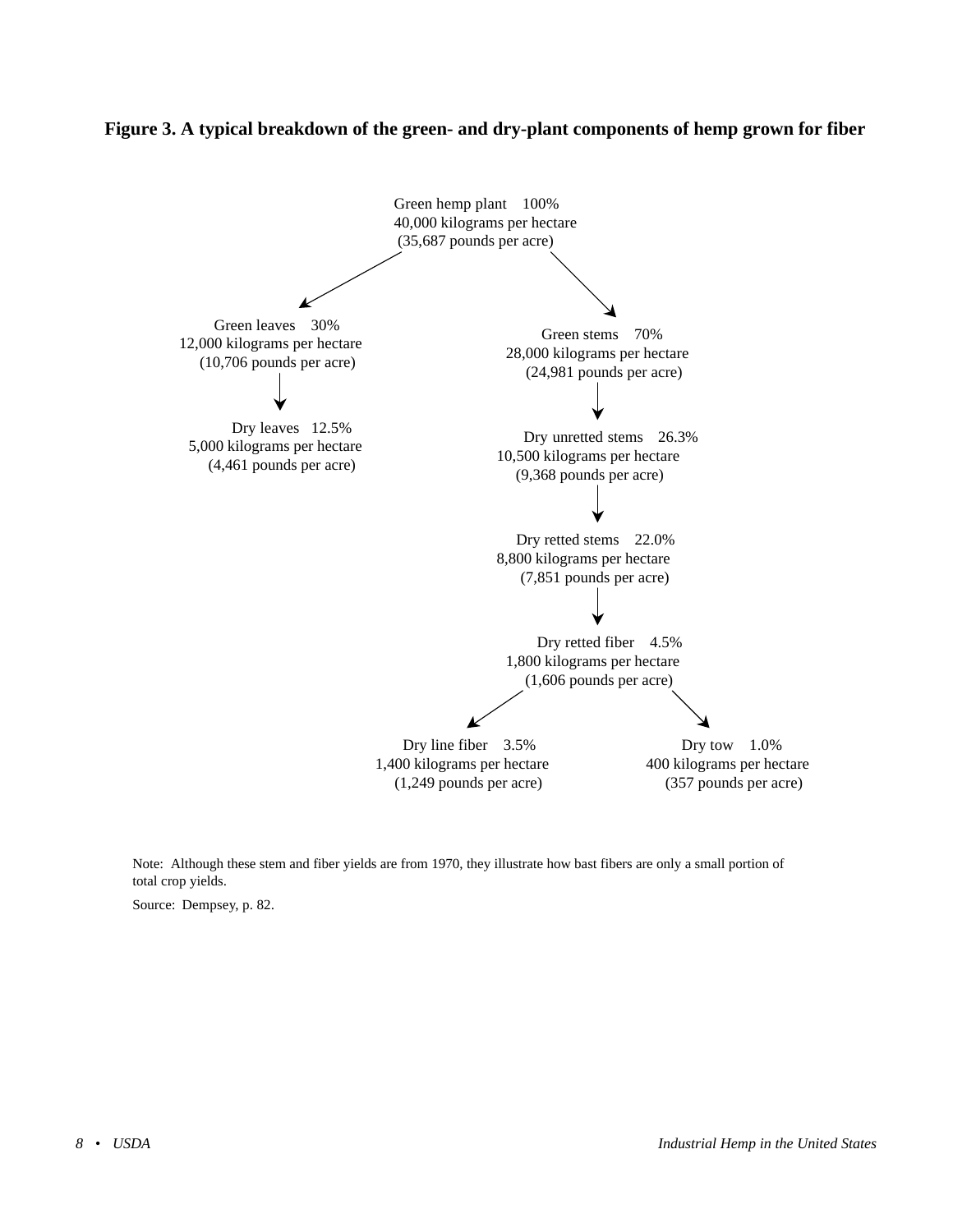**Figure 3. A typical breakdown of the green- and dry-plant components of hemp grown for fiber**

Green hemp plant 100%
40,000 kilograms per hectare
(35,687 pounds per acre)

- Green leaves 30%
  12,000 kilograms per hectare
  (10,706 pounds per acre)
  - Dry leaves 12.5%
    5,000 kilograms per hectare
    (4,461 pounds per acre)
- Green stems 70%
  28,000 kilograms per hectare
  (24,981 pounds per acre)
  - Dry unretted stems 26.3%
    10,500 kilograms per hectare
    (9,368 pounds per acre)
    - Dry retted stems 22.0%
      8,800 kilograms per hectare
      (7,851 pounds per acre)
      - Dry retted fiber 4.5%
        1,800 kilograms per hectare
        (1,606 pounds per acre)
        - Dry line fiber 3.5%
          1,400 kilograms per hectare
          (1,249 pounds per acre)
        - Dry tow 1.0%
          400 kilograms per hectare
          (357 pounds per acre)

Note: Although these stem and fiber yields are from 1970, they illustrate how bast fibers are only a small portion of total crop yields.

Source: Dempsey, p. 82.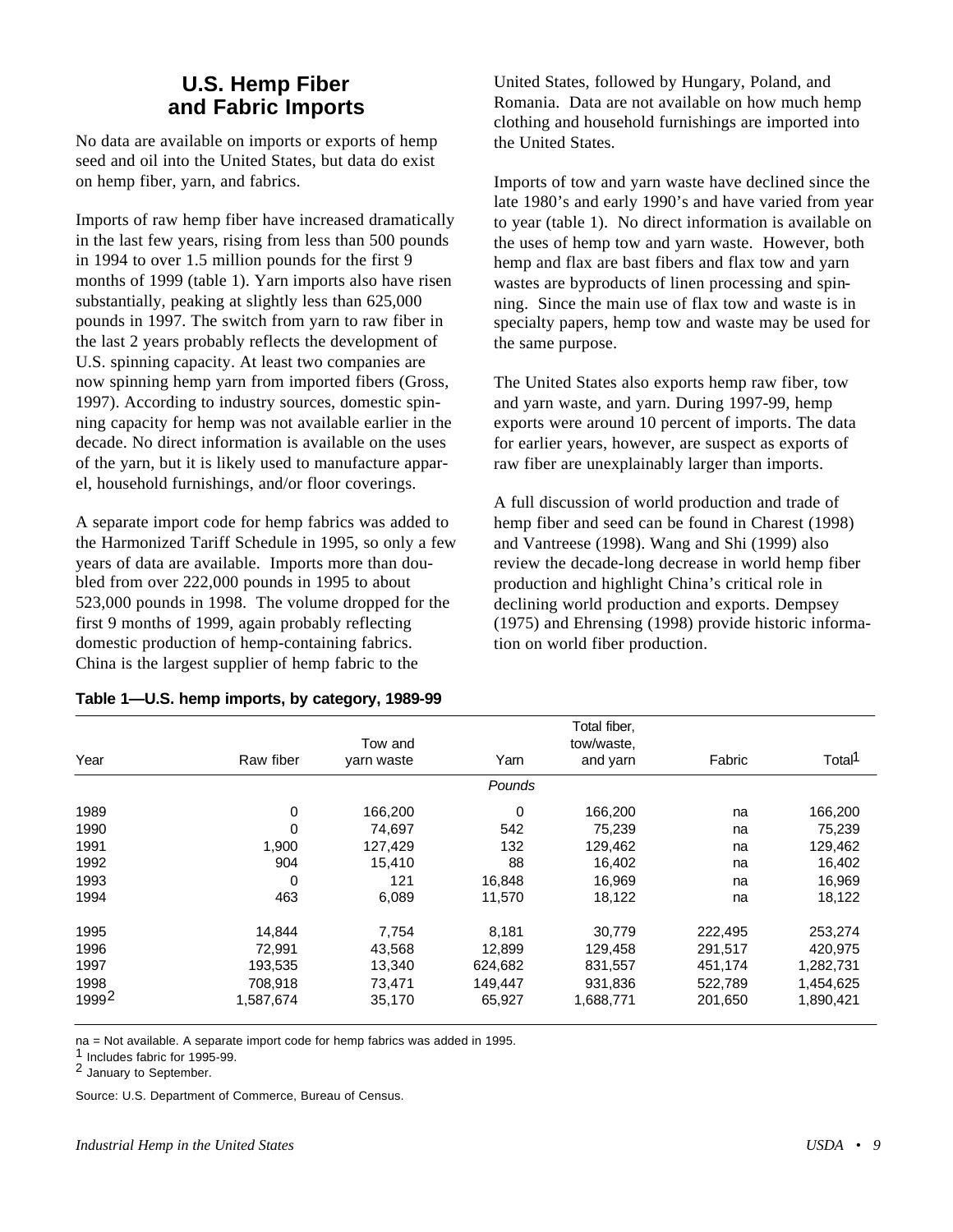## U.S. Hemp Fiber and Fabric Imports

No data are available on imports or exports of hemp seed and oil into the United States, but data do exist on hemp fiber, yarn, and fabrics.

Imports of raw hemp fiber have increased dramatically in the last few years, rising from less than 500 pounds in 1994 to over 1.5 million pounds for the first 9 months of 1999 (table 1). Yarn imports also have risen substantially, peaking at slightly less than 625,000 pounds in 1997. The switch from yarn to raw fiber in the last 2 years probably reflects the development of U.S. spinning capacity. At least two companies are now spinning hemp yarn from imported fibers (Gross, 1997). According to industry sources, domestic spinning capacity for hemp was not available earlier in the decade. No direct information is available on the uses of the yarn, but it is likely used to manufacture apparel, household furnishings, and/or floor coverings.

A separate import code for hemp fabrics was added to the Harmonized Tariff Schedule in 1995, so only a few years of data are available. Imports more than doubled from over 222,000 pounds in 1995 to about 523,000 pounds in 1998. The volume dropped for the first 9 months of 1999, again probably reflecting domestic production of hemp-containing fabrics. China is the largest supplier of hemp fabric to the United States, followed by Hungary, Poland, and Romania. Data are not available on how much hemp clothing and household furnishings are imported into the United States.

Imports of tow and yarn waste have declined since the late 1980's and early 1990's and have varied from year to year (table 1). No direct information is available on the uses of hemp tow and yarn waste. However, both hemp and flax are bast fibers and flax tow and yarn wastes are byproducts of linen processing and spinning. Since the main use of flax tow and waste is in specialty papers, hemp tow and waste may be used for the same purpose.

The United States also exports hemp raw fiber, tow and yarn waste, and yarn. During 1997-99, hemp exports were around 10 percent of imports. The data for earlier years, however, are suspect as exports of raw fiber are unexplainably larger than imports.

A full discussion of world production and trade of hemp fiber and seed can be found in Charest (1998) and Vantreese (1998). Wang and Shi (1999) also review the decade-long decrease in world hemp fiber production and highlight China's critical role in declining world production and exports. Dempsey (1975) and Ehrensing (1998) provide historic information on world fiber production.

**Table 1—U.S. hemp imports, by category, 1989-99**

| Year | Raw fiber | Tow and yarn waste | Yarn | Total fiber, tow/waste, and yarn | Fabric | Total[1] |
|---|---|---|---|---|---|---|
| | | | *Pounds* | | | |
| 1989 | 0 | 166,200 | 0 | 166,200 | na | 166,200 |
| 1990 | 0 | 74,697 | 542 | 75,239 | na | 75,239 |
| 1991 | 1,900 | 127,429 | 132 | 129,462 | na | 129,462 |
| 1992 | 904 | 15,410 | 88 | 16,402 | na | 16,402 |
| 1993 | 0 | 121 | 16,848 | 16,969 | na | 16,969 |
| 1994 | 463 | 6,089 | 11,570 | 18,122 | na | 18,122 |
| 1995 | 14,844 | 7,754 | 8,181 | 30,779 | 222,495 | 253,274 |
| 1996 | 72,991 | 43,568 | 12,899 | 129,458 | 291,517 | 420,975 |
| 1997 | 193,535 | 13,340 | 624,682 | 831,557 | 451,174 | 1,282,731 |
| 1998 | 708,918 | 73,471 | 149,447 | 931,836 | 522,789 | 1,454,625 |
| 1999[2] | 1,587,674 | 35,170 | 65,927 | 1,688,771 | 201,650 | 1,890,421 |

na = Not available. A separate import code for hemp fabrics was added in 1995.
[1] Includes fabric for 1995-99.
[2] January to September.

Source: U.S. Department of Commerce, Bureau of Census.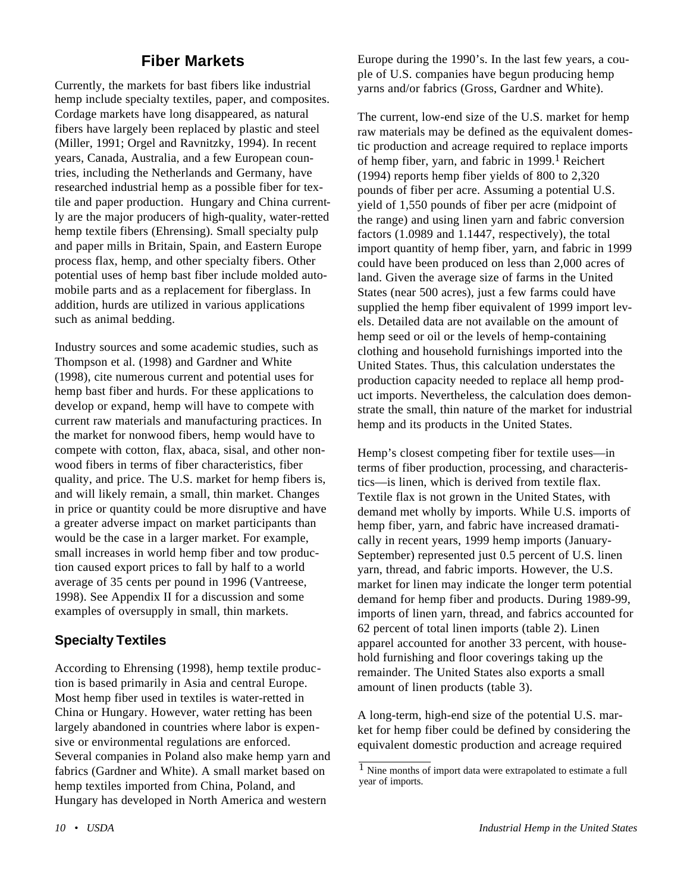## Fiber Markets

Currently, the markets for bast fibers like industrial hemp include specialty textiles, paper, and composites. Cordage markets have long disappeared, as natural fibers have largely been replaced by plastic and steel (Miller, 1991; Orgel and Ravnitzky, 1994). In recent years, Canada, Australia, and a few European countries, including the Netherlands and Germany, have researched industrial hemp as a possible fiber for textile and paper production. Hungary and China currently are the major producers of high-quality, water-retted hemp textile fibers (Ehrensing). Small specialty pulp and paper mills in Britain, Spain, and Eastern Europe process flax, hemp, and other specialty fibers. Other potential uses of hemp bast fiber include molded automobile parts and as a replacement for fiberglass. In addition, hurds are utilized in various applications such as animal bedding.

Industry sources and some academic studies, such as Thompson et al. (1998) and Gardner and White (1998), cite numerous current and potential uses for hemp bast fiber and hurds. For these applications to develop or expand, hemp will have to compete with current raw materials and manufacturing practices. In the market for nonwood fibers, hemp would have to compete with cotton, flax, abaca, sisal, and other nonwood fibers in terms of fiber characteristics, fiber quality, and price. The U.S. market for hemp fibers is, and will likely remain, a small, thin market. Changes in price or quantity could be more disruptive and have a greater adverse impact on market participants than would be the case in a larger market. For example, small increases in world hemp fiber and tow production caused export prices to fall by half to a world average of 35 cents per pound in 1996 (Vantreese, 1998). See Appendix II for a discussion and some examples of oversupply in small, thin markets.

### Specialty Textiles

According to Ehrensing (1998), hemp textile production is based primarily in Asia and central Europe. Most hemp fiber used in textiles is water-retted in China or Hungary. However, water retting has been largely abandoned in countries where labor is expensive or environmental regulations are enforced. Several companies in Poland also make hemp yarn and fabrics (Gardner and White). A small market based on hemp textiles imported from China, Poland, and Hungary has developed in North America and western Europe during the 1990's. In the last few years, a couple of U.S. companies have begun producing hemp yarns and/or fabrics (Gross, Gardner and White).

The current, low-end size of the U.S. market for hemp raw materials may be defined as the equivalent domestic production and acreage required to replace imports of hemp fiber, yarn, and fabric in 1999.[1] Reichert (1994) reports hemp fiber yields of 800 to 2,320 pounds of fiber per acre. Assuming a potential U.S. yield of 1,550 pounds of fiber per acre (midpoint of the range) and using linen yarn and fabric conversion factors (1.0989 and 1.1447, respectively), the total import quantity of hemp fiber, yarn, and fabric in 1999 could have been produced on less than 2,000 acres of land. Given the average size of farms in the United States (near 500 acres), just a few farms could have supplied the hemp fiber equivalent of 1999 import levels. Detailed data are not available on the amount of hemp seed or oil or the levels of hemp-containing clothing and household furnishings imported into the United States. Thus, this calculation understates the production capacity needed to replace all hemp product imports. Nevertheless, the calculation does demonstrate the small, thin nature of the market for industrial hemp and its products in the United States.

Hemp's closest competing fiber for textile uses—in terms of fiber production, processing, and characteristics—is linen, which is derived from textile flax. Textile flax is not grown in the United States, with demand met wholly by imports. While U.S. imports of hemp fiber, yarn, and fabric have increased dramatically in recent years, 1999 hemp imports (January-September) represented just 0.5 percent of U.S. linen yarn, thread, and fabric imports. However, the U.S. market for linen may indicate the longer term potential demand for hemp fiber and products. During 1989-99, imports of linen yarn, thread, and fabrics accounted for 62 percent of total linen imports (table 2). Linen apparel accounted for another 33 percent, with household furnishing and floor coverings taking up the remainder. The United States also exports a small amount of linen products (table 3).

A long-term, high-end size of the potential U.S. market for hemp fiber could be defined by considering the equivalent domestic production and acreage required

[1] Nine months of import data were extrapolated to estimate a full year of imports.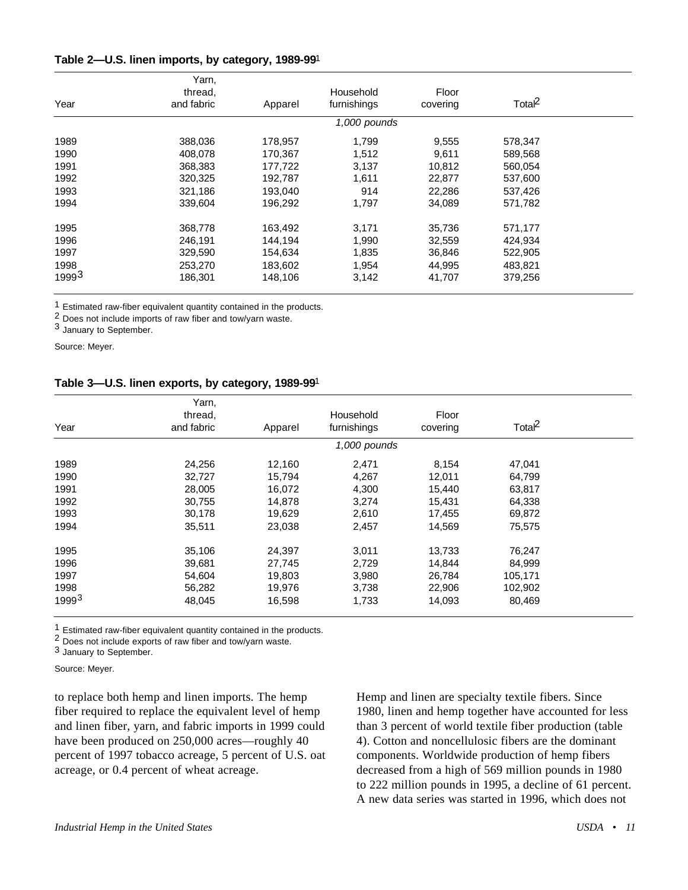**Table 2—U.S. linen imports, by category, 1989-99**[1]

| Year | Yarn, thread, and fabric | Apparel | Household furnishings | Floor covering | Total[2] |
|---|---|---|---|---|---|
| | | | *1,000 pounds* | | |
| 1989 | 388,036 | 178,957 | 1,799 | 9,555 | 578,347 |
| 1990 | 408,078 | 170,367 | 1,512 | 9,611 | 589,568 |
| 1991 | 368,383 | 177,722 | 3,137 | 10,812 | 560,054 |
| 1992 | 320,325 | 192,787 | 1,611 | 22,877 | 537,600 |
| 1993 | 321,186 | 193,040 | 914 | 22,286 | 537,426 |
| 1994 | 339,604 | 196,292 | 1,797 | 34,089 | 571,782 |
| 1995 | 368,778 | 163,492 | 3,171 | 35,736 | 571,177 |
| 1996 | 246,191 | 144,194 | 1,990 | 32,559 | 424,934 |
| 1997 | 329,590 | 154,634 | 1,835 | 36,846 | 522,905 |
| 1998 | 253,270 | 183,602 | 1,954 | 44,995 | 483,821 |
| 1999[3] | 186,301 | 148,106 | 3,142 | 41,707 | 379,256 |

[1] Estimated raw-fiber equivalent quantity contained in the products.
[2] Does not include imports of raw fiber and tow/yarn waste.
[3] January to September.

Source: Meyer.

**Table 3—U.S. linen exports, by category, 1989-99**[1]

| Year | Yarn, thread, and fabric | Apparel | Household furnishings | Floor covering | Total[2] |
|---|---|---|---|---|---|
| | | | *1,000 pounds* | | |
| 1989 | 24,256 | 12,160 | 2,471 | 8,154 | 47,041 |
| 1990 | 32,727 | 15,794 | 4,267 | 12,011 | 64,799 |
| 1991 | 28,005 | 16,072 | 4,300 | 15,440 | 63,817 |
| 1992 | 30,755 | 14,878 | 3,274 | 15,431 | 64,338 |
| 1993 | 30,178 | 19,629 | 2,610 | 17,455 | 69,872 |
| 1994 | 35,511 | 23,038 | 2,457 | 14,569 | 75,575 |
| 1995 | 35,106 | 24,397 | 3,011 | 13,733 | 76,247 |
| 1996 | 39,681 | 27,745 | 2,729 | 14,844 | 84,999 |
| 1997 | 54,604 | 19,803 | 3,980 | 26,784 | 105,171 |
| 1998 | 56,282 | 19,976 | 3,738 | 22,906 | 102,902 |
| 1999[3] | 48,045 | 16,598 | 1,733 | 14,093 | 80,469 |

[1] Estimated raw-fiber equivalent quantity contained in the products.
[2] Does not include exports of raw fiber and tow/yarn waste.
[3] January to September.

Source: Meyer.

to replace both hemp and linen imports. The hemp fiber required to replace the equivalent level of hemp and linen fiber, yarn, and fabric imports in 1999 could have been produced on 250,000 acres—roughly 40 percent of 1997 tobacco acreage, 5 percent of U.S. oat acreage, or 0.4 percent of wheat acreage.

Hemp and linen are specialty textile fibers. Since 1980, linen and hemp together have accounted for less than 3 percent of world textile fiber production (table 4). Cotton and noncellulosic fibers are the dominant components. Worldwide production of hemp fibers decreased from a high of 569 million pounds in 1980 to 222 million pounds in 1995, a decline of 61 percent. A new data series was started in 1996, which does not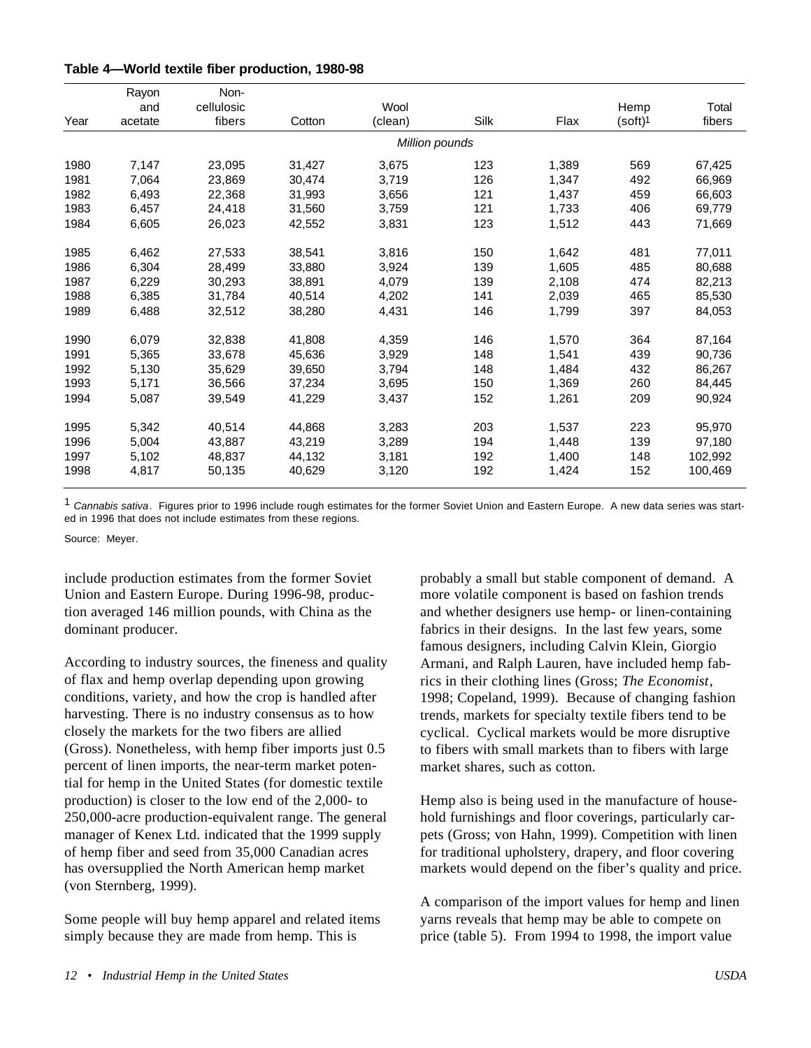**Table 4—World textile fiber production, 1980-98**

| Year | Rayon and acetate | Non-cellulosic fibers | Cotton | Wool (clean) | Silk | Flax | Hemp (soft)[1] | Total fibers |
|---|---|---|---|---|---|---|---|---|
| | | | | *Million pounds* | | | | |
| 1980 | 7,147 | 23,095 | 31,427 | 3,675 | 123 | 1,389 | 569 | 67,425 |
| 1981 | 7,064 | 23,869 | 30,474 | 3,719 | 126 | 1,347 | 492 | 66,969 |
| 1982 | 6,493 | 22,368 | 31,993 | 3,656 | 121 | 1,437 | 459 | 66,603 |
| 1983 | 6,457 | 24,418 | 31,560 | 3,759 | 121 | 1,733 | 406 | 69,779 |
| 1984 | 6,605 | 26,023 | 42,552 | 3,831 | 123 | 1,512 | 443 | 71,669 |
| 1985 | 6,462 | 27,533 | 38,541 | 3,816 | 150 | 1,642 | 481 | 77,011 |
| 1986 | 6,304 | 28,499 | 33,880 | 3,924 | 139 | 1,605 | 485 | 80,688 |
| 1987 | 6,229 | 30,293 | 38,891 | 4,079 | 139 | 2,108 | 474 | 82,213 |
| 1988 | 6,385 | 31,784 | 40,514 | 4,202 | 141 | 2,039 | 465 | 85,530 |
| 1989 | 6,488 | 32,512 | 38,280 | 4,431 | 146 | 1,799 | 397 | 84,053 |
| 1990 | 6,079 | 32,838 | 41,808 | 4,359 | 146 | 1,570 | 364 | 87,164 |
| 1991 | 5,365 | 33,678 | 45,636 | 3,929 | 148 | 1,541 | 439 | 90,736 |
| 1992 | 5,130 | 35,629 | 39,650 | 3,794 | 148 | 1,484 | 432 | 86,267 |
| 1993 | 5,171 | 36,566 | 37,234 | 3,695 | 150 | 1,369 | 260 | 84,445 |
| 1994 | 5,087 | 39,549 | 41,229 | 3,437 | 152 | 1,261 | 209 | 90,924 |
| 1995 | 5,342 | 40,514 | 44,868 | 3,283 | 203 | 1,537 | 223 | 95,970 |
| 1996 | 5,004 | 43,887 | 43,219 | 3,289 | 194 | 1,448 | 139 | 97,180 |
| 1997 | 5,102 | 48,837 | 44,132 | 3,181 | 192 | 1,400 | 148 | 102,992 |
| 1998 | 4,817 | 50,135 | 40,629 | 3,120 | 192 | 1,424 | 152 | 100,469 |

[1] *Cannabis sativa*. Figures prior to 1996 include rough estimates for the former Soviet Union and Eastern Europe. A new data series was started in 1996 that does not include estimates from these regions.

Source: Meyer.

include production estimates from the former Soviet Union and Eastern Europe. During 1996-98, production averaged 146 million pounds, with China as the dominant producer.

According to industry sources, the fineness and quality of flax and hemp overlap depending upon growing conditions, variety, and how the crop is handled after harvesting. There is no industry consensus as to how closely the markets for the two fibers are allied (Gross). Nonetheless, with hemp fiber imports just 0.5 percent of linen imports, the near-term market potential for hemp in the United States (for domestic textile production) is closer to the low end of the 2,000- to 250,000-acre production-equivalent range. The general manager of Kenex Ltd. indicated that the 1999 supply of hemp fiber and seed from 35,000 Canadian acres has oversupplied the North American hemp market (von Sternberg, 1999).

Some people will buy hemp apparel and related items simply because they are made from hemp. This is probably a small but stable component of demand. A more volatile component is based on fashion trends and whether designers use hemp- or linen-containing fabrics in their designs. In the last few years, some famous designers, including Calvin Klein, Giorgio Armani, and Ralph Lauren, have included hemp fabrics in their clothing lines (Gross; *The Economist*, 1998; Copeland, 1999). Because of changing fashion trends, markets for specialty textile fibers tend to be cyclical. Cyclical markets would be more disruptive to fibers with small markets than to fibers with large market shares, such as cotton.

Hemp also is being used in the manufacture of household furnishings and floor coverings, particularly carpets (Gross; von Hahn, 1999). Competition with linen for traditional upholstery, drapery, and floor covering markets would depend on the fiber's quality and price.

A comparison of the import values for hemp and linen yarns reveals that hemp may be able to compete on price (table 5). From 1994 to 1998, the import value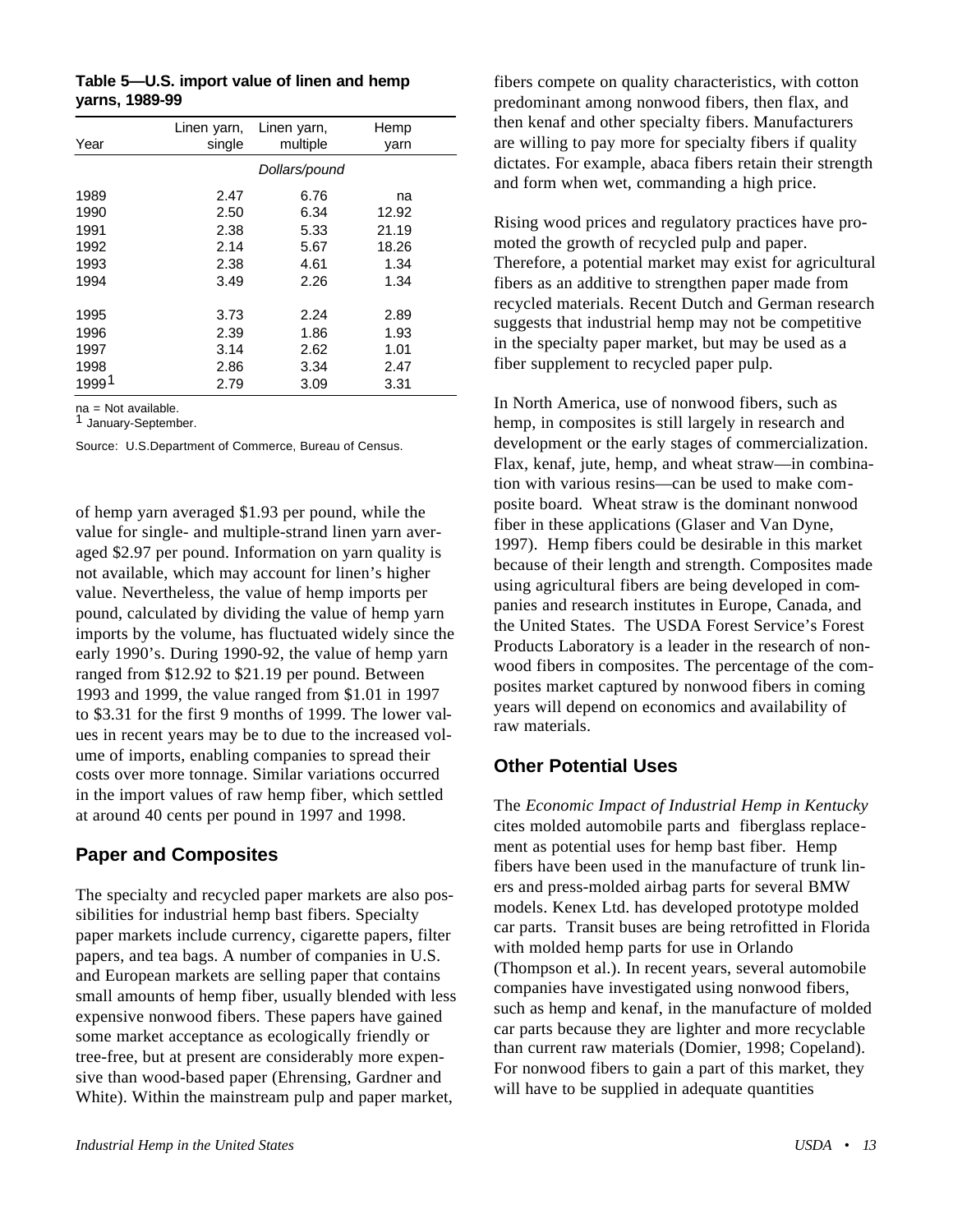**Table 5—U.S. import value of linen and hemp yarns, 1989-99**

| Year | Linen yarn, single | Linen yarn, multiple | Hemp yarn |
|---|---|---|---|
| | Dollars/pound | | |
| 1989 | 2.47 | 6.76 | na |
| 1990 | 2.50 | 6.34 | 12.92 |
| 1991 | 2.38 | 5.33 | 21.19 |
| 1992 | 2.14 | 5.67 | 18.26 |
| 1993 | 2.38 | 4.61 | 1.34 |
| 1994 | 3.49 | 2.26 | 1.34 |
| 1995 | 3.73 | 2.24 | 2.89 |
| 1996 | 2.39 | 1.86 | 1.93 |
| 1997 | 3.14 | 2.62 | 1.01 |
| 1998 | 2.86 | 3.34 | 2.47 |
| 1999[1] | 2.79 | 3.09 | 3.31 |

na = Not available.
[1] January-September.

Source: U.S.Department of Commerce, Bureau of Census.

of hemp yarn averaged $1.93 per pound, while the value for single- and multiple-strand linen yarn averaged $2.97 per pound. Information on yarn quality is not available, which may account for linen's higher value. Nevertheless, the value of hemp imports per pound, calculated by dividing the value of hemp yarn imports by the volume, has fluctuated widely since the early 1990's. During 1990-92, the value of hemp yarn ranged from $12.92 to $21.19 per pound. Between 1993 and 1999, the value ranged from $1.01 in 1997 to $3.31 for the first 9 months of 1999. The lower values in recent years may be to due to the increased volume of imports, enabling companies to spread their costs over more tonnage. Similar variations occurred in the import values of raw hemp fiber, which settled at around 40 cents per pound in 1997 and 1998.

## Paper and Composites

The specialty and recycled paper markets are also possibilities for industrial hemp bast fibers. Specialty paper markets include currency, cigarette papers, filter papers, and tea bags. A number of companies in U.S. and European markets are selling paper that contains small amounts of hemp fiber, usually blended with less expensive nonwood fibers. These papers have gained some market acceptance as ecologically friendly or tree-free, but at present are considerably more expensive than wood-based paper (Ehrensing, Gardner and White). Within the mainstream pulp and paper market, fibers compete on quality characteristics, with cotton predominant among nonwood fibers, then flax, and then kenaf and other specialty fibers. Manufacturers are willing to pay more for specialty fibers if quality dictates. For example, abaca fibers retain their strength and form when wet, commanding a high price.

Rising wood prices and regulatory practices have promoted the growth of recycled pulp and paper. Therefore, a potential market may exist for agricultural fibers as an additive to strengthen paper made from recycled materials. Recent Dutch and German research suggests that industrial hemp may not be competitive in the specialty paper market, but may be used as a fiber supplement to recycled paper pulp.

In North America, use of nonwood fibers, such as hemp, in composites is still largely in research and development or the early stages of commercialization. Flax, kenaf, jute, hemp, and wheat straw—in combination with various resins—can be used to make composite board. Wheat straw is the dominant nonwood fiber in these applications (Glaser and Van Dyne, 1997). Hemp fibers could be desirable in this market because of their length and strength. Composites made using agricultural fibers are being developed in companies and research institutes in Europe, Canada, and the United States. The USDA Forest Service's Forest Products Laboratory is a leader in the research of nonwood fibers in composites. The percentage of the composites market captured by nonwood fibers in coming years will depend on economics and availability of raw materials.

## Other Potential Uses

The *Economic Impact of Industrial Hemp in Kentucky* cites molded automobile parts and fiberglass replacement as potential uses for hemp bast fiber. Hemp fibers have been used in the manufacture of trunk liners and press-molded airbag parts for several BMW models. Kenex Ltd. has developed prototype molded car parts. Transit buses are being retrofitted in Florida with molded hemp parts for use in Orlando (Thompson et al.). In recent years, several automobile companies have investigated using nonwood fibers, such as hemp and kenaf, in the manufacture of molded car parts because they are lighter and more recyclable than current raw materials (Domier, 1998; Copeland). For nonwood fibers to gain a part of this market, they will have to be supplied in adequate quantities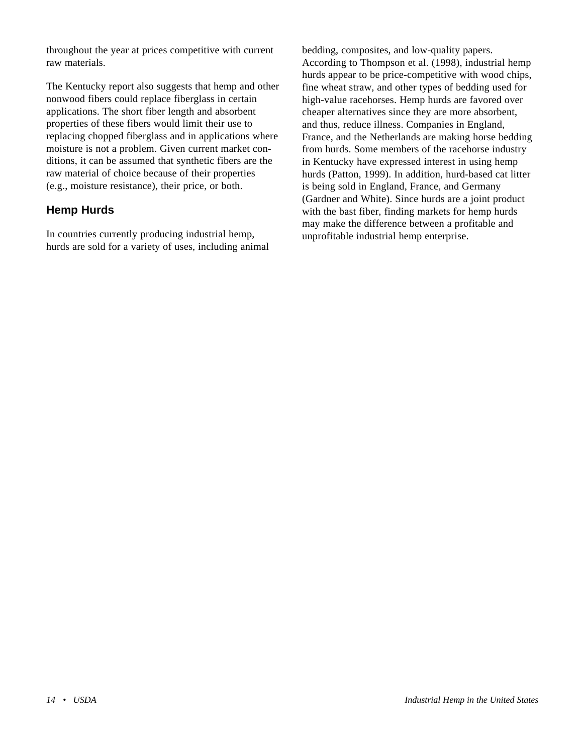throughout the year at prices competitive with current raw materials.

The Kentucky report also suggests that hemp and other nonwood fibers could replace fiberglass in certain applications. The short fiber length and absorbent properties of these fibers would limit their use to replacing chopped fiberglass and in applications where moisture is not a problem. Given current market conditions, it can be assumed that synthetic fibers are the raw material of choice because of their properties (e.g., moisture resistance), their price, or both.

## Hemp Hurds

In countries currently producing industrial hemp, hurds are sold for a variety of uses, including animal bedding, composites, and low-quality papers. According to Thompson et al. (1998), industrial hemp hurds appear to be price-competitive with wood chips, fine wheat straw, and other types of bedding used for high-value racehorses. Hemp hurds are favored over cheaper alternatives since they are more absorbent, and thus, reduce illness. Companies in England, France, and the Netherlands are making horse bedding from hurds. Some members of the racehorse industry in Kentucky have expressed interest in using hemp hurds (Patton, 1999). In addition, hurd-based cat litter is being sold in England, France, and Germany (Gardner and White). Since hurds are a joint product with the bast fiber, finding markets for hemp hurds may make the difference between a profitable and unprofitable industrial hemp enterprise.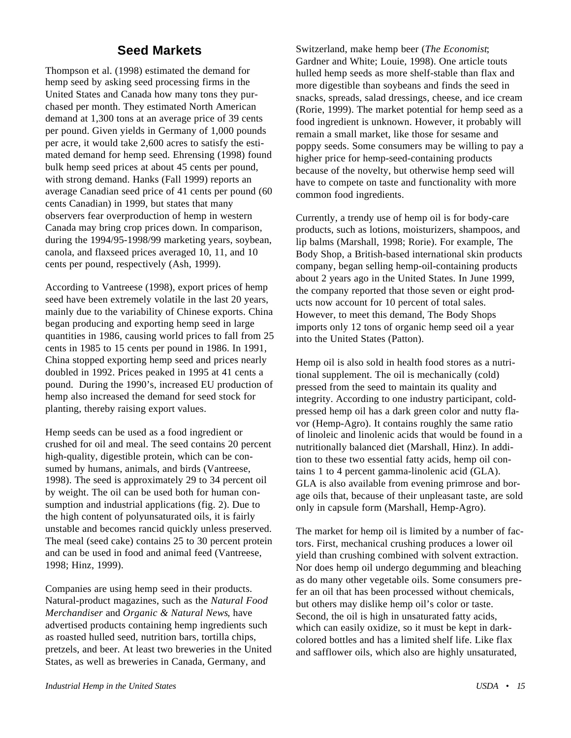## Seed Markets

Thompson et al. (1998) estimated the demand for hemp seed by asking seed processing firms in the United States and Canada how many tons they purchased per month. They estimated North American demand at 1,300 tons at an average price of 39 cents per pound. Given yields in Germany of 1,000 pounds per acre, it would take 2,600 acres to satisfy the estimated demand for hemp seed. Ehrensing (1998) found bulk hemp seed prices at about 45 cents per pound, with strong demand. Hanks (Fall 1999) reports an average Canadian seed price of 41 cents per pound (60 cents Canadian) in 1999, but states that many observers fear overproduction of hemp in western Canada may bring crop prices down. In comparison, during the 1994/95-1998/99 marketing years, soybean, canola, and flaxseed prices averaged 10, 11, and 10 cents per pound, respectively (Ash, 1999).

According to Vantreese (1998), export prices of hemp seed have been extremely volatile in the last 20 years, mainly due to the variability of Chinese exports. China began producing and exporting hemp seed in large quantities in 1986, causing world prices to fall from 25 cents in 1985 to 15 cents per pound in 1986. In 1991, China stopped exporting hemp seed and prices nearly doubled in 1992. Prices peaked in 1995 at 41 cents a pound. During the 1990's, increased EU production of hemp also increased the demand for seed stock for planting, thereby raising export values.

Hemp seeds can be used as a food ingredient or crushed for oil and meal. The seed contains 20 percent high-quality, digestible protein, which can be consumed by humans, animals, and birds (Vantreese, 1998). The seed is approximately 29 to 34 percent oil by weight. The oil can be used both for human consumption and industrial applications (fig. 2). Due to the high content of polyunsaturated oils, it is fairly unstable and becomes rancid quickly unless preserved. The meal (seed cake) contains 25 to 30 percent protein and can be used in food and animal feed (Vantreese, 1998; Hinz, 1999).

Companies are using hemp seed in their products. Natural-product magazines, such as the *Natural Food Merchandiser* and *Organic & Natural News*, have advertised products containing hemp ingredients such as roasted hulled seed, nutrition bars, tortilla chips, pretzels, and beer. At least two breweries in the United States, as well as breweries in Canada, Germany, and Switzerland, make hemp beer (*The Economist*; Gardner and White; Louie, 1998). One article touts hulled hemp seeds as more shelf-stable than flax and more digestible than soybeans and finds the seed in snacks, spreads, salad dressings, cheese, and ice cream (Rorie, 1999). The market potential for hemp seed as a food ingredient is unknown. However, it probably will remain a small market, like those for sesame and poppy seeds. Some consumers may be willing to pay a higher price for hemp-seed-containing products because of the novelty, but otherwise hemp seed will have to compete on taste and functionality with more common food ingredients.

Currently, a trendy use of hemp oil is for body-care products, such as lotions, moisturizers, shampoos, and lip balms (Marshall, 1998; Rorie). For example, The Body Shop, a British-based international skin products company, began selling hemp-oil-containing products about 2 years ago in the United States. In June 1999, the company reported that those seven or eight products now account for 10 percent of total sales. However, to meet this demand, The Body Shops imports only 12 tons of organic hemp seed oil a year into the United States (Patton).

Hemp oil is also sold in health food stores as a nutritional supplement. The oil is mechanically (cold) pressed from the seed to maintain its quality and integrity. According to one industry participant, cold-pressed hemp oil has a dark green color and nutty flavor (Hemp-Agro). It contains roughly the same ratio of linoleic and linolenic acids that would be found in a nutritionally balanced diet (Marshall, Hinz). In addition to these two essential fatty acids, hemp oil contains 1 to 4 percent gamma-linolenic acid (GLA). GLA is also available from evening primrose and borage oils that, because of their unpleasant taste, are sold only in capsule form (Marshall, Hemp-Agro).

The market for hemp oil is limited by a number of factors. First, mechanical crushing produces a lower oil yield than crushing combined with solvent extraction. Nor does hemp oil undergo degumming and bleaching as do many other vegetable oils. Some consumers prefer an oil that has been processed without chemicals, but others may dislike hemp oil's color or taste. Second, the oil is high in unsaturated fatty acids, which can easily oxidize, so it must be kept in dark-colored bottles and has a limited shelf life. Like flax and safflower oils, which also are highly unsaturated,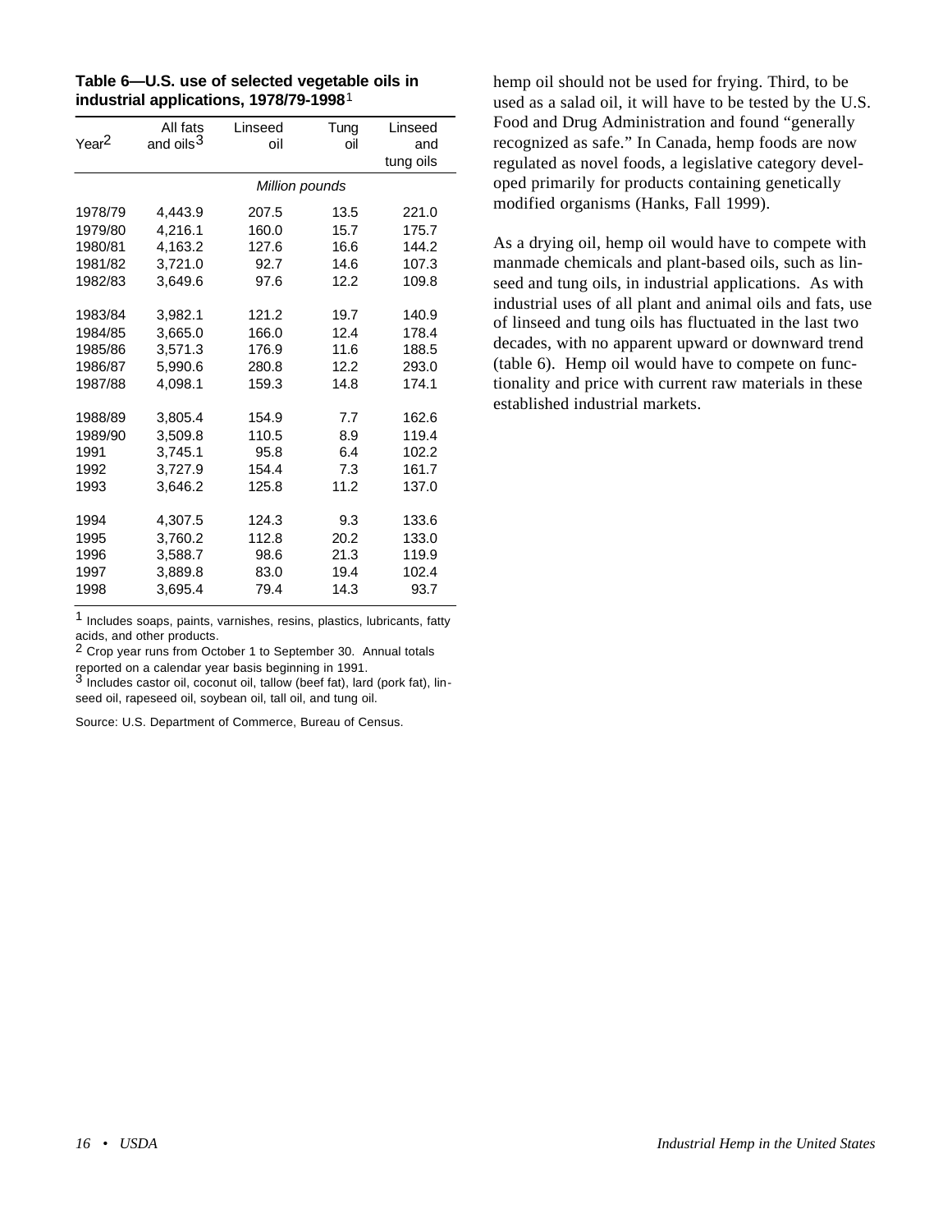**Table 6—U.S. use of selected vegetable oils in industrial applications, 1978/79-1998**[1]

| Year[2] | All fats and oils[3] | Linseed oil | Tung oil | Linseed and tung oils |
|---|---|---|---|---|
| | *Million pounds* | | | |
| 1978/79 | 4,443.9 | 207.5 | 13.5 | 221.0 |
| 1979/80 | 4,216.1 | 160.0 | 15.7 | 175.7 |
| 1980/81 | 4,163.2 | 127.6 | 16.6 | 144.2 |
| 1981/82 | 3,721.0 | 92.7 | 14.6 | 107.3 |
| 1982/83 | 3,649.6 | 97.6 | 12.2 | 109.8 |
| 1983/84 | 3,982.1 | 121.2 | 19.7 | 140.9 |
| 1984/85 | 3,665.0 | 166.0 | 12.4 | 178.4 |
| 1985/86 | 3,571.3 | 176.9 | 11.6 | 188.5 |
| 1986/87 | 5,990.6 | 280.8 | 12.2 | 293.0 |
| 1987/88 | 4,098.1 | 159.3 | 14.8 | 174.1 |
| 1988/89 | 3,805.4 | 154.9 | 7.7 | 162.6 |
| 1989/90 | 3,509.8 | 110.5 | 8.9 | 119.4 |
| 1991 | 3,745.1 | 95.8 | 6.4 | 102.2 |
| 1992 | 3,727.9 | 154.4 | 7.3 | 161.7 |
| 1993 | 3,646.2 | 125.8 | 11.2 | 137.0 |
| 1994 | 4,307.5 | 124.3 | 9.3 | 133.6 |
| 1995 | 3,760.2 | 112.8 | 20.2 | 133.0 |
| 1996 | 3,588.7 | 98.6 | 21.3 | 119.9 |
| 1997 | 3,889.8 | 83.0 | 19.4 | 102.4 |
| 1998 | 3,695.4 | 79.4 | 14.3 | 93.7 |

[1] Includes soaps, paints, varnishes, resins, plastics, lubricants, fatty acids, and other products.
[2] Crop year runs from October 1 to September 30. Annual totals reported on a calendar year basis beginning in 1991.
[3] Includes castor oil, coconut oil, tallow (beef fat), lard (pork fat), linseed oil, rapeseed oil, soybean oil, tall oil, and tung oil.

Source: U.S. Department of Commerce, Bureau of Census.

hemp oil should not be used for frying. Third, to be used as a salad oil, it will have to be tested by the U.S. Food and Drug Administration and found "generally recognized as safe." In Canada, hemp foods are now regulated as novel foods, a legislative category developed primarily for products containing genetically modified organisms (Hanks, Fall 1999).

As a drying oil, hemp oil would have to compete with manmade chemicals and plant-based oils, such as linseed and tung oils, in industrial applications. As with industrial uses of all plant and animal oils and fats, use of linseed and tung oils has fluctuated in the last two decades, with no apparent upward or downward trend (table 6). Hemp oil would have to compete on functionality and price with current raw materials in these established industrial markets.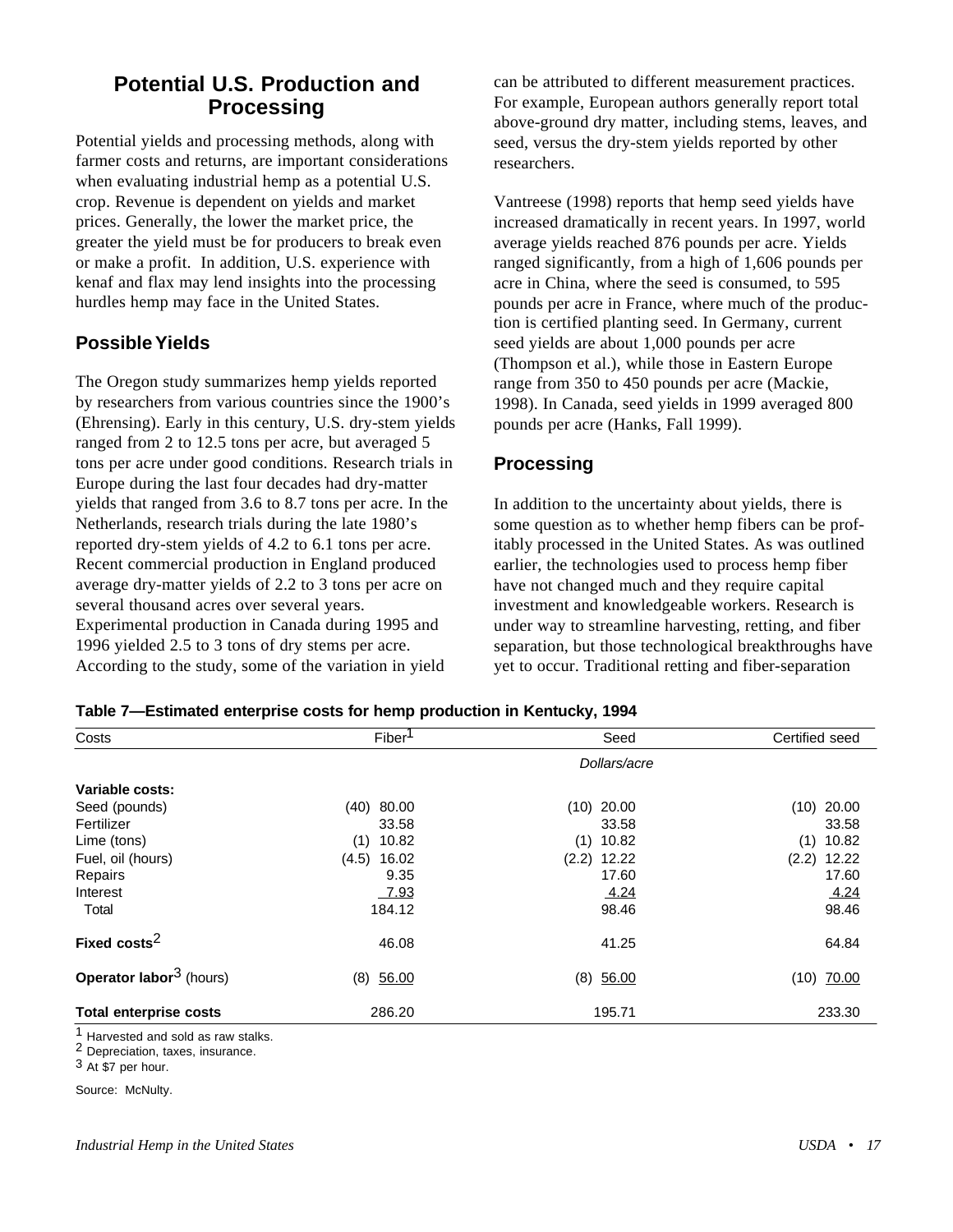## Potential U.S. Production and Processing

Potential yields and processing methods, along with farmer costs and returns, are important considerations when evaluating industrial hemp as a potential U.S. crop. Revenue is dependent on yields and market prices. Generally, the lower the market price, the greater the yield must be for producers to break even or make a profit. In addition, U.S. experience with kenaf and flax may lend insights into the processing hurdles hemp may face in the United States.

### Possible Yields

The Oregon study summarizes hemp yields reported by researchers from various countries since the 1900's (Ehrensing). Early in this century, U.S. dry-stem yields ranged from 2 to 12.5 tons per acre, but averaged 5 tons per acre under good conditions. Research trials in Europe during the last four decades had dry-matter yields that ranged from 3.6 to 8.7 tons per acre. In the Netherlands, research trials during the late 1980's reported dry-stem yields of 4.2 to 6.1 tons per acre. Recent commercial production in England produced average dry-matter yields of 2.2 to 3 tons per acre on several thousand acres over several years. Experimental production in Canada during 1995 and 1996 yielded 2.5 to 3 tons of dry stems per acre. According to the study, some of the variation in yield can be attributed to different measurement practices. For example, European authors generally report total above-ground dry matter, including stems, leaves, and seed, versus the dry-stem yields reported by other researchers.

Vantreese (1998) reports that hemp seed yields have increased dramatically in recent years. In 1997, world average yields reached 876 pounds per acre. Yields ranged significantly, from a high of 1,606 pounds per acre in China, where the seed is consumed, to 595 pounds per acre in France, where much of the production is certified planting seed. In Germany, current seed yields are about 1,000 pounds per acre (Thompson et al.), while those in Eastern Europe range from 350 to 450 pounds per acre (Mackie, 1998). In Canada, seed yields in 1999 averaged 800 pounds per acre (Hanks, Fall 1999).

### Processing

In addition to the uncertainty about yields, there is some question as to whether hemp fibers can be profitably processed in the United States. As was outlined earlier, the technologies used to process hemp fiber have not changed much and they require capital investment and knowledgeable workers. Research is under way to streamline harvesting, retting, and fiber separation, but those technological breakthroughs have yet to occur. Traditional retting and fiber-separation

**Table 7—Estimated enterprise costs for hemp production in Kentucky, 1994**

| Costs | Fiber[1] | Seed | Certified seed |
|---|---|---|---|
| | | *Dollars/acre* | |
| **Variable costs:** | | | |
| Seed (pounds) | (40) 80.00 | (10) 20.00 | (10) 20.00 |
| Fertilizer | 33.58 | 33.58 | 33.58 |
| Lime (tons) | (1) 10.82 | (1) 10.82 | (1) 10.82 |
| Fuel, oil (hours) | (4.5) 16.02 | (2.2) 12.22 | (2.2) 12.22 |
| Repairs | 9.35 | 17.60 | 17.60 |
| Interest | 7.93 | 4.24 | 4.24 |
| Total | 184.12 | 98.46 | 98.46 |
| **Fixed costs**[2] | 46.08 | 41.25 | 64.84 |
| **Operator labor**[3] (hours) | (8) 56.00 | (8) 56.00 | (10) 70.00 |
| **Total enterprise costs** | 286.20 | 195.71 | 233.30 |

[1] Harvested and sold as raw stalks.
[2] Depreciation, taxes, insurance.
[3] At $7 per hour.

Source: McNulty.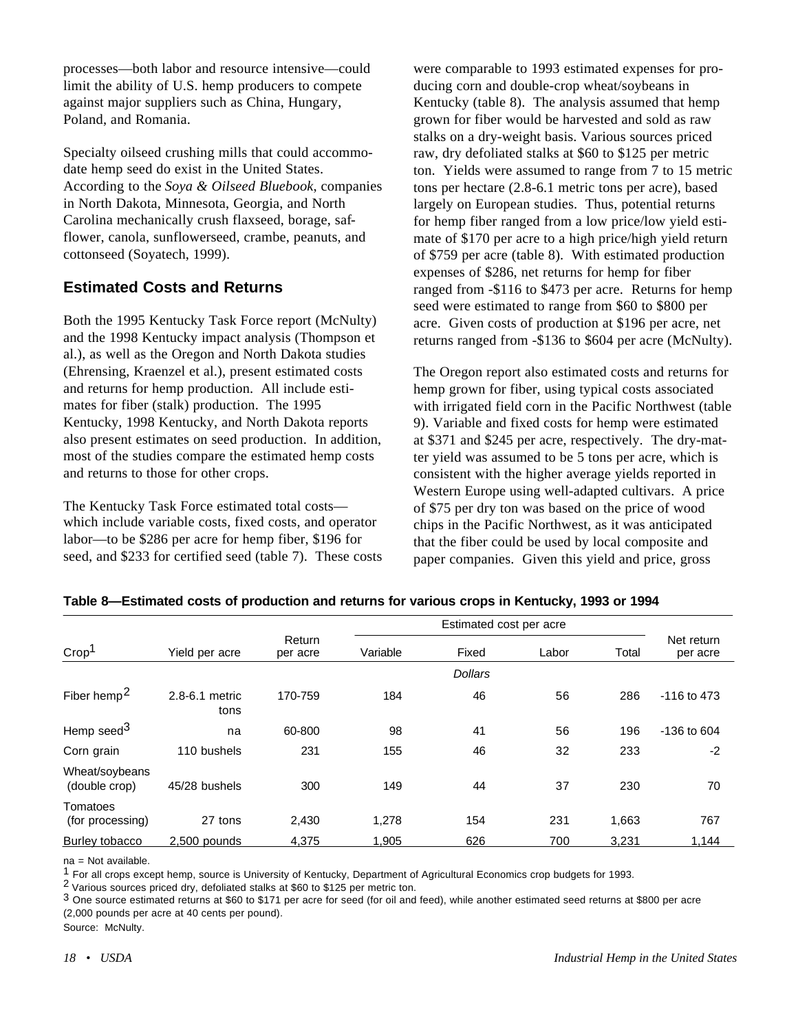processes—both labor and resource intensive—could limit the ability of U.S. hemp producers to compete against major suppliers such as China, Hungary, Poland, and Romania.

Specialty oilseed crushing mills that could accommodate hemp seed do exist in the United States. According to the *Soya & Oilseed Bluebook*, companies in North Dakota, Minnesota, Georgia, and North Carolina mechanically crush flaxseed, borage, safflower, canola, sunflowerseed, crambe, peanuts, and cottonseed (Soyatech, 1999).

## Estimated Costs and Returns

Both the 1995 Kentucky Task Force report (McNulty) and the 1998 Kentucky impact analysis (Thompson et al.), as well as the Oregon and North Dakota studies (Ehrensing, Kraenzel et al.), present estimated costs and returns for hemp production. All include estimates for fiber (stalk) production. The 1995 Kentucky, 1998 Kentucky, and North Dakota reports also present estimates on seed production. In addition, most of the studies compare the estimated hemp costs and returns to those for other crops.

The Kentucky Task Force estimated total costs—which include variable costs, fixed costs, and operator labor—to be $286 per acre for hemp fiber, $196 for seed, and $233 for certified seed (table 7). These costs were comparable to 1993 estimated expenses for producing corn and double-crop wheat/soybeans in Kentucky (table 8). The analysis assumed that hemp grown for fiber would be harvested and sold as raw stalks on a dry-weight basis. Various sources priced raw, dry defoliated stalks at $60 to $125 per metric ton. Yields were assumed to range from 7 to 15 metric tons per hectare (2.8-6.1 metric tons per acre), based largely on European studies. Thus, potential returns for hemp fiber ranged from a low price/low yield estimate of $170 per acre to a high price/high yield return of $759 per acre (table 8). With estimated production expenses of $286, net returns for hemp for fiber ranged from -$116 to $473 per acre. Returns for hemp seed were estimated to range from $60 to $800 per acre. Given costs of production at $196 per acre, net returns ranged from -$136 to $604 per acre (McNulty).

The Oregon report also estimated costs and returns for hemp grown for fiber, using typical costs associated with irrigated field corn in the Pacific Northwest (table 9). Variable and fixed costs for hemp were estimated at $371 and $245 per acre, respectively. The dry-matter yield was assumed to be 5 tons per acre, which is consistent with the higher average yields reported in Western Europe using well-adapted cultivars. A price of $75 per dry ton was based on the price of wood chips in the Pacific Northwest, as it was anticipated that the fiber could be used by local composite and paper companies. Given this yield and price, gross

**Table 8—Estimated costs of production and returns for various crops in Kentucky, 1993 or 1994**

| Crop[1] | Yield per acre | Return per acre | Estimated cost per acre | | | | Net return per acre |
|---|---|---|---|---|---|---|---|
| | | | Variable | Fixed | Labor | Total | |
| | | | | *Dollars* | | | |
| Fiber hemp[2] | 2.8-6.1 metric tons | 170-759 | 184 | 46 | 56 | 286 | -116 to 473 |
| Hemp seed[3] | na | 60-800 | 98 | 41 | 56 | 196 | -136 to 604 |
| Corn grain | 110 bushels | 231 | 155 | 46 | 32 | 233 | -2 |
| Wheat/soybeans (double crop) | 45/28 bushels | 300 | 149 | 44 | 37 | 230 | 70 |
| Tomatoes (for processing) | 27 tons | 2,430 | 1,278 | 154 | 231 | 1,663 | 767 |
| Burley tobacco | 2,500 pounds | 4,375 | 1,905 | 626 | 700 | 3,231 | 1,144 |

na = Not available.

[1] For all crops except hemp, source is University of Kentucky, Department of Agricultural Economics crop budgets for 1993.

[2] Various sources priced dry, defoliated stalks at $60 to $125 per metric ton.

[3] One source estimated returns at $60 to $171 per acre for seed (for oil and feed), while another estimated seed returns at $800 per acre (2,000 pounds per acre at 40 cents per pound).

Source: McNulty.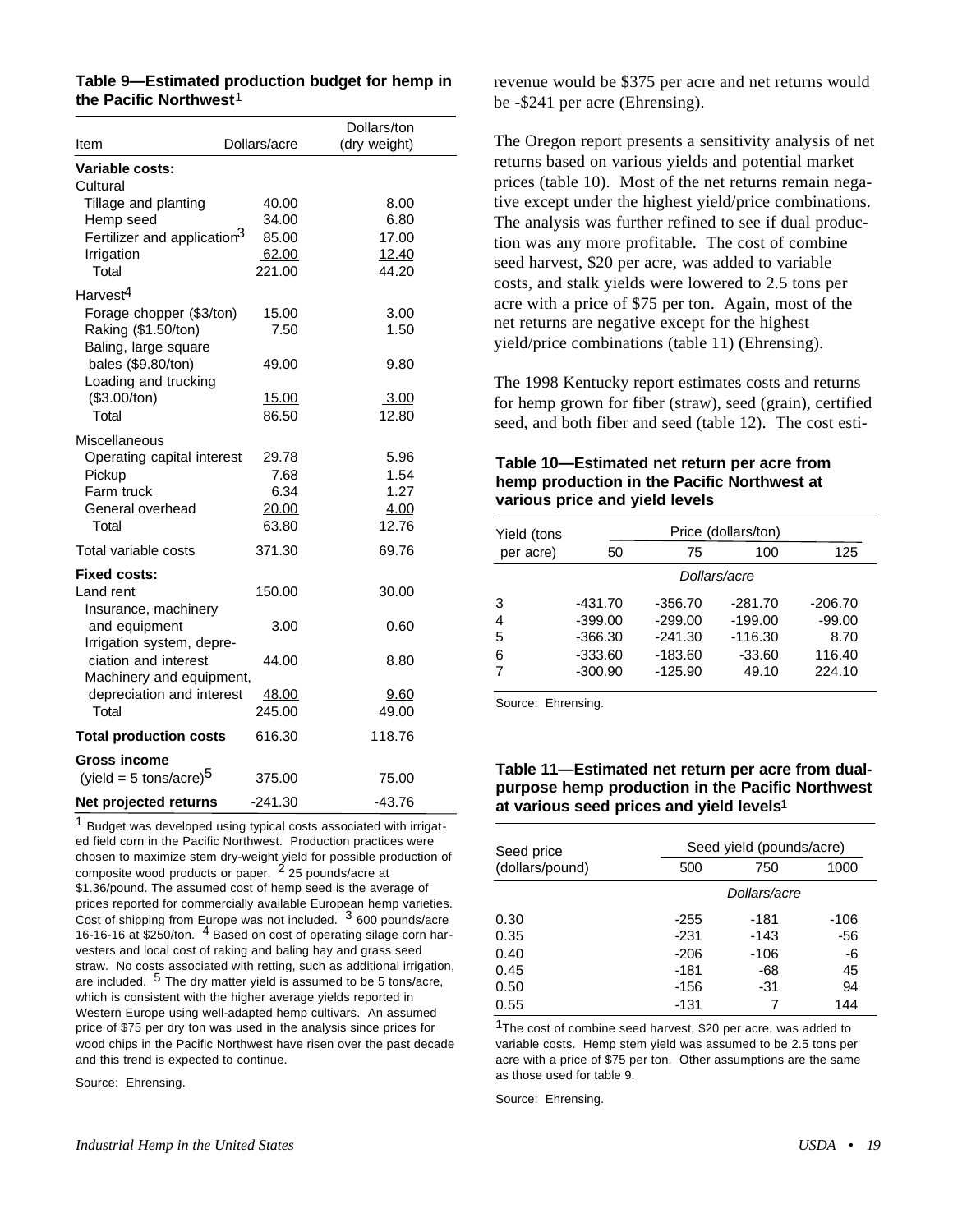**Table 9—Estimated production budget for hemp in the Pacific Northwest**[1]

| Item | Dollars/acre | Dollars/ton (dry weight) |
|---|---|---|
| **Variable costs:** | | |
| Cultural | | |
| Tillage and planting | 40.00 | 8.00 |
| Hemp seed | 34.00 | 6.80 |
| Fertilizer and application[3] | 85.00 | 17.00 |
| Irrigation | 62.00 | 12.40 |
| Total | 221.00 | 44.20 |
| Harvest[4] | | |
| Forage chopper ($3/ton) | 15.00 | 3.00 |
| Raking ($1.50/ton) | 7.50 | 1.50 |
| Baling, large square bales ($9.80/ton) | 49.00 | 9.80 |
| Loading and trucking ($3.00/ton) | 15.00 | 3.00 |
| Total | 86.50 | 12.80 |
| Miscellaneous | | |
| Operating capital interest | 29.78 | 5.96 |
| Pickup | 7.68 | 1.54 |
| Farm truck | 6.34 | 1.27 |
| General overhead | 20.00 | 4.00 |
| Total | 63.80 | 12.76 |
| Total variable costs | 371.30 | 69.76 |
| **Fixed costs:** | | |
| Land rent | 150.00 | 30.00 |
| Insurance, machinery and equipment | 3.00 | 0.60 |
| Irrigation system, depreciation and interest | 44.00 | 8.80 |
| Machinery and equipment, depreciation and interest | 48.00 | 9.60 |
| Total | 245.00 | 49.00 |
| **Total production costs** | 616.30 | 118.76 |
| **Gross income** (yield = 5 tons/acre)[5] | 375.00 | 75.00 |
| **Net projected returns** | -241.30 | -43.76 |

[1] Budget was developed using typical costs associated with irrigated field corn in the Pacific Northwest. Production practices were chosen to maximize stem dry-weight yield for possible production of composite wood products or paper. [2] 25 pounds/acre at $1.36/pound. The assumed cost of hemp seed is the average of prices reported for commercially available European hemp varieties. Cost of shipping from Europe was not included. [3] 600 pounds/acre 16-16-16 at $250/ton. [4] Based on cost of operating silage corn harvesters and local cost of raking and baling hay and grass seed straw. No costs associated with retting, such as additional irrigation, are included. [5] The dry matter yield is assumed to be 5 tons/acre, which is consistent with the higher average yields reported in Western Europe using well-adapted hemp cultivars. An assumed price of $75 per dry ton was used in the analysis since prices for wood chips in the Pacific Northwest have risen over the past decade and this trend is expected to continue.

Source: Ehrensing.

revenue would be $375 per acre and net returns would be -$241 per acre (Ehrensing).

The Oregon report presents a sensitivity analysis of net returns based on various yields and potential market prices (table 10). Most of the net returns remain negative except under the highest yield/price combinations. The analysis was further refined to see if dual production was any more profitable. The cost of combine seed harvest, $20 per acre, was added to variable costs, and stalk yields were lowered to 2.5 tons per acre with a price of $75 per ton. Again, most of the net returns are negative except for the highest yield/price combinations (table 11) (Ehrensing).

The 1998 Kentucky report estimates costs and returns for hemp grown for fiber (straw), seed (grain), certified seed, and both fiber and seed (table 12). The cost esti-

**Table 10—Estimated net return per acre from hemp production in the Pacific Northwest at various price and yield levels**

| Yield (tons per acre) | Price (dollars/ton) | | | |
|---|---|---|---|---|
| | 50 | 75 | 100 | 125 |
| | *Dollars/acre* | | | |
| 3 | -431.70 | -356.70 | -281.70 | -206.70 |
| 4 | -399.00 | -299.00 | -199.00 | -99.00 |
| 5 | -366.30 | -241.30 | -116.30 | 8.70 |
| 6 | -333.60 | -183.60 | -33.60 | 116.40 |
| 7 | -300.90 | -125.90 | 49.10 | 224.10 |

Source: Ehrensing.

**Table 11—Estimated net return per acre from dual-purpose hemp production in the Pacific Northwest at various seed prices and yield levels**[1]

| Seed price (dollars/pound) | Seed yield (pounds/acre) | | |
|---|---|---|---|
| | 500 | 750 | 1000 |
| | *Dollars/acre* | | |
| 0.30 | -255 | -181 | -106 |
| 0.35 | -231 | -143 | -56 |
| 0.40 | -206 | -106 | -6 |
| 0.45 | -181 | -68 | 45 |
| 0.50 | -156 | -31 | 94 |
| 0.55 | -131 | 7 | 144 |

[1] The cost of combine seed harvest, $20 per acre, was added to variable costs. Hemp stem yield was assumed to be 2.5 tons per acre with a price of $75 per ton. Other assumptions are the same as those used for table 9.

Source: Ehrensing.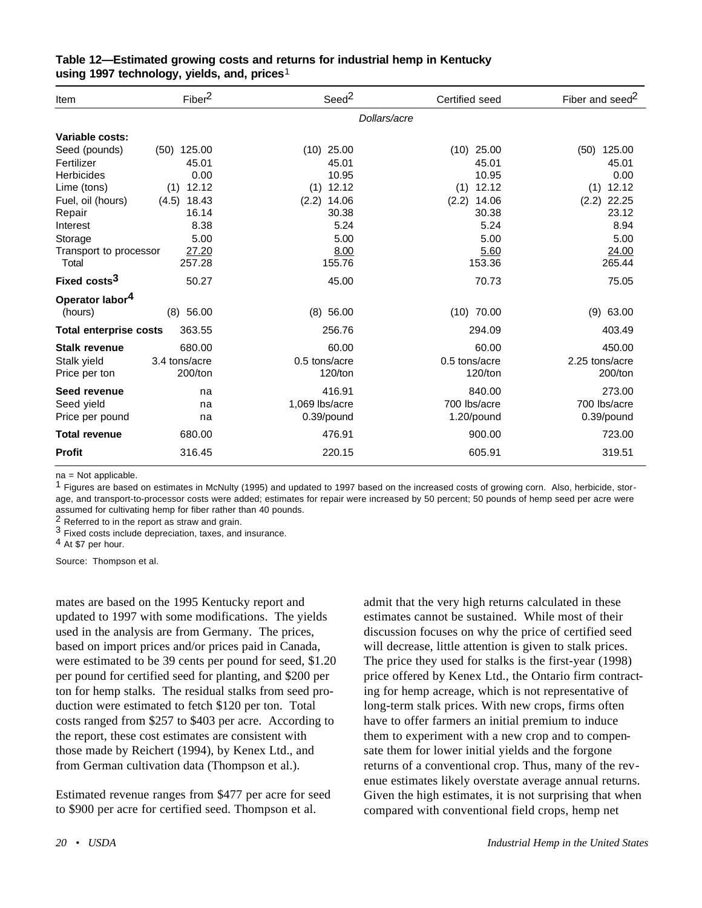**Table 12—Estimated growing costs and returns for industrial hemp in Kentucky using 1997 technology, yields, and prices**[1]

| Item | Fiber[2] | Seed[2] | Certified seed | Fiber and seed[2] |
|---|---|---|---|---|
| | | *Dollars/acre* | | |
| **Variable costs:** | | | | |
| Seed (pounds) | (50) 125.00 | (10) 25.00 | (10) 25.00 | (50) 125.00 |
| Fertilizer | 45.01 | 45.01 | 45.01 | 45.01 |
| Herbicides | 0.00 | 10.95 | 10.95 | 0.00 |
| Lime (tons) | (1) 12.12 | (1) 12.12 | (1) 12.12 | (1) 12.12 |
| Fuel, oil (hours) | (4.5) 18.43 | (2.2) 14.06 | (2.2) 14.06 | (2.2) 22.25 |
| Repair | 16.14 | 30.38 | 30.38 | 23.12 |
| Interest | 8.38 | 5.24 | 5.24 | 8.94 |
| Storage | 5.00 | 5.00 | 5.00 | 5.00 |
| Transport to processor | 27.20 | 8.00 | 5.60 | 24.00 |
| Total | 257.28 | 155.76 | 153.36 | 265.44 |
| **Fixed costs**[3] | 50.27 | 45.00 | 70.73 | 75.05 |
| **Operator labor**[4] (hours) | (8) 56.00 | (8) 56.00 | (10) 70.00 | (9) 63.00 |
| **Total enterprise costs** | 363.55 | 256.76 | 294.09 | 403.49 |
| **Stalk revenue** | 680.00 | 60.00 | 60.00 | 450.00 |
| Stalk yield | 3.4 tons/acre | 0.5 tons/acre | 0.5 tons/acre | 2.25 tons/acre |
| Price per ton | 200/ton | 120/ton | 120/ton | 200/ton |
| **Seed revenue** | na | 416.91 | 840.00 | 273.00 |
| Seed yield | na | 1,069 lbs/acre | 700 lbs/acre | 700 lbs/acre |
| Price per pound | na | 0.39/pound | 1.20/pound | 0.39/pound |
| **Total revenue** | 680.00 | 476.91 | 900.00 | 723.00 |
| **Profit** | 316.45 | 220.15 | 605.91 | 319.51 |

na = Not applicable.

[1] Figures are based on estimates in McNulty (1995) and updated to 1997 based on the increased costs of growing corn. Also, herbicide, storage, and transport-to-processor costs were added; estimates for repair were increased by 50 percent; 50 pounds of hemp seed per acre were assumed for cultivating hemp for fiber rather than 40 pounds.

[2] Referred to in the report as straw and grain.

[3] Fixed costs include depreciation, taxes, and insurance.

[4] At $7 per hour.

Source: Thompson et al.

mates are based on the 1995 Kentucky report and updated to 1997 with some modifications. The yields used in the analysis are from Germany. The prices, based on import prices and/or prices paid in Canada, were estimated to be 39 cents per pound for seed, $1.20 per pound for certified seed for planting, and $200 per ton for hemp stalks. The residual stalks from seed production were estimated to fetch $120 per ton. Total costs ranged from $257 to $403 per acre. According to the report, these cost estimates are consistent with those made by Reichert (1994), by Kenex Ltd., and from German cultivation data (Thompson et al.).

Estimated revenue ranges from $477 per acre for seed to $900 per acre for certified seed. Thompson et al. admit that the very high returns calculated in these estimates cannot be sustained. While most of their discussion focuses on why the price of certified seed will decrease, little attention is given to stalk prices. The price they used for stalks is the first-year (1998) price offered by Kenex Ltd., the Ontario firm contracting for hemp acreage, which is not representative of long-term stalk prices. With new crops, firms often have to offer farmers an initial premium to induce them to experiment with a new crop and to compensate them for lower initial yields and the forgone returns of a conventional crop. Thus, many of the revenue estimates likely overstate average annual returns. Given the high estimates, it is not surprising that when compared with conventional field crops, hemp net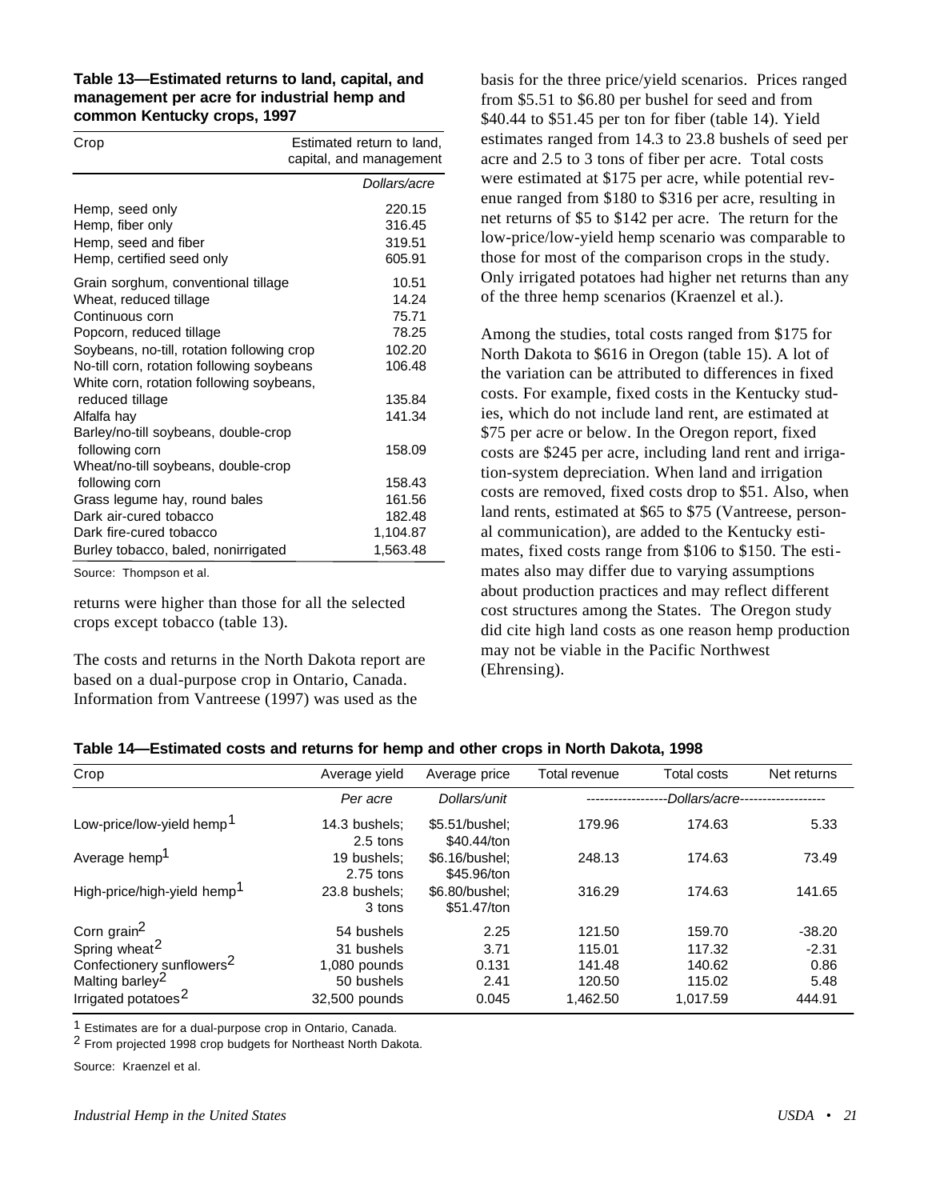**Table 13—Estimated returns to land, capital, and management per acre for industrial hemp and common Kentucky crops, 1997**

| Crop | Estimated return to land, capital, and management |
|---|---|
| | *Dollars/acre* |
| Hemp, seed only | 220.15 |
| Hemp, fiber only | 316.45 |
| Hemp, seed and fiber | 319.51 |
| Hemp, certified seed only | 605.91 |
| Grain sorghum, conventional tillage | 10.51 |
| Wheat, reduced tillage | 14.24 |
| Continuous corn | 75.71 |
| Popcorn, reduced tillage | 78.25 |
| Soybeans, no-till, rotation following crop | 102.20 |
| No-till corn, rotation following soybeans | 106.48 |
| White corn, rotation following soybeans, reduced tillage | 135.84 |
| Alfalfa hay | 141.34 |
| Barley/no-till soybeans, double-crop following corn | 158.09 |
| Wheat/no-till soybeans, double-crop following corn | 158.43 |
| Grass legume hay, round bales | 161.56 |
| Dark air-cured tobacco | 182.48 |
| Dark fire-cured tobacco | 1,104.87 |
| Burley tobacco, baled, nonirrigated | 1,563.48 |

Source: Thompson et al.

returns were higher than those for all the selected crops except tobacco (table 13).

The costs and returns in the North Dakota report are based on a dual-purpose crop in Ontario, Canada. Information from Vantreese (1997) was used as the basis for the three price/yield scenarios. Prices ranged from $5.51 to $6.80 per bushel for seed and from $40.44 to $51.45 per ton for fiber (table 14). Yield estimates ranged from 14.3 to 23.8 bushels of seed per acre and 2.5 to 3 tons of fiber per acre. Total costs were estimated at $175 per acre, while potential revenue ranged from $180 to $316 per acre, resulting in net returns of $5 to $142 per acre. The return for the low-price/low-yield hemp scenario was comparable to those for most of the comparison crops in the study. Only irrigated potatoes had higher net returns than any of the three hemp scenarios (Kraenzel et al.).

Among the studies, total costs ranged from $175 for North Dakota to $616 in Oregon (table 15). A lot of the variation can be attributed to differences in fixed costs. For example, fixed costs in the Kentucky studies, which do not include land rent, are estimated at $75 per acre or below. In the Oregon report, fixed costs are $245 per acre, including land rent and irrigation-system depreciation. When land and irrigation costs are removed, fixed costs drop to $51. Also, when land rents, estimated at $65 to $75 (Vantreese, personal communication), are added to the Kentucky estimates, fixed costs range from $106 to $150. The estimates also may differ due to varying assumptions about production practices and may reflect different cost structures among the States. The Oregon study did cite high land costs as one reason hemp production may not be viable in the Pacific Northwest (Ehrensing).

**Table 14—Estimated costs and returns for hemp and other crops in North Dakota, 1998**

| Crop | Average yield | Average price | Total revenue | Total costs | Net returns |
|---|---|---|---|---|---|
| | *Per acre* | *Dollars/unit* | *Dollars/acre* | | |
| Low-price/low-yield hemp[1] | 14.3 bushels; 2.5 tons | $5.51/bushel; $40.44/ton | 179.96 | 174.63 | 5.33 |
| Average hemp[1] | 19 bushels; 2.75 tons | $6.16/bushel; $45.96/ton | 248.13 | 174.63 | 73.49 |
| High-price/high-yield hemp[1] | 23.8 bushels; 3 tons | $6.80/bushel; $51.47/ton | 316.29 | 174.63 | 141.65 |
| Corn grain[2] | 54 bushels | 2.25 | 121.50 | 159.70 | -38.20 |
| Spring wheat[2] | 31 bushels | 3.71 | 115.01 | 117.32 | -2.31 |
| Confectionery sunflowers[2] | 1,080 pounds | 0.131 | 141.48 | 140.62 | 0.86 |
| Malting barley[2] | 50 bushels | 2.41 | 120.50 | 115.02 | 5.48 |
| Irrigated potatoes[2] | 32,500 pounds | 0.045 | 1,462.50 | 1,017.59 | 444.91 |

[1] Estimates are for a dual-purpose crop in Ontario, Canada.

[2] From projected 1998 crop budgets for Northeast North Dakota.

Source: Kraenzel et al.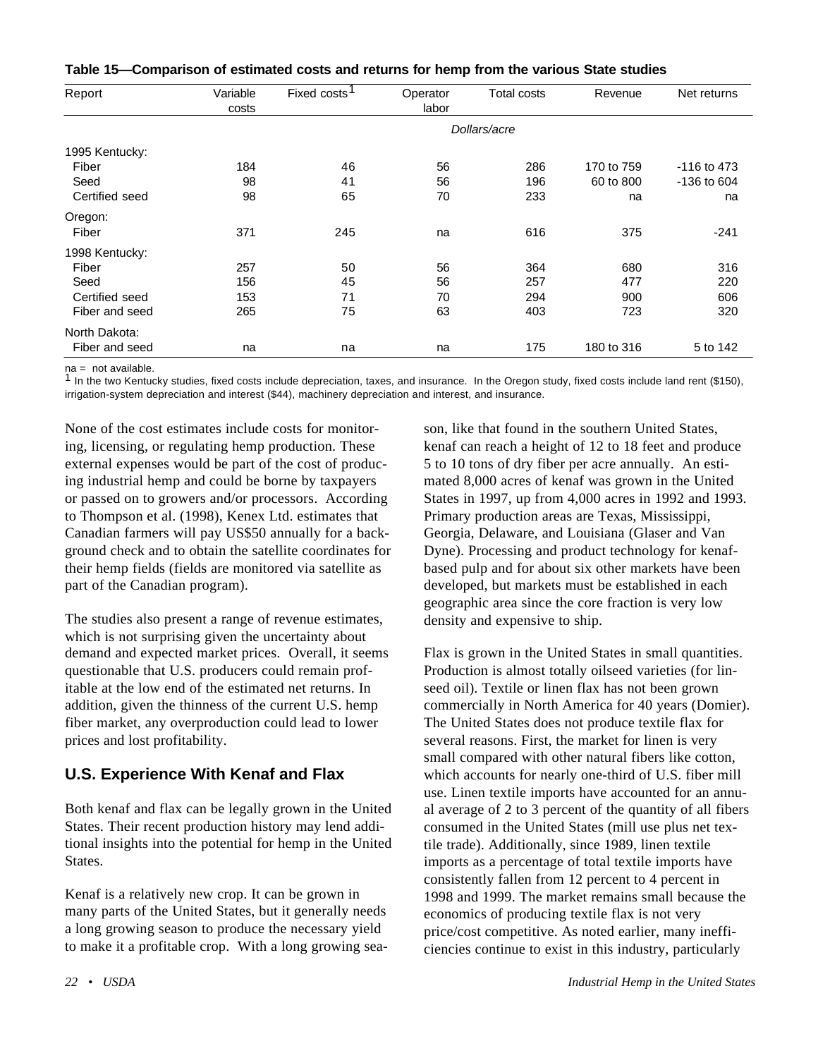**Table 15—Comparison of estimated costs and returns for hemp from the various State studies**

| Report | Variable costs | Fixed costs[1] | Operator labor | Total costs | Revenue | Net returns |
|---|---|---|---|---|---|---|
| | | | *Dollars/acre* | | | |
| 1995 Kentucky: | | | | | | |
| Fiber | 184 | 46 | 56 | 286 | 170 to 759 | -116 to 473 |
| Seed | 98 | 41 | 56 | 196 | 60 to 800 | -136 to 604 |
| Certified seed | 98 | 65 | 70 | 233 | na | na |
| Oregon: | | | | | | |
| Fiber | 371 | 245 | na | 616 | 375 | -241 |
| 1998 Kentucky: | | | | | | |
| Fiber | 257 | 50 | 56 | 364 | 680 | 316 |
| Seed | 156 | 45 | 56 | 257 | 477 | 220 |
| Certified seed | 153 | 71 | 70 | 294 | 900 | 606 |
| Fiber and seed | 265 | 75 | 63 | 403 | 723 | 320 |
| North Dakota: | | | | | | |
| Fiber and seed | na | na | na | 175 | 180 to 316 | 5 to 142 |

na = not available.

[1] In the two Kentucky studies, fixed costs include depreciation, taxes, and insurance. In the Oregon study, fixed costs include land rent ($150), irrigation-system depreciation and interest ($44), machinery depreciation and interest, and insurance.

None of the cost estimates include costs for monitoring, licensing, or regulating hemp production. These external expenses would be part of the cost of producing industrial hemp and could be borne by taxpayers or passed on to growers and/or processors. According to Thompson et al. (1998), Kenex Ltd. estimates that Canadian farmers will pay US$50 annually for a background check and to obtain the satellite coordinates for their hemp fields (fields are monitored via satellite as part of the Canadian program).

The studies also present a range of revenue estimates, which is not surprising given the uncertainty about demand and expected market prices. Overall, it seems questionable that U.S. producers could remain profitable at the low end of the estimated net returns. In addition, given the thinness of the current U.S. hemp fiber market, any overproduction could lead to lower prices and lost profitability.

## U.S. Experience With Kenaf and Flax

Both kenaf and flax can be legally grown in the United States. Their recent production history may lend additional insights into the potential for hemp in the United States.

Kenaf is a relatively new crop. It can be grown in many parts of the United States, but it generally needs a long growing season to produce the necessary yield to make it a profitable crop. With a long growing season, like that found in the southern United States, kenaf can reach a height of 12 to 18 feet and produce 5 to 10 tons of dry fiber per acre annually. An estimated 8,000 acres of kenaf was grown in the United States in 1997, up from 4,000 acres in 1992 and 1993. Primary production areas are Texas, Mississippi, Georgia, Delaware, and Louisiana (Glaser and Van Dyne). Processing and product technology for kenaf-based pulp and for about six other markets have been developed, but markets must be established in each geographic area since the core fraction is very low density and expensive to ship.

Flax is grown in the United States in small quantities. Production is almost totally oilseed varieties (for linseed oil). Textile or linen flax has not been grown commercially in North America for 40 years (Domier). The United States does not produce textile flax for several reasons. First, the market for linen is very small compared with other natural fibers like cotton, which accounts for nearly one-third of U.S. fiber mill use. Linen textile imports have accounted for an annual average of 2 to 3 percent of the quantity of all fibers consumed in the United States (mill use plus net textile trade). Additionally, since 1989, linen textile imports as a percentage of total textile imports have consistently fallen from 12 percent to 4 percent in 1998 and 1999. The market remains small because the economics of producing textile flax is not very price/cost competitive. As noted earlier, many inefficiencies continue to exist in this industry, particularly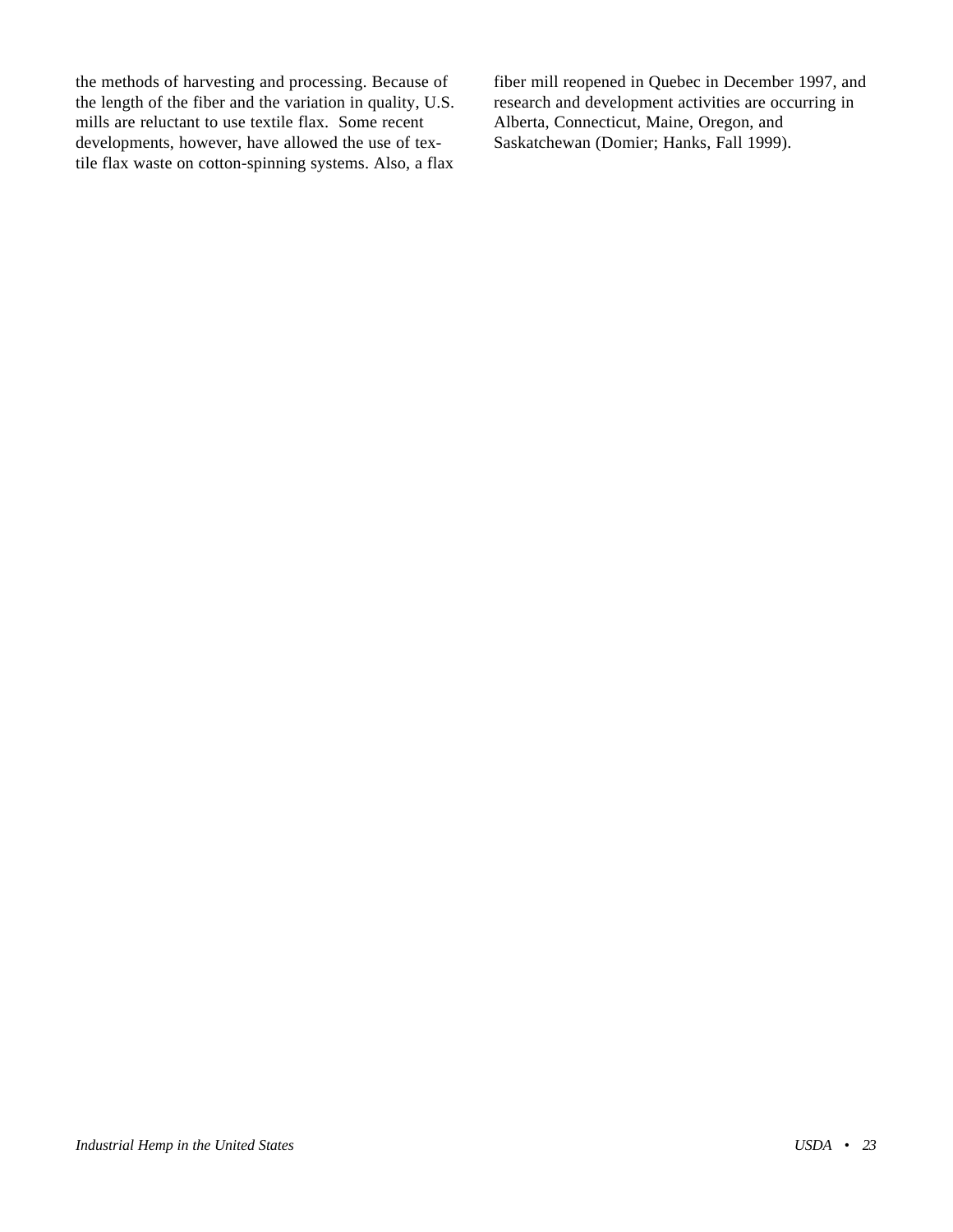the methods of harvesting and processing. Because of the length of the fiber and the variation in quality, U.S. mills are reluctant to use textile flax. Some recent developments, however, have allowed the use of textile flax waste on cotton-spinning systems. Also, a flax fiber mill reopened in Quebec in December 1997, and research and development activities are occurring in Alberta, Connecticut, Maine, Oregon, and Saskatchewan (Domier; Hanks, Fall 1999).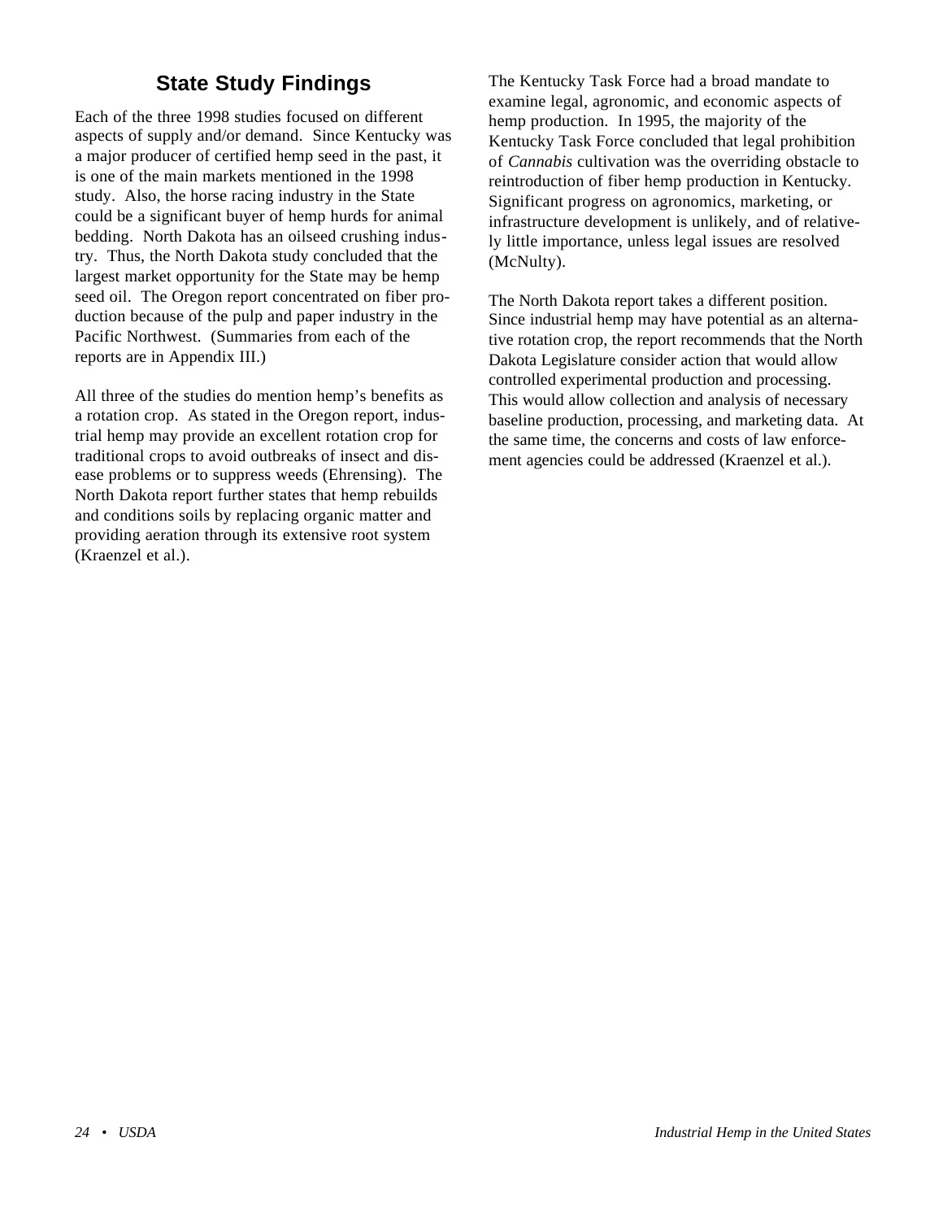## State Study Findings

Each of the three 1998 studies focused on different aspects of supply and/or demand. Since Kentucky was a major producer of certified hemp seed in the past, it is one of the main markets mentioned in the 1998 study. Also, the horse racing industry in the State could be a significant buyer of hemp hurds for animal bedding. North Dakota has an oilseed crushing industry. Thus, the North Dakota study concluded that the largest market opportunity for the State may be hemp seed oil. The Oregon report concentrated on fiber production because of the pulp and paper industry in the Pacific Northwest. (Summaries from each of the reports are in Appendix III.)

All three of the studies do mention hemp's benefits as a rotation crop. As stated in the Oregon report, industrial hemp may provide an excellent rotation crop for traditional crops to avoid outbreaks of insect and disease problems or to suppress weeds (Ehrensing). The North Dakota report further states that hemp rebuilds and conditions soils by replacing organic matter and providing aeration through its extensive root system (Kraenzel et al.).

The Kentucky Task Force had a broad mandate to examine legal, agronomic, and economic aspects of hemp production. In 1995, the majority of the Kentucky Task Force concluded that legal prohibition of *Cannabis* cultivation was the overriding obstacle to reintroduction of fiber hemp production in Kentucky. Significant progress on agronomics, marketing, or infrastructure development is unlikely, and of relatively little importance, unless legal issues are resolved (McNulty).

The North Dakota report takes a different position. Since industrial hemp may have potential as an alternative rotation crop, the report recommends that the North Dakota Legislature consider action that would allow controlled experimental production and processing. This would allow collection and analysis of necessary baseline production, processing, and marketing data. At the same time, the concerns and costs of law enforcement agencies could be addressed (Kraenzel et al.).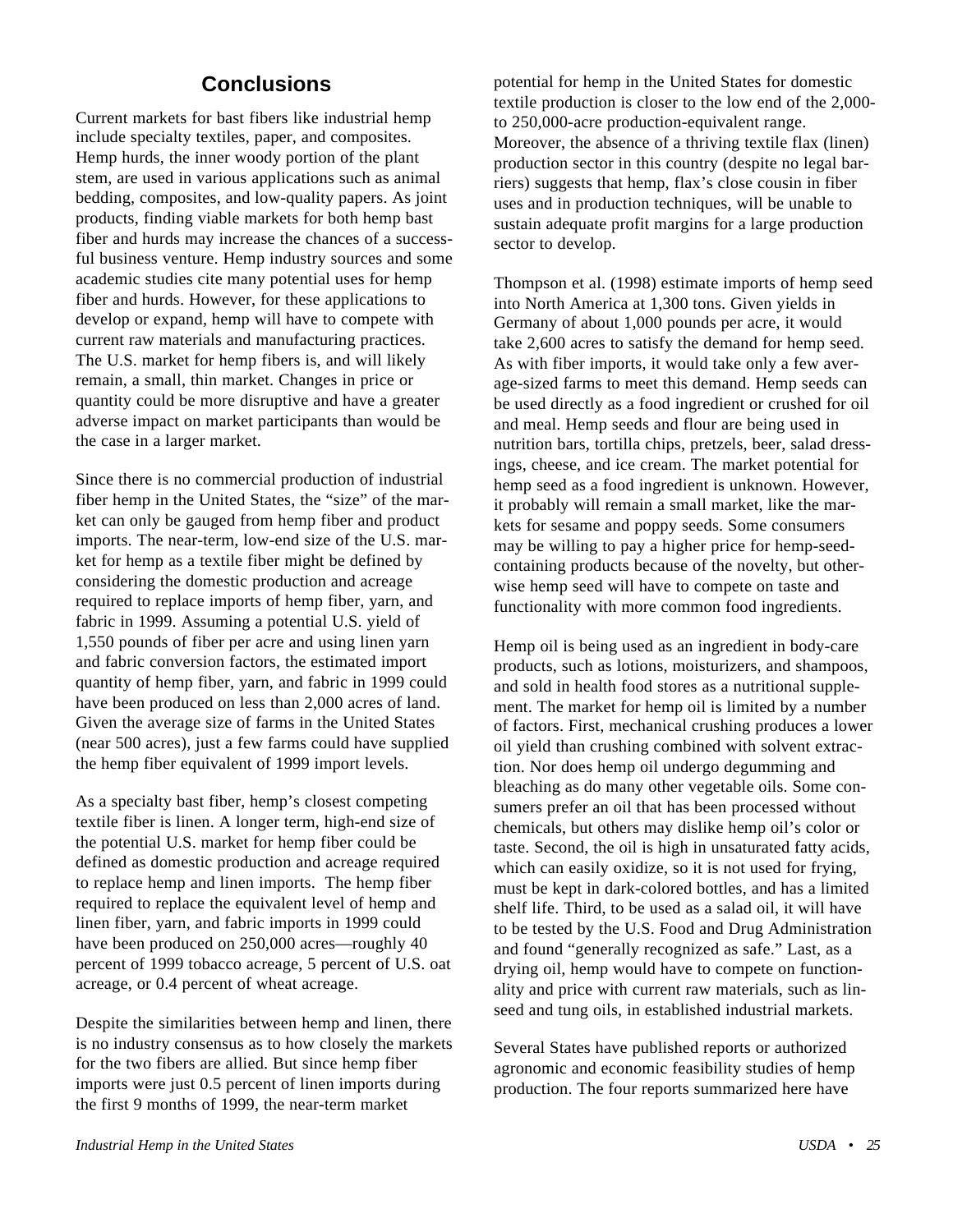## Conclusions

Current markets for bast fibers like industrial hemp include specialty textiles, paper, and composites. Hemp hurds, the inner woody portion of the plant stem, are used in various applications such as animal bedding, composites, and low-quality papers. As joint products, finding viable markets for both hemp bast fiber and hurds may increase the chances of a successful business venture. Hemp industry sources and some academic studies cite many potential uses for hemp fiber and hurds. However, for these applications to develop or expand, hemp will have to compete with current raw materials and manufacturing practices. The U.S. market for hemp fibers is, and will likely remain, a small, thin market. Changes in price or quantity could be more disruptive and have a greater adverse impact on market participants than would be the case in a larger market.

Since there is no commercial production of industrial fiber hemp in the United States, the "size" of the market can only be gauged from hemp fiber and product imports. The near-term, low-end size of the U.S. market for hemp as a textile fiber might be defined by considering the domestic production and acreage required to replace imports of hemp fiber, yarn, and fabric in 1999. Assuming a potential U.S. yield of 1,550 pounds of fiber per acre and using linen yarn and fabric conversion factors, the estimated import quantity of hemp fiber, yarn, and fabric in 1999 could have been produced on less than 2,000 acres of land. Given the average size of farms in the United States (near 500 acres), just a few farms could have supplied the hemp fiber equivalent of 1999 import levels.

As a specialty bast fiber, hemp's closest competing textile fiber is linen. A longer term, high-end size of the potential U.S. market for hemp fiber could be defined as domestic production and acreage required to replace hemp and linen imports. The hemp fiber required to replace the equivalent level of hemp and linen fiber, yarn, and fabric imports in 1999 could have been produced on 250,000 acres—roughly 40 percent of 1999 tobacco acreage, 5 percent of U.S. oat acreage, or 0.4 percent of wheat acreage.

Despite the similarities between hemp and linen, there is no industry consensus as to how closely the markets for the two fibers are allied. But since hemp fiber imports were just 0.5 percent of linen imports during the first 9 months of 1999, the near-term market potential for hemp in the United States for domestic textile production is closer to the low end of the 2,000- to 250,000-acre production-equivalent range. Moreover, the absence of a thriving textile flax (linen) production sector in this country (despite no legal barriers) suggests that hemp, flax's close cousin in fiber uses and in production techniques, will be unable to sustain adequate profit margins for a large production sector to develop.

Thompson et al. (1998) estimate imports of hemp seed into North America at 1,300 tons. Given yields in Germany of about 1,000 pounds per acre, it would take 2,600 acres to satisfy the demand for hemp seed. As with fiber imports, it would take only a few average-sized farms to meet this demand. Hemp seeds can be used directly as a food ingredient or crushed for oil and meal. Hemp seeds and flour are being used in nutrition bars, tortilla chips, pretzels, beer, salad dressings, cheese, and ice cream. The market potential for hemp seed as a food ingredient is unknown. However, it probably will remain a small market, like the markets for sesame and poppy seeds. Some consumers may be willing to pay a higher price for hemp-seed-containing products because of the novelty, but otherwise hemp seed will have to compete on taste and functionality with more common food ingredients.

Hemp oil is being used as an ingredient in body-care products, such as lotions, moisturizers, and shampoos, and sold in health food stores as a nutritional supplement. The market for hemp oil is limited by a number of factors. First, mechanical crushing produces a lower oil yield than crushing combined with solvent extraction. Nor does hemp oil undergo degumming and bleaching as do many other vegetable oils. Some consumers prefer an oil that has been processed without chemicals, but others may dislike hemp oil's color or taste. Second, the oil is high in unsaturated fatty acids, which can easily oxidize, so it is not used for frying, must be kept in dark-colored bottles, and has a limited shelf life. Third, to be used as a salad oil, it will have to be tested by the U.S. Food and Drug Administration and found "generally recognized as safe." Last, as a drying oil, hemp would have to compete on functionality and price with current raw materials, such as linseed and tung oils, in established industrial markets.

Several States have published reports or authorized agronomic and economic feasibility studies of hemp production. The four reports summarized here have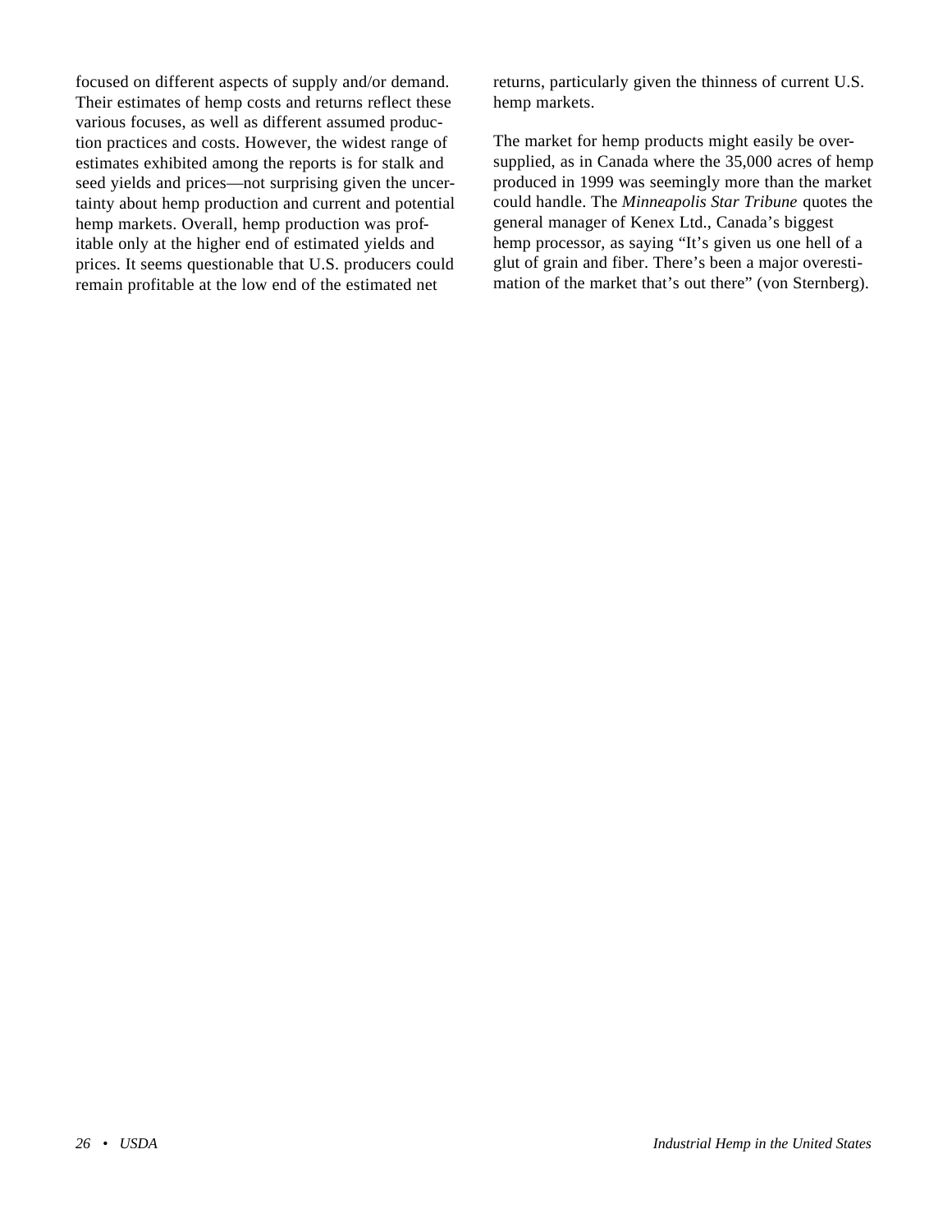focused on different aspects of supply and/or demand. Their estimates of hemp costs and returns reflect these various focuses, as well as different assumed production practices and costs. However, the widest range of estimates exhibited among the reports is for stalk and seed yields and prices—not surprising given the uncertainty about hemp production and current and potential hemp markets. Overall, hemp production was profitable only at the higher end of estimated yields and prices. It seems questionable that U.S. producers could remain profitable at the low end of the estimated net returns, particularly given the thinness of current U.S. hemp markets.

The market for hemp products might easily be oversupplied, as in Canada where the 35,000 acres of hemp produced in 1999 was seemingly more than the market could handle. The *Minneapolis Star Tribune* quotes the general manager of Kenex Ltd., Canada's biggest hemp processor, as saying "It's given us one hell of a glut of grain and fiber. There's been a major overestimation of the market that's out there" (von Sternberg).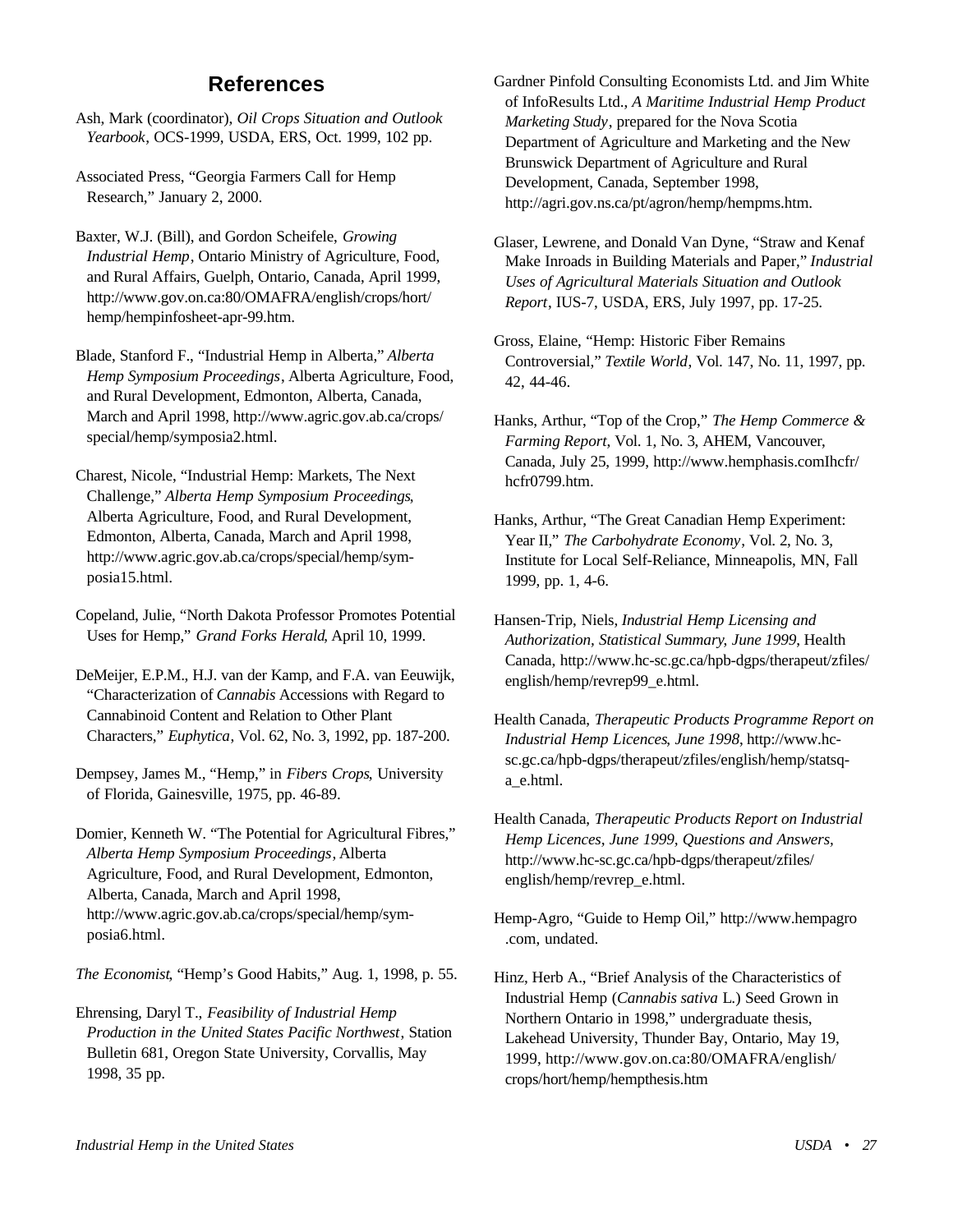## References

Ash, Mark (coordinator), *Oil Crops Situation and Outlook Yearbook*, OCS-1999, USDA, ERS, Oct. 1999, 102 pp.

Associated Press, "Georgia Farmers Call for Hemp Research," January 2, 2000.

Baxter, W.J. (Bill), and Gordon Scheifele, *Growing Industrial Hemp*, Ontario Ministry of Agriculture, Food, and Rural Affairs, Guelph, Ontario, Canada, April 1999, http://www.gov.on.ca:80/OMAFRA/english/crops/hort/hemp/hempinfosheet-apr-99.htm.

Blade, Stanford F., "Industrial Hemp in Alberta," *Alberta Hemp Symposium Proceedings*, Alberta Agriculture, Food, and Rural Development, Edmonton, Alberta, Canada, March and April 1998, http://www.agric.gov.ab.ca/crops/special/hemp/symposia2.html.

Charest, Nicole, "Industrial Hemp: Markets, The Next Challenge," *Alberta Hemp Symposium Proceedings*, Alberta Agriculture, Food, and Rural Development, Edmonton, Alberta, Canada, March and April 1998, http://www.agric.gov.ab.ca/crops/special/hemp/symposia15.html.

Copeland, Julie, "North Dakota Professor Promotes Potential Uses for Hemp," *Grand Forks Herald*, April 10, 1999.

DeMeijer, E.P.M., H.J. van der Kamp, and F.A. van Eeuwijk, "Characterization of *Cannabis* Accessions with Regard to Cannabinoid Content and Relation to Other Plant Characters," *Euphytica*, Vol. 62, No. 3, 1992, pp. 187-200.

Dempsey, James M., "Hemp," in *Fibers Crops*, University of Florida, Gainesville, 1975, pp. 46-89.

Domier, Kenneth W. "The Potential for Agricultural Fibres," *Alberta Hemp Symposium Proceedings*, Alberta Agriculture, Food, and Rural Development, Edmonton, Alberta, Canada, March and April 1998, http://www.agric.gov.ab.ca/crops/special/hemp/symposia6.html.

*The Economist*, "Hemp's Good Habits," Aug. 1, 1998, p. 55.

Ehrensing, Daryl T., *Feasibility of Industrial Hemp Production in the United States Pacific Northwest*, Station Bulletin 681, Oregon State University, Corvallis, May 1998, 35 pp.

Gardner Pinfold Consulting Economists Ltd. and Jim White of InfoResults Ltd., *A Maritime Industrial Hemp Product Marketing Study*, prepared for the Nova Scotia Department of Agriculture and Marketing and the New Brunswick Department of Agriculture and Rural Development, Canada, September 1998, http://agri.gov.ns.ca/pt/agron/hemp/hempms.htm.

Glaser, Lewrene, and Donald Van Dyne, "Straw and Kenaf Make Inroads in Building Materials and Paper," *Industrial Uses of Agricultural Materials Situation and Outlook Report*, IUS-7, USDA, ERS, July 1997, pp. 17-25.

Gross, Elaine, "Hemp: Historic Fiber Remains Controversial," *Textile World*, Vol. 147, No. 11, 1997, pp. 42, 44-46.

Hanks, Arthur, "Top of the Crop," *The Hemp Commerce & Farming Report*, Vol. 1, No. 3, AHEM, Vancouver, Canada, July 25, 1999, http://www.hemphasis.comIhcfr/hcfr0799.htm.

Hanks, Arthur, "The Great Canadian Hemp Experiment: Year II," *The Carbohydrate Economy*, Vol. 2, No. 3, Institute for Local Self-Reliance, Minneapolis, MN, Fall 1999, pp. 1, 4-6.

Hansen-Trip, Niels, *Industrial Hemp Licensing and Authorization, Statistical Summary, June 1999*, Health Canada, http://www.hc-sc.gc.ca/hpb-dgps/therapeut/zfiles/english/hemp/revrep99_e.html.

Health Canada, *Therapeutic Products Programme Report on Industrial Hemp Licences, June 1998*, http://www.hc-sc.gc.ca/hpb-dgps/therapeut/zfiles/english/hemp/statsq-a_e.html.

Health Canada, *Therapeutic Products Report on Industrial Hemp Licences, June 1999, Questions and Answers*, http://www.hc-sc.gc.ca/hpb-dgps/therapeut/zfiles/english/hemp/revrep_e.html.

Hemp-Agro, "Guide to Hemp Oil," http://www.hempagro.com, undated.

Hinz, Herb A., "Brief Analysis of the Characteristics of Industrial Hemp (*Cannabis sativa* L.) Seed Grown in Northern Ontario in 1998," undergraduate thesis, Lakehead University, Thunder Bay, Ontario, May 19, 1999, http://www.gov.on.ca:80/OMAFRA/english/crops/hort/hemp/hempthesis.htm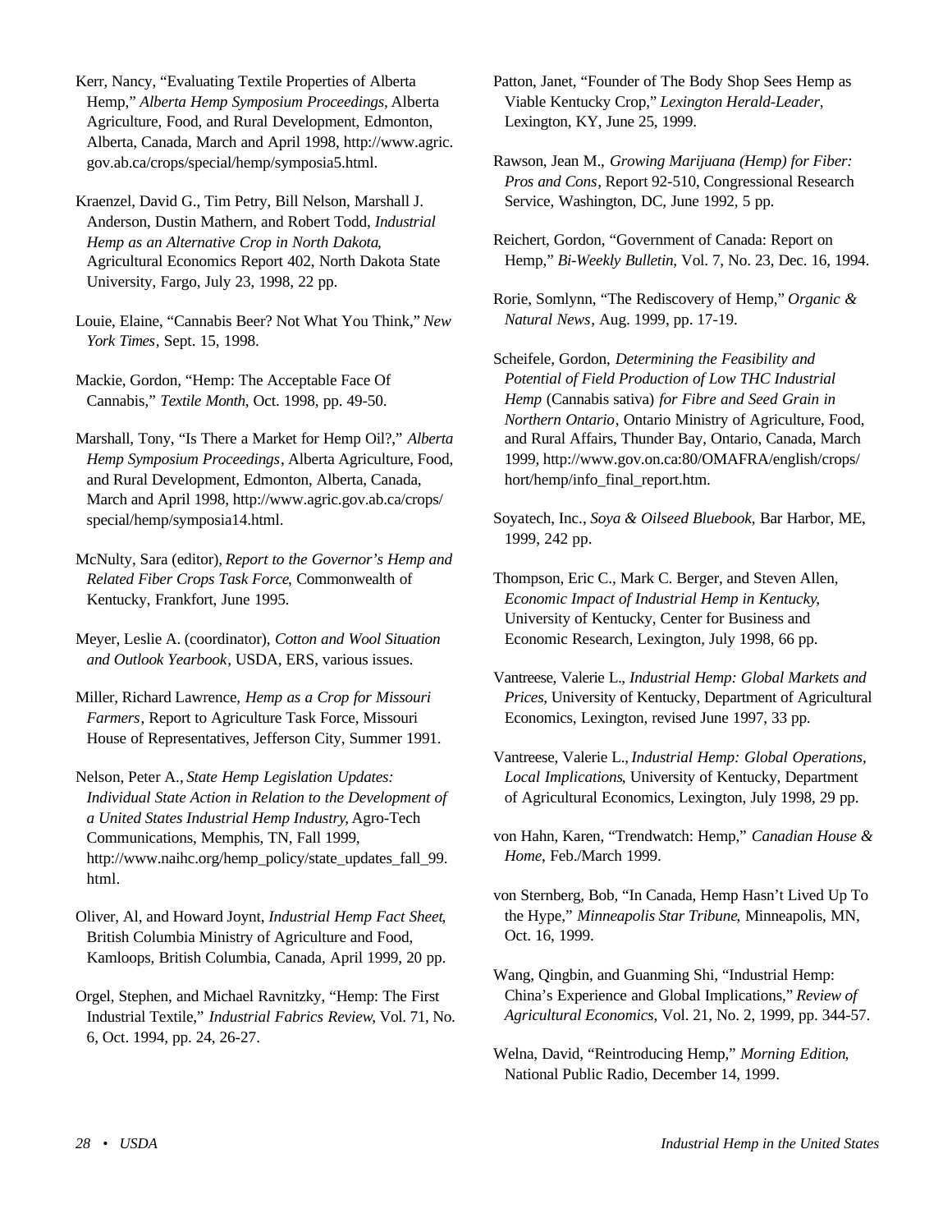Kerr, Nancy, "Evaluating Textile Properties of Alberta Hemp," *Alberta Hemp Symposium Proceedings*, Alberta Agriculture, Food, and Rural Development, Edmonton, Alberta, Canada, March and April 1998, http://www.agric.gov.ab.ca/crops/special/hemp/symposia5.html.

Kraenzel, David G., Tim Petry, Bill Nelson, Marshall J. Anderson, Dustin Mathern, and Robert Todd, *Industrial Hemp as an Alternative Crop in North Dakota*, Agricultural Economics Report 402, North Dakota State University, Fargo, July 23, 1998, 22 pp.

Louie, Elaine, "Cannabis Beer? Not What You Think," *New York Times*, Sept. 15, 1998.

Mackie, Gordon, "Hemp: The Acceptable Face Of Cannabis," *Textile Month*, Oct. 1998, pp. 49-50.

Marshall, Tony, "Is There a Market for Hemp Oil?," *Alberta Hemp Symposium Proceedings*, Alberta Agriculture, Food, and Rural Development, Edmonton, Alberta, Canada, March and April 1998, http://www.agric.gov.ab.ca/crops/special/hemp/symposia14.html.

McNulty, Sara (editor), *Report to the Governor's Hemp and Related Fiber Crops Task Force*, Commonwealth of Kentucky, Frankfort, June 1995.

Meyer, Leslie A. (coordinator), *Cotton and Wool Situation and Outlook Yearbook*, USDA, ERS, various issues.

Miller, Richard Lawrence, *Hemp as a Crop for Missouri Farmers*, Report to Agriculture Task Force, Missouri House of Representatives, Jefferson City, Summer 1991.

Nelson, Peter A., *State Hemp Legislation Updates: Individual State Action in Relation to the Development of a United States Industrial Hemp Industry*, Agro-Tech Communications, Memphis, TN, Fall 1999, http://www.naihc.org/hemp_policy/state_updates_fall_99.html.

Oliver, Al, and Howard Joynt, *Industrial Hemp Fact Sheet*, British Columbia Ministry of Agriculture and Food, Kamloops, British Columbia, Canada, April 1999, 20 pp.

Orgel, Stephen, and Michael Ravnitzky, "Hemp: The First Industrial Textile," *Industrial Fabrics Review*, Vol. 71, No. 6, Oct. 1994, pp. 24, 26-27.

Patton, Janet, "Founder of The Body Shop Sees Hemp as Viable Kentucky Crop," *Lexington Herald-Leader*, Lexington, KY, June 25, 1999.

Rawson, Jean M., *Growing Marijuana (Hemp) for Fiber: Pros and Cons*, Report 92-510, Congressional Research Service, Washington, DC, June 1992, 5 pp.

Reichert, Gordon, "Government of Canada: Report on Hemp," *Bi-Weekly Bulletin*, Vol. 7, No. 23, Dec. 16, 1994.

Rorie, Somlynn, "The Rediscovery of Hemp," *Organic & Natural News*, Aug. 1999, pp. 17-19.

Scheifele, Gordon, *Determining the Feasibility and Potential of Field Production of Low THC Industrial Hemp* (Cannabis sativa) *for Fibre and Seed Grain in Northern Ontario*, Ontario Ministry of Agriculture, Food, and Rural Affairs, Thunder Bay, Ontario, Canada, March 1999, http://www.gov.on.ca:80/OMAFRA/english/crops/hort/hemp/info_final_report.htm.

Soyatech, Inc., *Soya & Oilseed Bluebook*, Bar Harbor, ME, 1999, 242 pp.

Thompson, Eric C., Mark C. Berger, and Steven Allen, *Economic Impact of Industrial Hemp in Kentucky*, University of Kentucky, Center for Business and Economic Research, Lexington, July 1998, 66 pp.

Vantreese, Valerie L., *Industrial Hemp: Global Markets and Prices*, University of Kentucky, Department of Agricultural Economics, Lexington, revised June 1997, 33 pp.

Vantreese, Valerie L., *Industrial Hemp: Global Operations, Local Implications*, University of Kentucky, Department of Agricultural Economics, Lexington, July 1998, 29 pp.

von Hahn, Karen, "Trendwatch: Hemp," *Canadian House & Home*, Feb./March 1999.

von Sternberg, Bob, "In Canada, Hemp Hasn't Lived Up To the Hype," *Minneapolis Star Tribune*, Minneapolis, MN, Oct. 16, 1999.

Wang, Qingbin, and Guanming Shi, "Industrial Hemp: China's Experience and Global Implications," *Review of Agricultural Economics*, Vol. 21, No. 2, 1999, pp. 344-57.

Welna, David, "Reintroducing Hemp," *Morning Edition*, National Public Radio, December 14, 1999.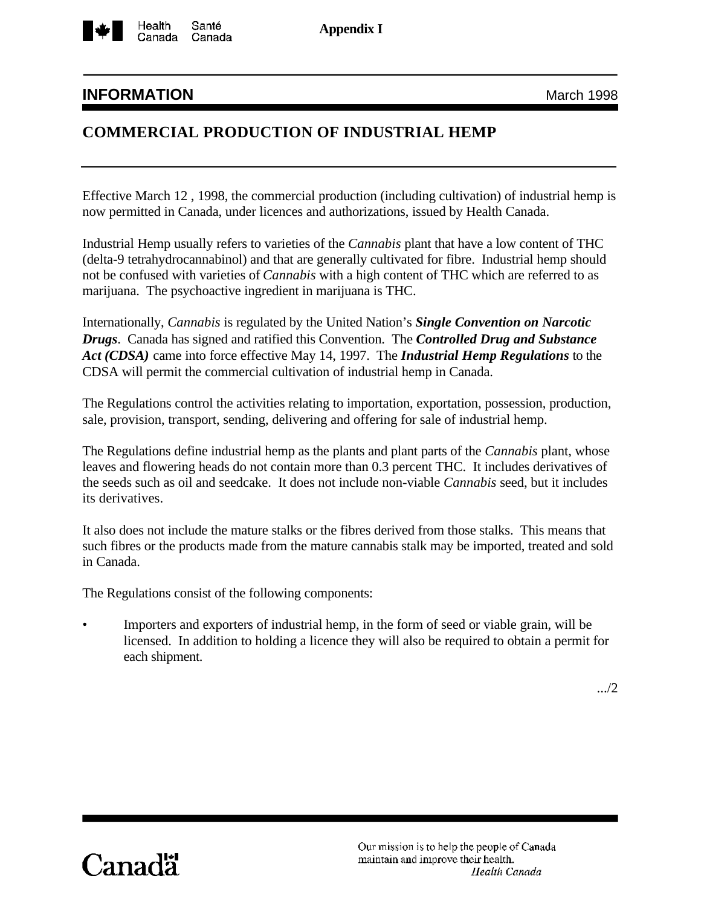**Appendix I**

## INFORMATION

March 1998

# COMMERCIAL PRODUCTION OF INDUSTRIAL HEMP

Effective March 12 , 1998, the commercial production (including cultivation) of industrial hemp is now permitted in Canada, under licences and authorizations, issued by Health Canada.

Industrial Hemp usually refers to varieties of the *Cannabis* plant that have a low content of THC (delta-9 tetrahydrocannabinol) and that are generally cultivated for fibre. Industrial hemp should not be confused with varieties of *Cannabis* with a high content of THC which are referred to as marijuana. The psychoactive ingredient in marijuana is THC.

Internationally, *Cannabis* is regulated by the United Nation's ***Single Convention on Narcotic Drugs***. Canada has signed and ratified this Convention. The ***Controlled Drug and Substance Act (CDSA)*** came into force effective May 14, 1997. The ***Industrial Hemp Regulations*** to the CDSA will permit the commercial cultivation of industrial hemp in Canada.

The Regulations control the activities relating to importation, exportation, possession, production, sale, provision, transport, sending, delivering and offering for sale of industrial hemp.

The Regulations define industrial hemp as the plants and plant parts of the *Cannabis* plant, whose leaves and flowering heads do not contain more than 0.3 percent THC. It includes derivatives of the seeds such as oil and seedcake. It does not include non-viable *Cannabis* seed, but it includes its derivatives.

It also does not include the mature stalks or the fibres derived from those stalks. This means that such fibres or the products made from the mature cannabis stalk may be imported, treated and sold in Canada.

The Regulations consist of the following components:

- Importers and exporters of industrial hemp, in the form of seed or viable grain, will be licensed. In addition to holding a licence they will also be required to obtain a permit for each shipment.

.../2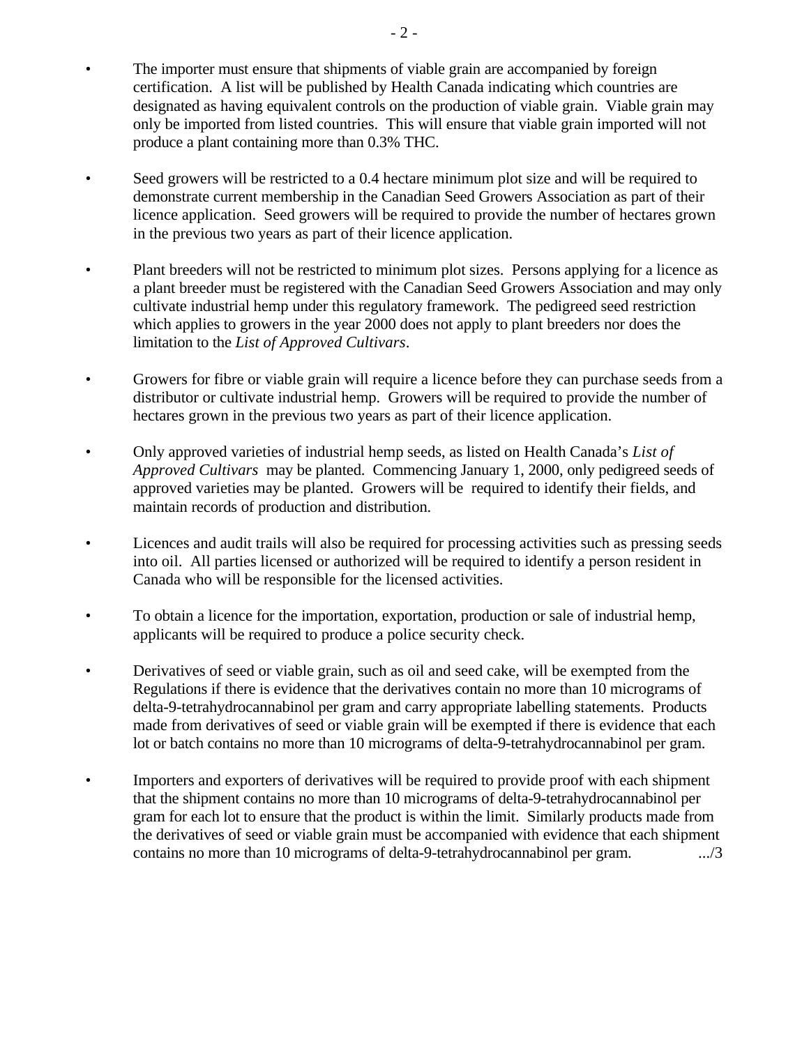- The importer must ensure that shipments of viable grain are accompanied by foreign certification. A list will be published by Health Canada indicating which countries are designated as having equivalent controls on the production of viable grain. Viable grain may only be imported from listed countries. This will ensure that viable grain imported will not produce a plant containing more than 0.3% THC.

- Seed growers will be restricted to a 0.4 hectare minimum plot size and will be required to demonstrate current membership in the Canadian Seed Growers Association as part of their licence application. Seed growers will be required to provide the number of hectares grown in the previous two years as part of their licence application.

- Plant breeders will not be restricted to minimum plot sizes. Persons applying for a licence as a plant breeder must be registered with the Canadian Seed Growers Association and may only cultivate industrial hemp under this regulatory framework. The pedigreed seed restriction which applies to growers in the year 2000 does not apply to plant breeders nor does the limitation to the *List of Approved Cultivars*.

- Growers for fibre or viable grain will require a licence before they can purchase seeds from a distributor or cultivate industrial hemp. Growers will be required to provide the number of hectares grown in the previous two years as part of their licence application.

- Only approved varieties of industrial hemp seeds, as listed on Health Canada's *List of Approved Cultivars* may be planted. Commencing January 1, 2000, only pedigreed seeds of approved varieties may be planted. Growers will be required to identify their fields, and maintain records of production and distribution.

- Licences and audit trails will also be required for processing activities such as pressing seeds into oil. All parties licensed or authorized will be required to identify a person resident in Canada who will be responsible for the licensed activities.

- To obtain a licence for the importation, exportation, production or sale of industrial hemp, applicants will be required to produce a police security check.

- Derivatives of seed or viable grain, such as oil and seed cake, will be exempted from the Regulations if there is evidence that the derivatives contain no more than 10 micrograms of delta-9-tetrahydrocannabinol per gram and carry appropriate labelling statements. Products made from derivatives of seed or viable grain will be exempted if there is evidence that each lot or batch contains no more than 10 micrograms of delta-9-tetrahydrocannabinol per gram.

- Importers and exporters of derivatives will be required to provide proof with each shipment that the shipment contains no more than 10 micrograms of delta-9-tetrahydrocannabinol per gram for each lot to ensure that the product is within the limit. Similarly products made from the derivatives of seed or viable grain must be accompanied with evidence that each shipment contains no more than 10 micrograms of delta-9-tetrahydrocannabinol per gram.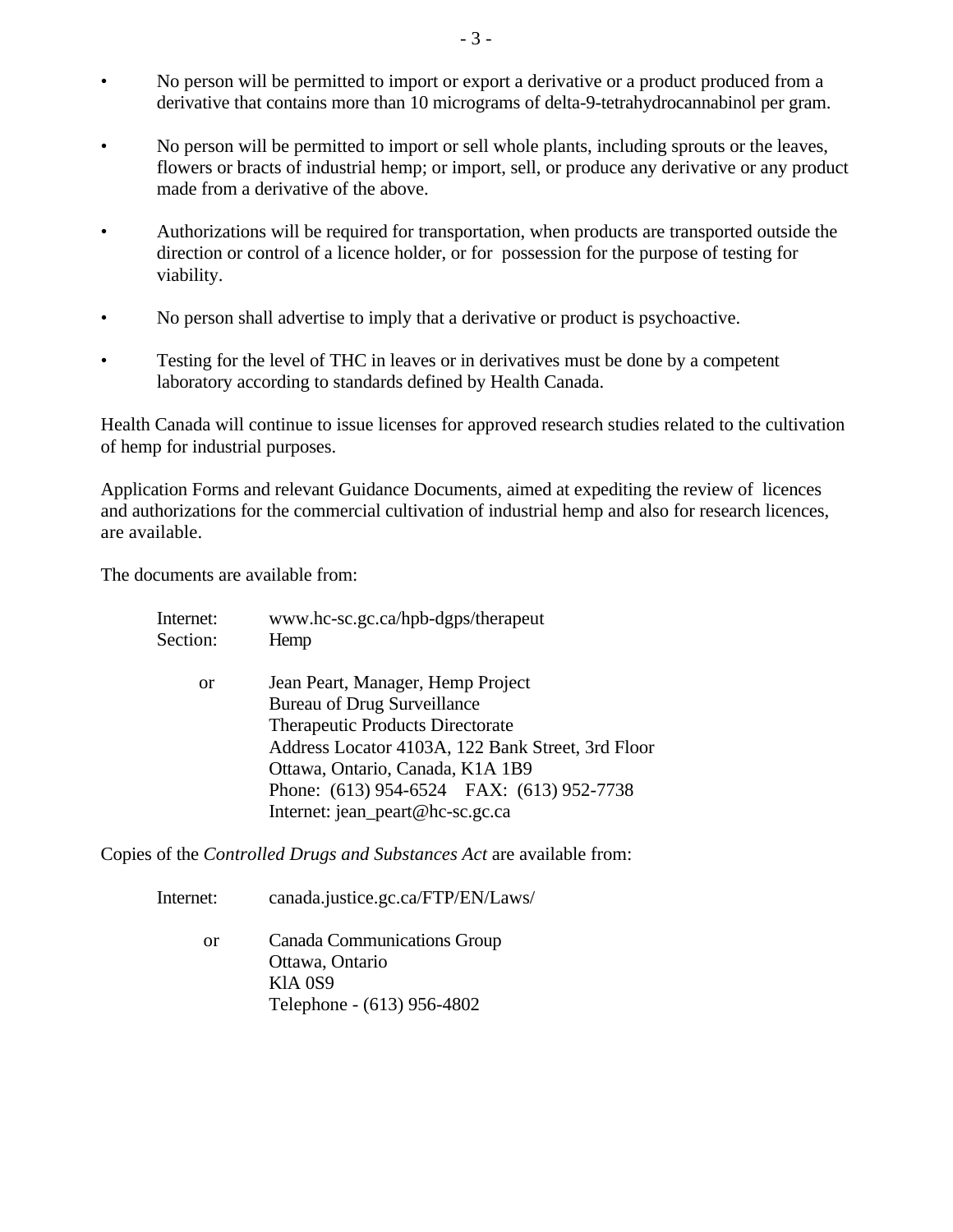- No person will be permitted to import or export a derivative or a product produced from a derivative that contains more than 10 micrograms of delta-9-tetrahydrocannabinol per gram.

- No person will be permitted to import or sell whole plants, including sprouts or the leaves, flowers or bracts of industrial hemp; or import, sell, or produce any derivative or any product made from a derivative of the above.

- Authorizations will be required for transportation, when products are transported outside the direction or control of a licence holder, or for possession for the purpose of testing for viability.

- No person shall advertise to imply that a derivative or product is psychoactive.

- Testing for the level of THC in leaves or in derivatives must be done by a competent laboratory according to standards defined by Health Canada.

Health Canada will continue to issue licenses for approved research studies related to the cultivation of hemp for industrial purposes.

Application Forms and relevant Guidance Documents, aimed at expediting the review of licences and authorizations for the commercial cultivation of industrial hemp and also for research licences, are available.

The documents are available from:

Internet: www.hc-sc.gc.ca/hpb-dgps/therapeut
Section: Hemp

or Jean Peart, Manager, Hemp Project
Bureau of Drug Surveillance
Therapeutic Products Directorate
Address Locator 4103A, 122 Bank Street, 3rd Floor
Ottawa, Ontario, Canada, K1A 1B9
Phone: (613) 954-6524 FAX: (613) 952-7738
Internet: jean_peart@hc-sc.gc.ca

Copies of the *Controlled Drugs and Substances Act* are available from:

Internet: canada.justice.gc.ca/FTP/EN/Laws/

or Canada Communications Group
Ottawa, Ontario
KlA 0S9
Telephone - (613) 956-4802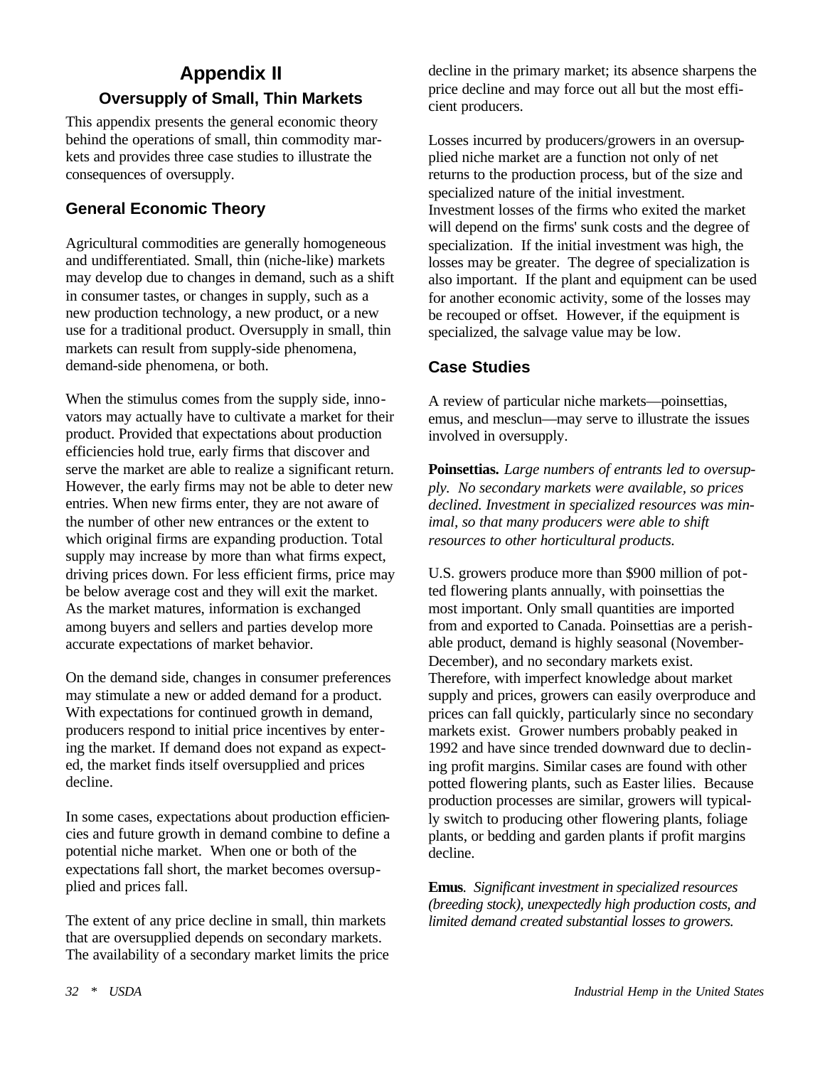# Appendix II

## Oversupply of Small, Thin Markets

This appendix presents the general economic theory behind the operations of small, thin commodity markets and provides three case studies to illustrate the consequences of oversupply.

### General Economic Theory

Agricultural commodities are generally homogeneous and undifferentiated. Small, thin (niche-like) markets may develop due to changes in demand, such as a shift in consumer tastes, or changes in supply, such as a new production technology, a new product, or a new use for a traditional product. Oversupply in small, thin markets can result from supply-side phenomena, demand-side phenomena, or both.

When the stimulus comes from the supply side, innovators may actually have to cultivate a market for their product. Provided that expectations about production efficiencies hold true, early firms that discover and serve the market are able to realize a significant return. However, the early firms may not be able to deter new entries. When new firms enter, they are not aware of the number of other new entrances or the extent to which original firms are expanding production. Total supply may increase by more than what firms expect, driving prices down. For less efficient firms, price may be below average cost and they will exit the market. As the market matures, information is exchanged among buyers and sellers and parties develop more accurate expectations of market behavior.

On the demand side, changes in consumer preferences may stimulate a new or added demand for a product. With expectations for continued growth in demand, producers respond to initial price incentives by entering the market. If demand does not expand as expected, the market finds itself oversupplied and prices decline.

In some cases, expectations about production efficiencies and future growth in demand combine to define a potential niche market. When one or both of the expectations fall short, the market becomes oversupplied and prices fall.

The extent of any price decline in small, thin markets that are oversupplied depends on secondary markets. The availability of a secondary market limits the price decline in the primary market; its absence sharpens the price decline and may force out all but the most efficient producers.

Losses incurred by producers/growers in an oversupplied niche market are a function not only of net returns to the production process, but of the size and specialized nature of the initial investment. Investment losses of the firms who exited the market will depend on the firms' sunk costs and the degree of specialization. If the initial investment was high, the losses may be greater. The degree of specialization is also important. If the plant and equipment can be used for another economic activity, some of the losses may be recouped or offset. However, if the equipment is specialized, the salvage value may be low.

### Case Studies

A review of particular niche markets—poinsettias, emus, and mesclun—may serve to illustrate the issues involved in oversupply.

**Poinsettias.** *Large numbers of entrants led to oversupply. No secondary markets were available, so prices declined. Investment in specialized resources was minimal, so that many producers were able to shift resources to other horticultural products.*

U.S. growers produce more than $900 million of potted flowering plants annually, with poinsettias the most important. Only small quantities are imported from and exported to Canada. Poinsettias are a perishable product, demand is highly seasonal (November-December), and no secondary markets exist. Therefore, with imperfect knowledge about market supply and prices, growers can easily overproduce and prices can fall quickly, particularly since no secondary markets exist. Grower numbers probably peaked in 1992 and have since trended downward due to declining profit margins. Similar cases are found with other potted flowering plants, such as Easter lilies. Because production processes are similar, growers will typically switch to producing other flowering plants, foliage plants, or bedding and garden plants if profit margins decline.

**Emus**. *Significant investment in specialized resources (breeding stock), unexpectedly high production costs, and limited demand created substantial losses to growers.*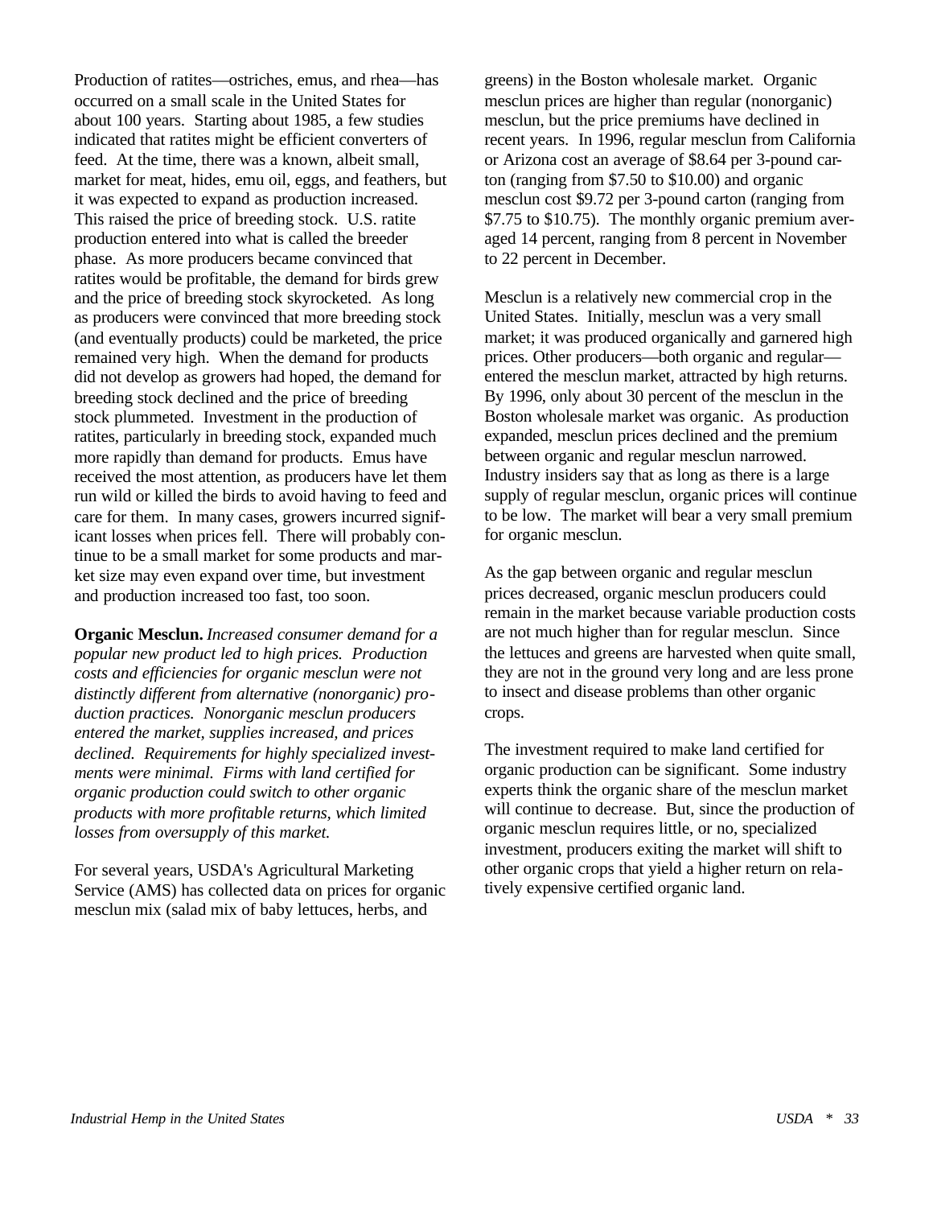Production of ratites—ostriches, emus, and rhea—has occurred on a small scale in the United States for about 100 years. Starting about 1985, a few studies indicated that ratites might be efficient converters of feed. At the time, there was a known, albeit small, market for meat, hides, emu oil, eggs, and feathers, but it was expected to expand as production increased. This raised the price of breeding stock. U.S. ratite production entered into what is called the breeder phase. As more producers became convinced that ratites would be profitable, the demand for birds grew and the price of breeding stock skyrocketed. As long as producers were convinced that more breeding stock (and eventually products) could be marketed, the price remained very high. When the demand for products did not develop as growers had hoped, the demand for breeding stock declined and the price of breeding stock plummeted. Investment in the production of ratites, particularly in breeding stock, expanded much more rapidly than demand for products. Emus have received the most attention, as producers have let them run wild or killed the birds to avoid having to feed and care for them. In many cases, growers incurred significant losses when prices fell. There will probably continue to be a small market for some products and market size may even expand over time, but investment and production increased too fast, too soon.

**Organic Mesclun.** *Increased consumer demand for a popular new product led to high prices. Production costs and efficiencies for organic mesclun were not distinctly different from alternative (nonorganic) production practices. Nonorganic mesclun producers entered the market, supplies increased, and prices declined. Requirements for highly specialized investments were minimal. Firms with land certified for organic production could switch to other organic products with more profitable returns, which limited losses from oversupply of this market.*

For several years, USDA's Agricultural Marketing Service (AMS) has collected data on prices for organic mesclun mix (salad mix of baby lettuces, herbs, and greens) in the Boston wholesale market. Organic mesclun prices are higher than regular (nonorganic) mesclun, but the price premiums have declined in recent years. In 1996, regular mesclun from California or Arizona cost an average of $8.64 per 3-pound carton (ranging from $7.50 to $10.00) and organic mesclun cost $9.72 per 3-pound carton (ranging from $7.75 to $10.75). The monthly organic premium averaged 14 percent, ranging from 8 percent in November to 22 percent in December.

Mesclun is a relatively new commercial crop in the United States. Initially, mesclun was a very small market; it was produced organically and garnered high prices. Other producers—both organic and regular—entered the mesclun market, attracted by high returns. By 1996, only about 30 percent of the mesclun in the Boston wholesale market was organic. As production expanded, mesclun prices declined and the premium between organic and regular mesclun narrowed. Industry insiders say that as long as there is a large supply of regular mesclun, organic prices will continue to be low. The market will bear a very small premium for organic mesclun.

As the gap between organic and regular mesclun prices decreased, organic mesclun producers could remain in the market because variable production costs are not much higher than for regular mesclun. Since the lettuces and greens are harvested when quite small, they are not in the ground very long and are less prone to insect and disease problems than other organic crops.

The investment required to make land certified for organic production can be significant. Some industry experts think the organic share of the mesclun market will continue to decrease. But, since the production of organic mesclun requires little, or no, specialized investment, producers exiting the market will shift to other organic crops that yield a higher return on relatively expensive certified organic land.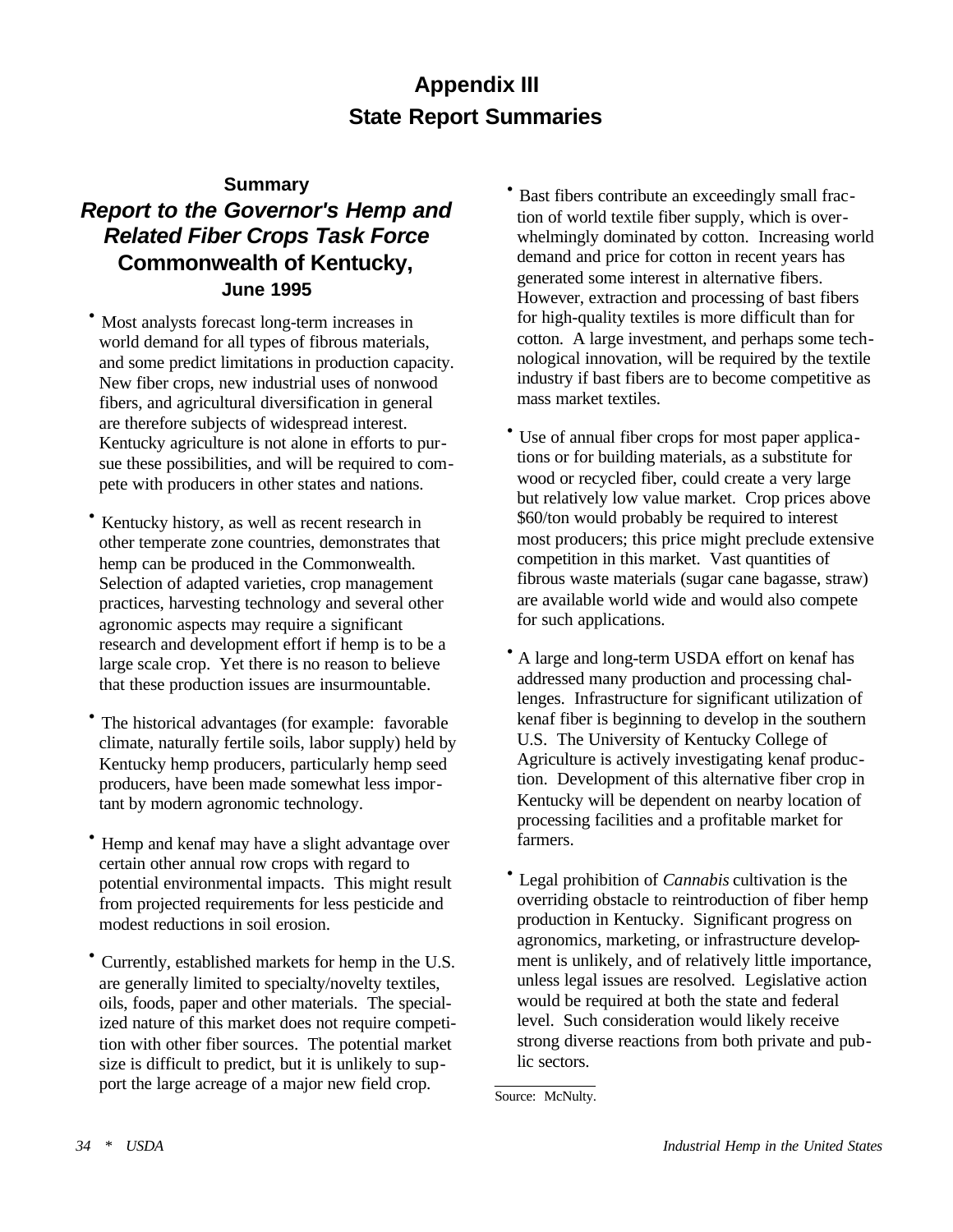# Appendix III
# State Report Summaries

### Summary
## *Report to the Governor's Hemp and Related Fiber Crops Task Force*
## Commonwealth of Kentucky,
### June 1995

- Most analysts forecast long-term increases in world demand for all types of fibrous materials, and some predict limitations in production capacity. New fiber crops, new industrial uses of nonwood fibers, and agricultural diversification in general are therefore subjects of widespread interest. Kentucky agriculture is not alone in efforts to pursue these possibilities, and will be required to compete with producers in other states and nations.

- Kentucky history, as well as recent research in other temperate zone countries, demonstrates that hemp can be produced in the Commonwealth. Selection of adapted varieties, crop management practices, harvesting technology and several other agronomic aspects may require a significant research and development effort if hemp is to be a large scale crop. Yet there is no reason to believe that these production issues are insurmountable.

- The historical advantages (for example: favorable climate, naturally fertile soils, labor supply) held by Kentucky hemp producers, particularly hemp seed producers, have been made somewhat less important by modern agronomic technology.

- Hemp and kenaf may have a slight advantage over certain other annual row crops with regard to potential environmental impacts. This might result from projected requirements for less pesticide and modest reductions in soil erosion.

- Currently, established markets for hemp in the U.S. are generally limited to specialty/novelty textiles, oils, foods, paper and other materials. The specialized nature of this market does not require competition with other fiber sources. The potential market size is difficult to predict, but it is unlikely to support the large acreage of a major new field crop.

- Bast fibers contribute an exceedingly small fraction of world textile fiber supply, which is overwhelmingly dominated by cotton. Increasing world demand and price for cotton in recent years has generated some interest in alternative fibers. However, extraction and processing of bast fibers for high-quality textiles is more difficult than for cotton. A large investment, and perhaps some technological innovation, will be required by the textile industry if bast fibers are to become competitive as mass market textiles.

- Use of annual fiber crops for most paper applications or for building materials, as a substitute for wood or recycled fiber, could create a very large but relatively low value market. Crop prices above $60/ton would probably be required to interest most producers; this price might preclude extensive competition in this market. Vast quantities of fibrous waste materials (sugar cane bagasse, straw) are available world wide and would also compete for such applications.

- A large and long-term USDA effort on kenaf has addressed many production and processing challenges. Infrastructure for significant utilization of kenaf fiber is beginning to develop in the southern U.S. The University of Kentucky College of Agriculture is actively investigating kenaf production. Development of this alternative fiber crop in Kentucky will be dependent on nearby location of processing facilities and a profitable market for farmers.

- Legal prohibition of *Cannabis* cultivation is the overriding obstacle to reintroduction of fiber hemp production in Kentucky. Significant progress on agronomics, marketing, or infrastructure development is unlikely, and of relatively little importance, unless legal issues are resolved. Legislative action would be required at both the state and federal level. Such consideration would likely receive strong diverse reactions from both private and public sectors.

Source: McNulty.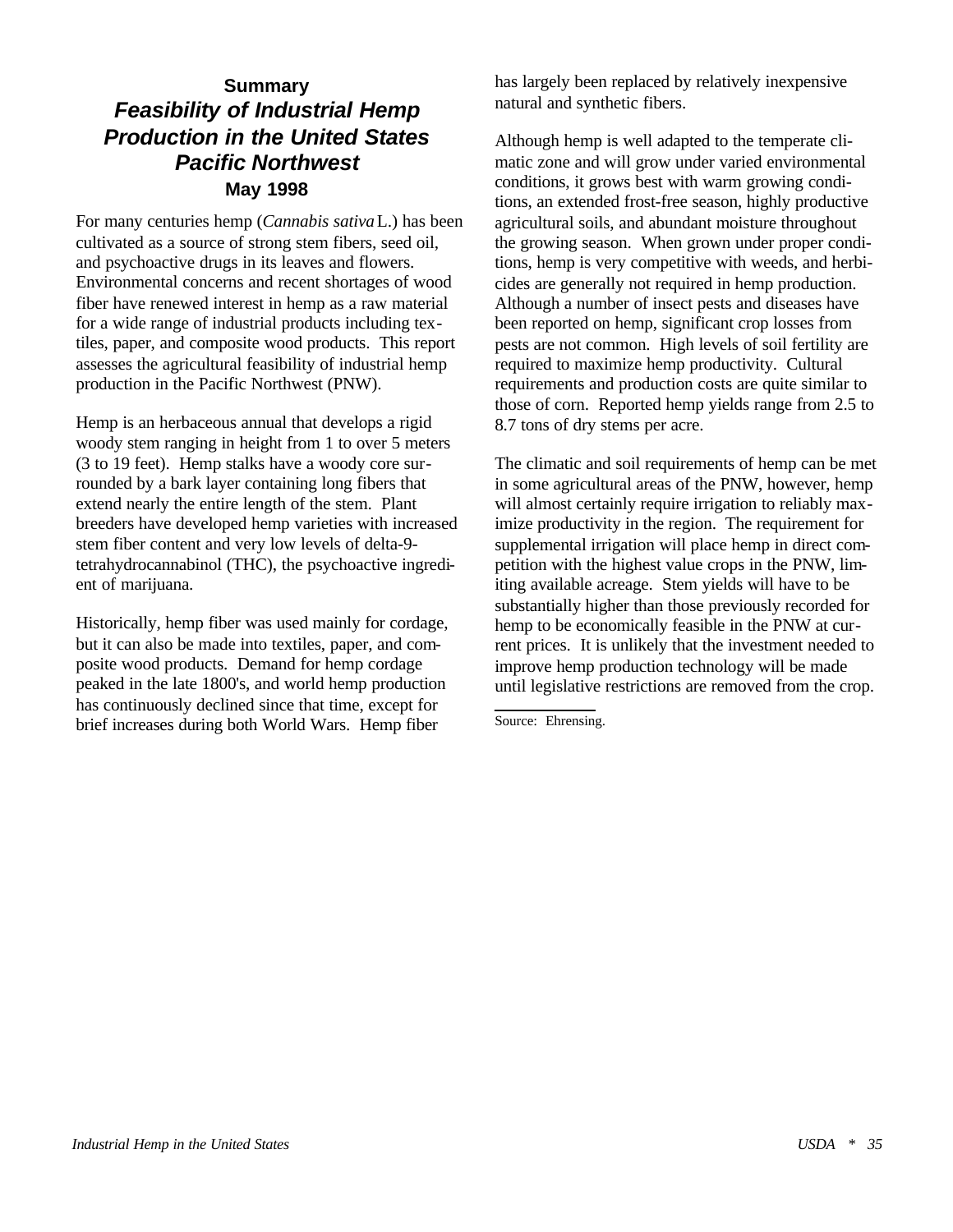## Summary

# *Feasibility of Industrial Hemp Production in the United States Pacific Northwest*

**May 1998**

For many centuries hemp (*Cannabis sativa* L.) has been cultivated as a source of strong stem fibers, seed oil, and psychoactive drugs in its leaves and flowers. Environmental concerns and recent shortages of wood fiber have renewed interest in hemp as a raw material for a wide range of industrial products including textiles, paper, and composite wood products. This report assesses the agricultural feasibility of industrial hemp production in the Pacific Northwest (PNW).

Hemp is an herbaceous annual that develops a rigid woody stem ranging in height from 1 to over 5 meters (3 to 19 feet). Hemp stalks have a woody core surrounded by a bark layer containing long fibers that extend nearly the entire length of the stem. Plant breeders have developed hemp varieties with increased stem fiber content and very low levels of delta-9-tetrahydrocannabinol (THC), the psychoactive ingredient of marijuana.

Historically, hemp fiber was used mainly for cordage, but it can also be made into textiles, paper, and composite wood products. Demand for hemp cordage peaked in the late 1800's, and world hemp production has continuously declined since that time, except for brief increases during both World Wars. Hemp fiber has largely been replaced by relatively inexpensive natural and synthetic fibers.

Although hemp is well adapted to the temperate climatic zone and will grow under varied environmental conditions, it grows best with warm growing conditions, an extended frost-free season, highly productive agricultural soils, and abundant moisture throughout the growing season. When grown under proper conditions, hemp is very competitive with weeds, and herbicides are generally not required in hemp production. Although a number of insect pests and diseases have been reported on hemp, significant crop losses from pests are not common. High levels of soil fertility are required to maximize hemp productivity. Cultural requirements and production costs are quite similar to those of corn. Reported hemp yields range from 2.5 to 8.7 tons of dry stems per acre.

The climatic and soil requirements of hemp can be met in some agricultural areas of the PNW, however, hemp will almost certainly require irrigation to reliably maximize productivity in the region. The requirement for supplemental irrigation will place hemp in direct competition with the highest value crops in the PNW, limiting available acreage. Stem yields will have to be substantially higher than those previously recorded for hemp to be economically feasible in the PNW at current prices. It is unlikely that the investment needed to improve hemp production technology will be made until legislative restrictions are removed from the crop.

---

Source: Ehrensing.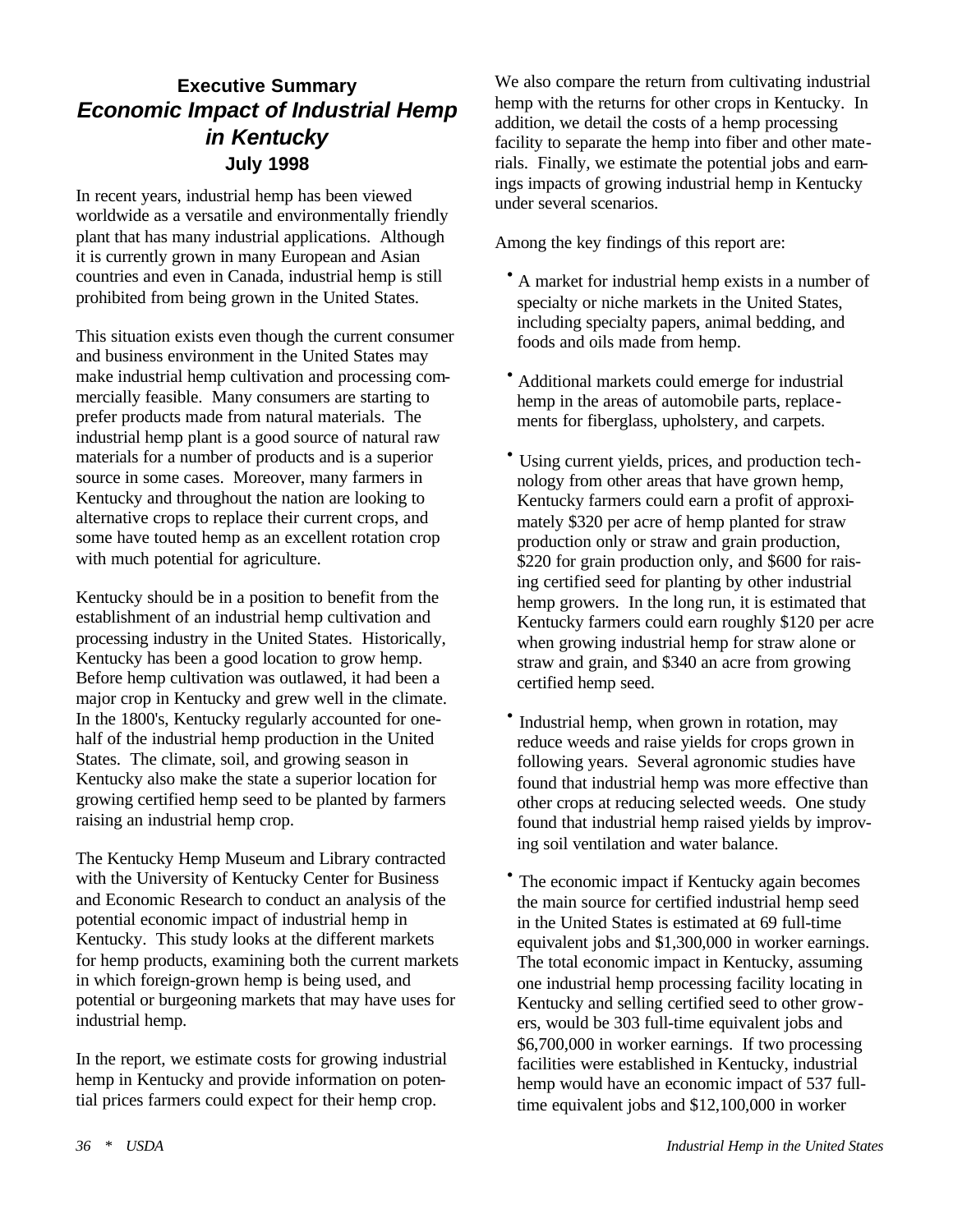## Executive Summary
## *Economic Impact of Industrial Hemp in Kentucky*
### July 1998

In recent years, industrial hemp has been viewed worldwide as a versatile and environmentally friendly plant that has many industrial applications. Although it is currently grown in many European and Asian countries and even in Canada, industrial hemp is still prohibited from being grown in the United States.

This situation exists even though the current consumer and business environment in the United States may make industrial hemp cultivation and processing commercially feasible. Many consumers are starting to prefer products made from natural materials. The industrial hemp plant is a good source of natural raw materials for a number of products and is a superior source in some cases. Moreover, many farmers in Kentucky and throughout the nation are looking to alternative crops to replace their current crops, and some have touted hemp as an excellent rotation crop with much potential for agriculture.

Kentucky should be in a position to benefit from the establishment of an industrial hemp cultivation and processing industry in the United States. Historically, Kentucky has been a good location to grow hemp. Before hemp cultivation was outlawed, it had been a major crop in Kentucky and grew well in the climate. In the 1800's, Kentucky regularly accounted for one-half of the industrial hemp production in the United States. The climate, soil, and growing season in Kentucky also make the state a superior location for growing certified hemp seed to be planted by farmers raising an industrial hemp crop.

The Kentucky Hemp Museum and Library contracted with the University of Kentucky Center for Business and Economic Research to conduct an analysis of the potential economic impact of industrial hemp in Kentucky. This study looks at the different markets for hemp products, examining both the current markets in which foreign-grown hemp is being used, and potential or burgeoning markets that may have uses for industrial hemp.

In the report, we estimate costs for growing industrial hemp in Kentucky and provide information on potential prices farmers could expect for their hemp crop. We also compare the return from cultivating industrial hemp with the returns for other crops in Kentucky. In addition, we detail the costs of a hemp processing facility to separate the hemp into fiber and other materials. Finally, we estimate the potential jobs and earnings impacts of growing industrial hemp in Kentucky under several scenarios.

Among the key findings of this report are:

- A market for industrial hemp exists in a number of specialty or niche markets in the United States, including specialty papers, animal bedding, and foods and oils made from hemp.
- Additional markets could emerge for industrial hemp in the areas of automobile parts, replacements for fiberglass, upholstery, and carpets.
- Using current yields, prices, and production technology from other areas that have grown hemp, Kentucky farmers could earn a profit of approximately $320 per acre of hemp planted for straw production only or straw and grain production, $220 for grain production only, and $600 for raising certified seed for planting by other industrial hemp growers. In the long run, it is estimated that Kentucky farmers could earn roughly $120 per acre when growing industrial hemp for straw alone or straw and grain, and $340 an acre from growing certified hemp seed.
- Industrial hemp, when grown in rotation, may reduce weeds and raise yields for crops grown in following years. Several agronomic studies have found that industrial hemp was more effective than other crops at reducing selected weeds. One study found that industrial hemp raised yields by improving soil ventilation and water balance.
- The economic impact if Kentucky again becomes the main source for certified industrial hemp seed in the United States is estimated at 69 full-time equivalent jobs and $1,300,000 in worker earnings. The total economic impact in Kentucky, assuming one industrial hemp processing facility locating in Kentucky and selling certified seed to other growers, would be 303 full-time equivalent jobs and $6,700,000 in worker earnings. If two processing facilities were established in Kentucky, industrial hemp would have an economic impact of 537 full-time equivalent jobs and $12,100,000 in worker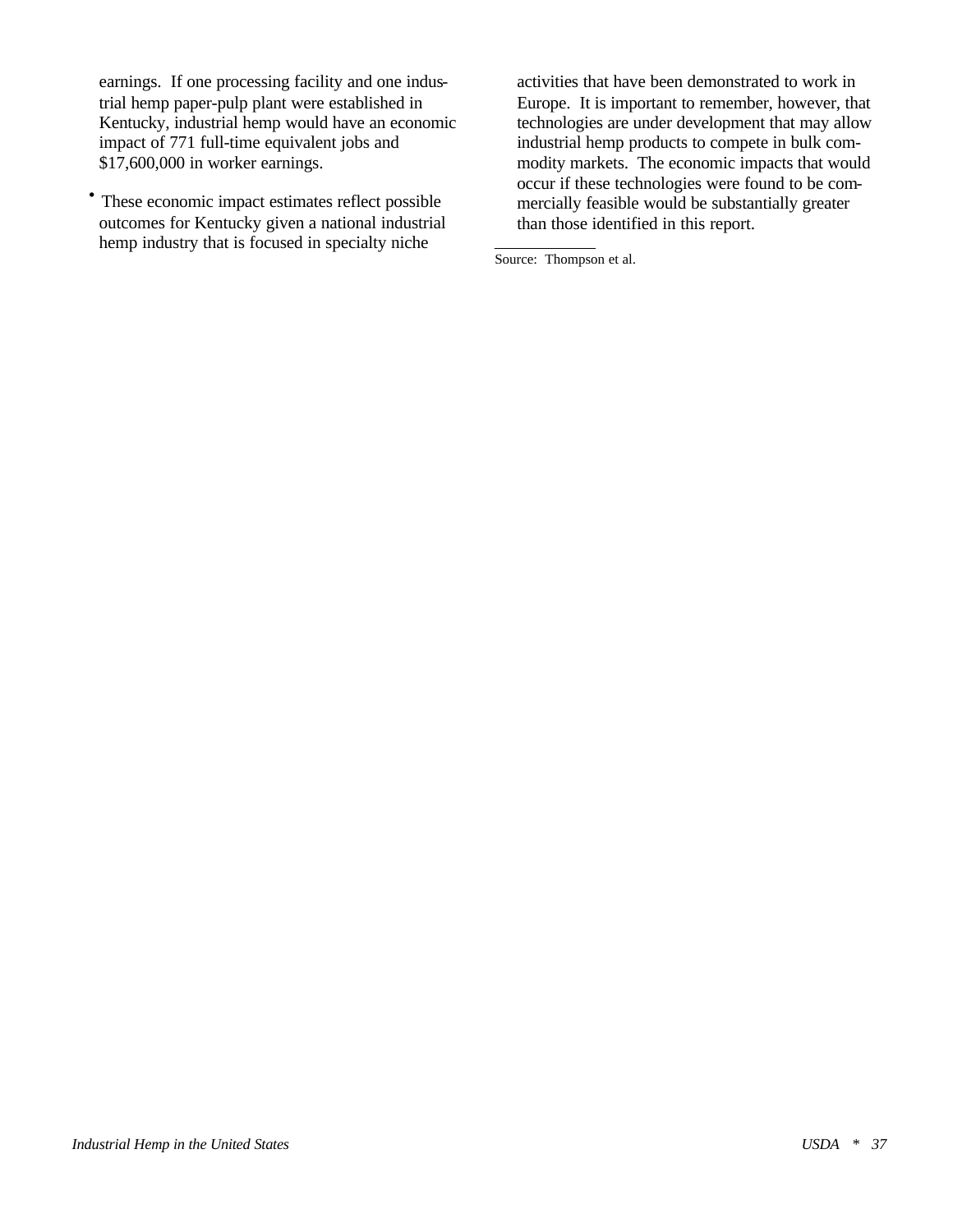earnings. If one processing facility and one industrial hemp paper-pulp plant were established in Kentucky, industrial hemp would have an economic impact of 771 full-time equivalent jobs and $17,600,000 in worker earnings.

- These economic impact estimates reflect possible outcomes for Kentucky given a national industrial hemp industry that is focused in specialty niche activities that have been demonstrated to work in Europe. It is important to remember, however, that technologies are under development that may allow industrial hemp products to compete in bulk commodity markets. The economic impacts that would occur if these technologies were found to be commercially feasible would be substantially greater than those identified in this report.

Source: Thompson et al.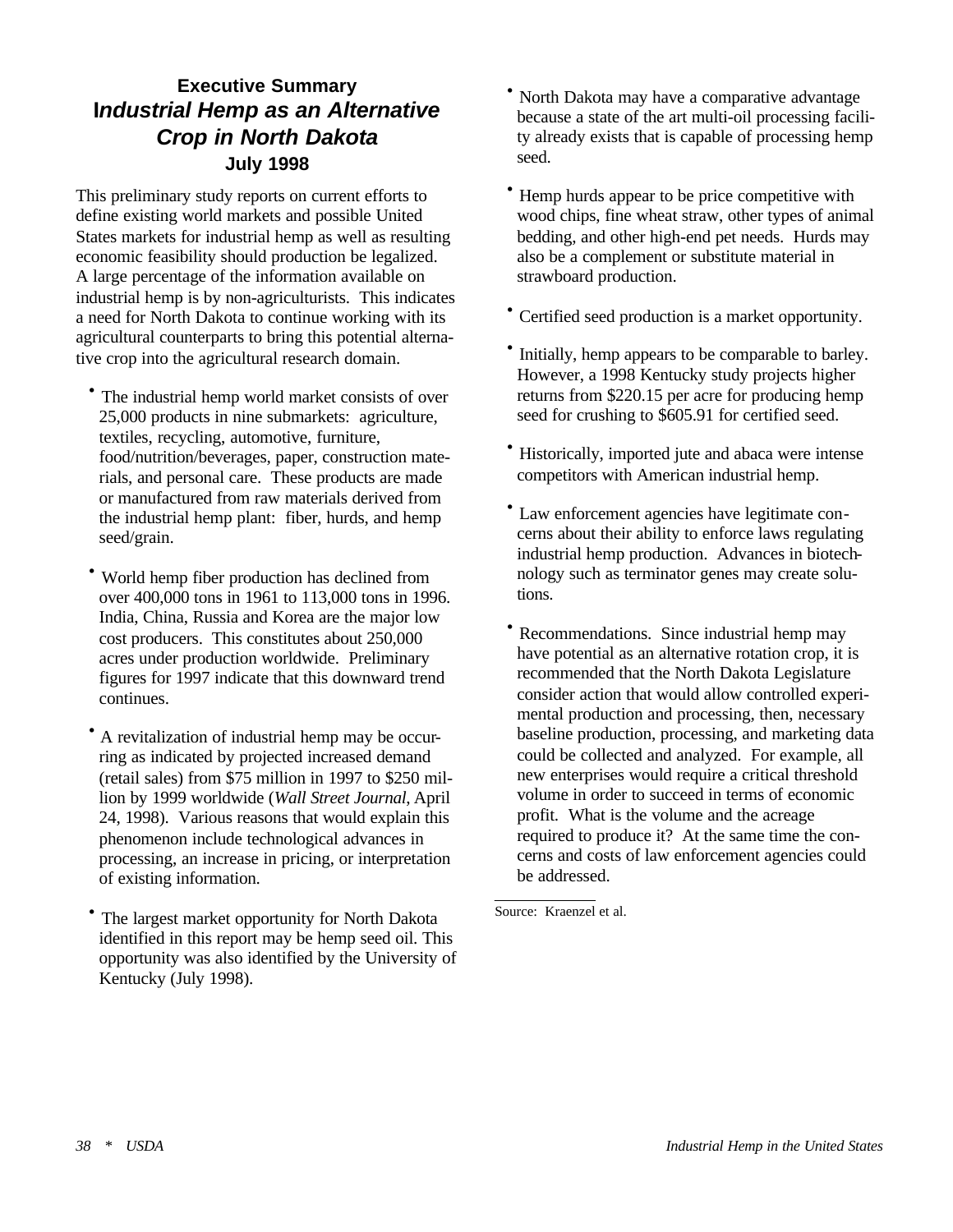## Executive Summary

### *Industrial Hemp as an Alternative Crop in North Dakota*

**July 1998**

This preliminary study reports on current efforts to define existing world markets and possible United States markets for industrial hemp as well as resulting economic feasibility should production be legalized. A large percentage of the information available on industrial hemp is by non-agriculturists. This indicates a need for North Dakota to continue working with its agricultural counterparts to bring this potential alternative crop into the agricultural research domain.

- The industrial hemp world market consists of over 25,000 products in nine submarkets: agriculture, textiles, recycling, automotive, furniture, food/nutrition/beverages, paper, construction materials, and personal care. These products are made or manufactured from raw materials derived from the industrial hemp plant: fiber, hurds, and hemp seed/grain.

- World hemp fiber production has declined from over 400,000 tons in 1961 to 113,000 tons in 1996. India, China, Russia and Korea are the major low cost producers. This constitutes about 250,000 acres under production worldwide. Preliminary figures for 1997 indicate that this downward trend continues.

- A revitalization of industrial hemp may be occurring as indicated by projected increased demand (retail sales) from $75 million in 1997 to $250 million by 1999 worldwide (*Wall Street Journal*, April 24, 1998). Various reasons that would explain this phenomenon include technological advances in processing, an increase in pricing, or interpretation of existing information.

- The largest market opportunity for North Dakota identified in this report may be hemp seed oil. This opportunity was also identified by the University of Kentucky (July 1998).

- North Dakota may have a comparative advantage because a state of the art multi-oil processing facility already exists that is capable of processing hemp seed.

- Hemp hurds appear to be price competitive with wood chips, fine wheat straw, other types of animal bedding, and other high-end pet needs. Hurds may also be a complement or substitute material in strawboard production.

- Certified seed production is a market opportunity.

- Initially, hemp appears to be comparable to barley. However, a 1998 Kentucky study projects higher returns from $220.15 per acre for producing hemp seed for crushing to $605.91 for certified seed.

- Historically, imported jute and abaca were intense competitors with American industrial hemp.

- Law enforcement agencies have legitimate concerns about their ability to enforce laws regulating industrial hemp production. Advances in biotechnology such as terminator genes may create solutions.

- Recommendations. Since industrial hemp may have potential as an alternative rotation crop, it is recommended that the North Dakota Legislature consider action that would allow controlled experimental production and processing, then, necessary baseline production, processing, and marketing data could be collected and analyzed. For example, all new enterprises would require a critical threshold volume in order to succeed in terms of economic profit. What is the volume and the acreage required to produce it? At the same time the concerns and costs of law enforcement agencies could be addressed.

Source: Kraenzel et al.